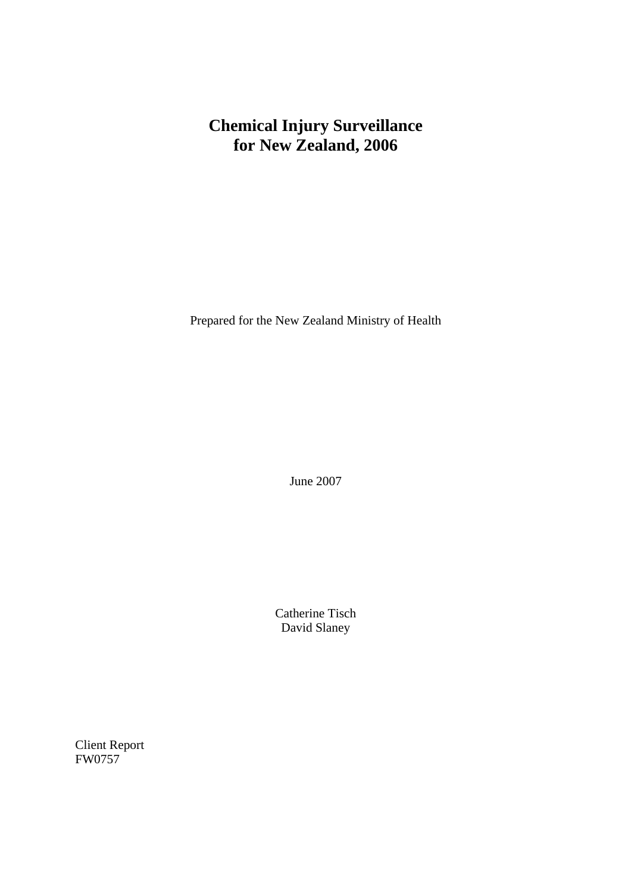# Chemical Injury Surveillance for New Zealand, 2006

Prepared for the New Zealand Ministry of Health

June 2007

Catherine Tisch
David Slaney

Client Report
FW0757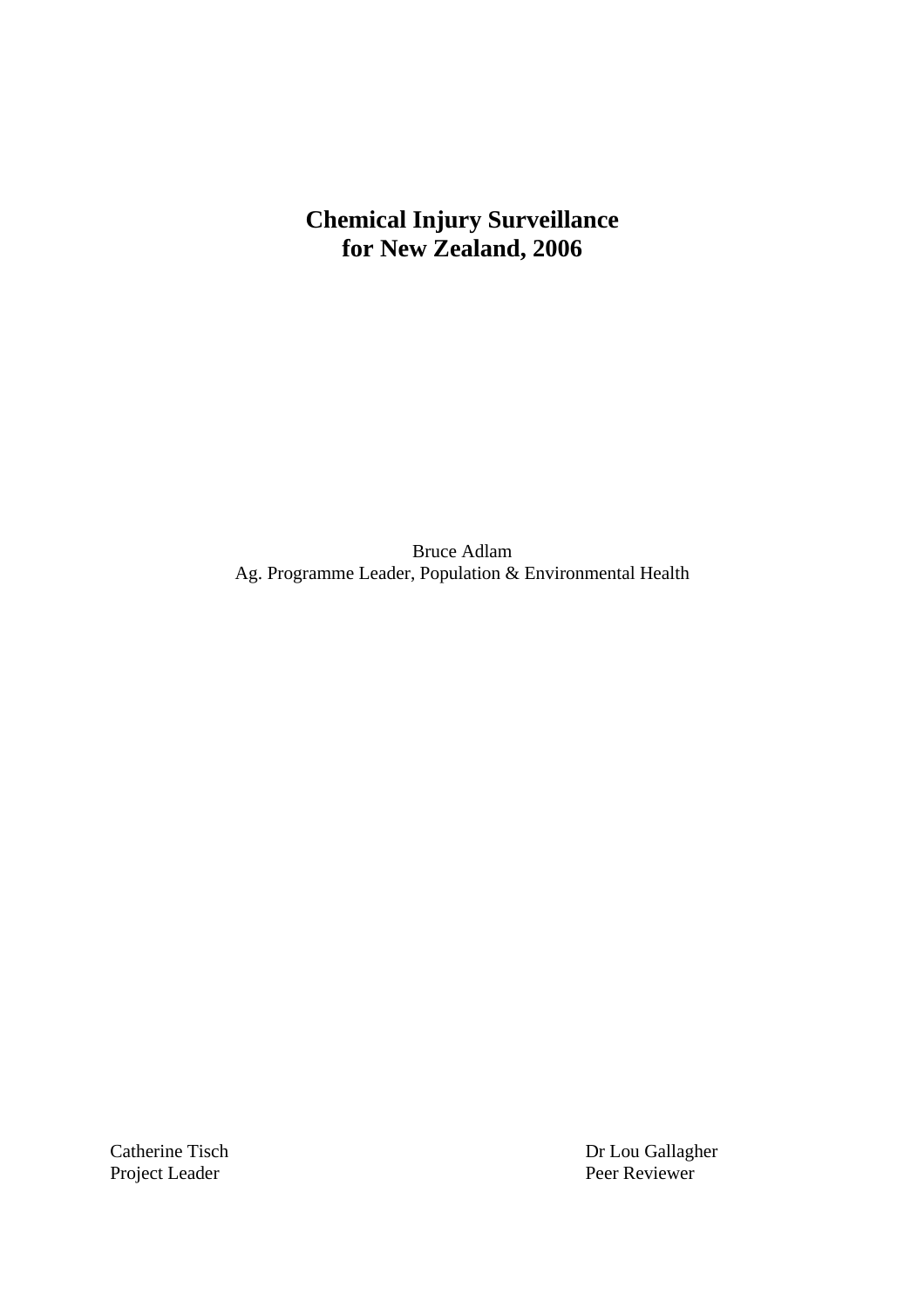# Chemical Injury Surveillance for New Zealand, 2006

Bruce Adlam
Ag. Programme Leader, Population & Environmental Health

Catherine Tisch
Project Leader

Dr Lou Gallagher
Peer Reviewer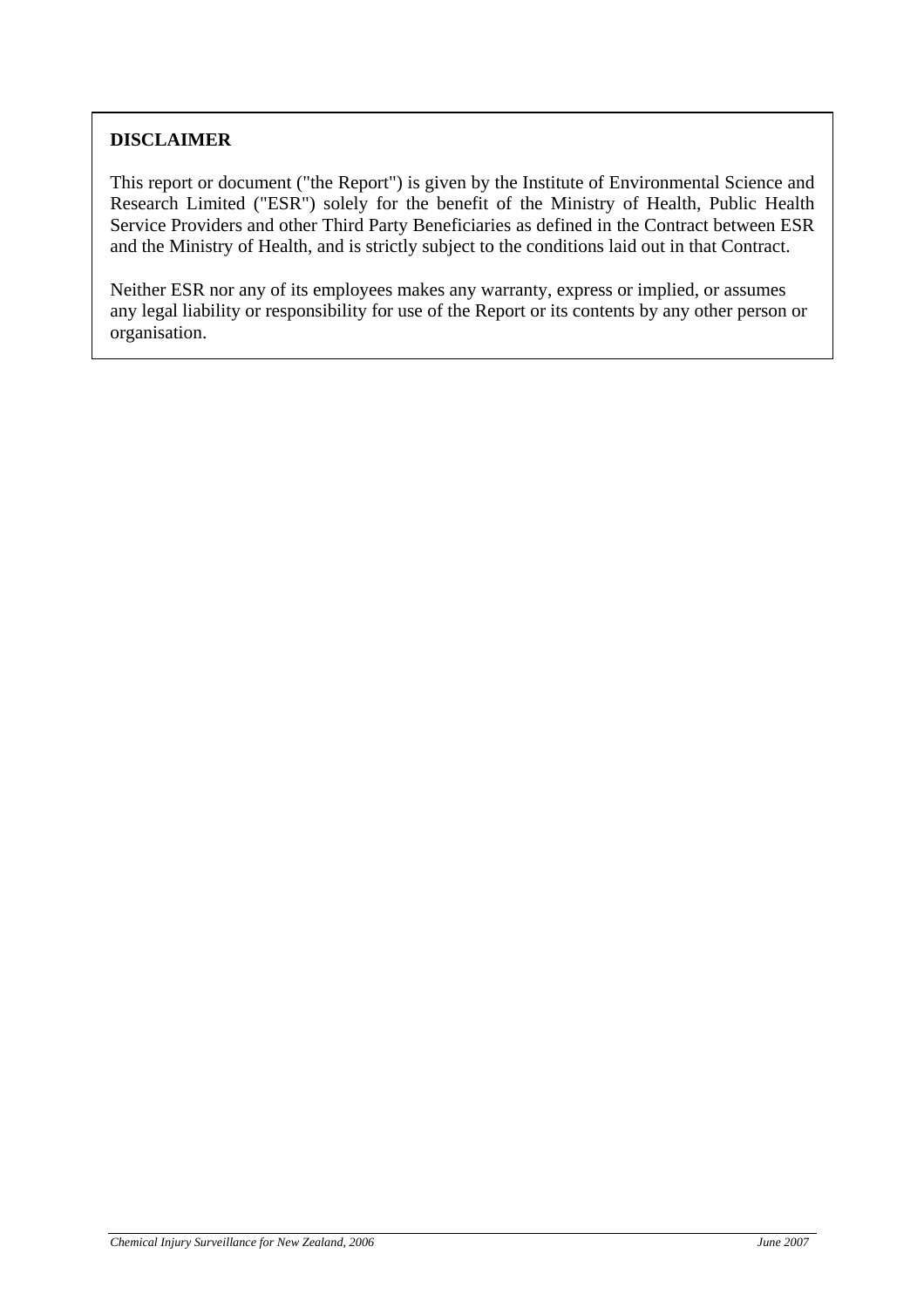**DISCLAIMER**

This report or document ("the Report") is given by the Institute of Environmental Science and Research Limited ("ESR") solely for the benefit of the Ministry of Health, Public Health Service Providers and other Third Party Beneficiaries as defined in the Contract between ESR and the Ministry of Health, and is strictly subject to the conditions laid out in that Contract.

Neither ESR nor any of its employees makes any warranty, express or implied, or assumes any legal liability or responsibility for use of the Report or its contents by any other person or organisation.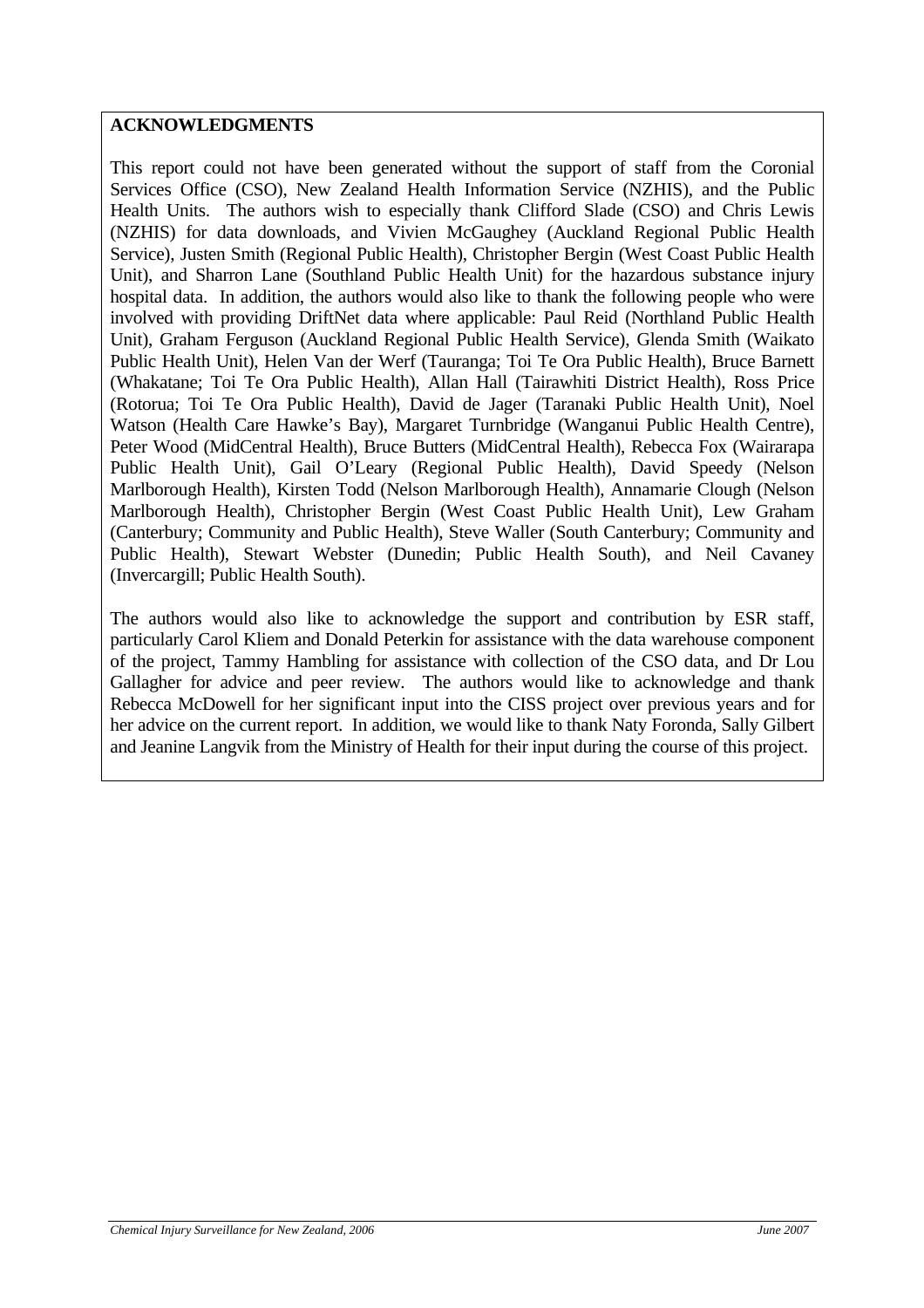## ACKNOWLEDGMENTS

This report could not have been generated without the support of staff from the Coronial Services Office (CSO), New Zealand Health Information Service (NZHIS), and the Public Health Units. The authors wish to especially thank Clifford Slade (CSO) and Chris Lewis (NZHIS) for data downloads, and Vivien McGaughey (Auckland Regional Public Health Service), Justen Smith (Regional Public Health), Christopher Bergin (West Coast Public Health Unit), and Sharron Lane (Southland Public Health Unit) for the hazardous substance injury hospital data. In addition, the authors would also like to thank the following people who were involved with providing DriftNet data where applicable: Paul Reid (Northland Public Health Unit), Graham Ferguson (Auckland Regional Public Health Service), Glenda Smith (Waikato Public Health Unit), Helen Van der Werf (Tauranga; Toi Te Ora Public Health), Bruce Barnett (Whakatane; Toi Te Ora Public Health), Allan Hall (Tairawhiti District Health), Ross Price (Rotorua; Toi Te Ora Public Health), David de Jager (Taranaki Public Health Unit), Noel Watson (Health Care Hawke's Bay), Margaret Turnbridge (Wanganui Public Health Centre), Peter Wood (MidCentral Health), Bruce Butters (MidCentral Health), Rebecca Fox (Wairarapa Public Health Unit), Gail O'Leary (Regional Public Health), David Speedy (Nelson Marlborough Health), Kirsten Todd (Nelson Marlborough Health), Annamarie Clough (Nelson Marlborough Health), Christopher Bergin (West Coast Public Health Unit), Lew Graham (Canterbury; Community and Public Health), Steve Waller (South Canterbury; Community and Public Health), Stewart Webster (Dunedin; Public Health South), and Neil Cavaney (Invercargill; Public Health South).

The authors would also like to acknowledge the support and contribution by ESR staff, particularly Carol Kliem and Donald Peterkin for assistance with the data warehouse component of the project, Tammy Hambling for assistance with collection of the CSO data, and Dr Lou Gallagher for advice and peer review. The authors would like to acknowledge and thank Rebecca McDowell for her significant input into the CISS project over previous years and for her advice on the current report. In addition, we would like to thank Naty Foronda, Sally Gilbert and Jeanine Langvik from the Ministry of Health for their input during the course of this project.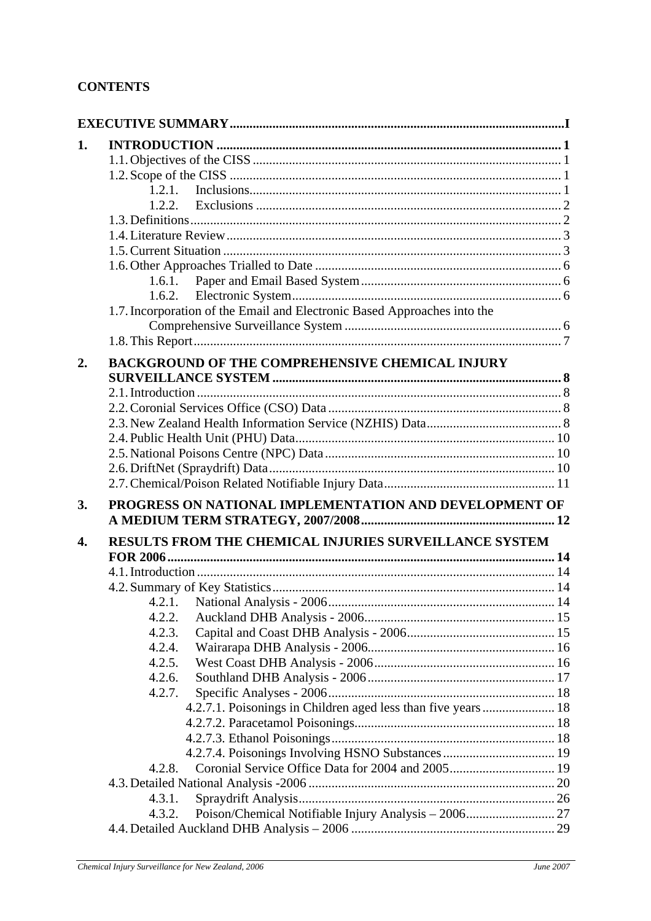**CONTENTS**

**EXECUTIVE SUMMARY** ..... I

**1. INTRODUCTION** ..... 1
- 1.1. Objectives of the CISS ..... 1
- 1.2. Scope of the CISS ..... 1
  - 1.2.1. Inclusions ..... 1
  - 1.2.2. Exclusions ..... 2
- 1.3. Definitions ..... 2
- 1.4. Literature Review ..... 3
- 1.5. Current Situation ..... 3
- 1.6. Other Approaches Trialled to Date ..... 6
  - 1.6.1. Paper and Email Based System ..... 6
  - 1.6.2. Electronic System ..... 6
- 1.7. Incorporation of the Email and Electronic Based Approaches into the Comprehensive Surveillance System ..... 6
- 1.8. This Report ..... 7

**2. BACKGROUND OF THE COMPREHENSIVE CHEMICAL INJURY SURVEILLANCE SYSTEM** ..... 8
- 2.1. Introduction ..... 8
- 2.2. Coronial Services Office (CSO) Data ..... 8
- 2.3. New Zealand Health Information Service (NZHIS) Data ..... 8
- 2.4. Public Health Unit (PHU) Data ..... 10
- 2.5. National Poisons Centre (NPC) Data ..... 10
- 2.6. DriftNet (Spraydrift) Data ..... 10
- 2.7. Chemical/Poison Related Notifiable Injury Data ..... 11

**3. PROGRESS ON NATIONAL IMPLEMENTATION AND DEVELOPMENT OF A MEDIUM TERM STRATEGY, 2007/2008** ..... 12

**4. RESULTS FROM THE CHEMICAL INJURIES SURVEILLANCE SYSTEM FOR 2006** ..... 14
- 4.1. Introduction ..... 14
- 4.2. Summary of Key Statistics ..... 14
  - 4.2.1. National Analysis - 2006 ..... 14
  - 4.2.2. Auckland DHB Analysis - 2006 ..... 15
  - 4.2.3. Capital and Coast DHB Analysis - 2006 ..... 15
  - 4.2.4. Wairarapa DHB Analysis - 2006 ..... 16
  - 4.2.5. West Coast DHB Analysis - 2006 ..... 16
  - 4.2.6. Southland DHB Analysis - 2006 ..... 17
  - 4.2.7. Specific Analyses - 2006 ..... 18
    - 4.2.7.1. Poisonings in Children aged less than five years ..... 18
    - 4.2.7.2. Paracetamol Poisonings ..... 18
    - 4.2.7.3. Ethanol Poisonings ..... 18
    - 4.2.7.4. Poisonings Involving HSNO Substances ..... 19
  - 4.2.8. Coronial Service Office Data for 2004 and 2005 ..... 19
- 4.3. Detailed National Analysis -2006 ..... 20
  - 4.3.1. Spraydrift Analysis ..... 26
  - 4.3.2. Poison/Chemical Notifiable Injury Analysis – 2006 ..... 27
- 4.4. Detailed Auckland DHB Analysis – 2006 ..... 29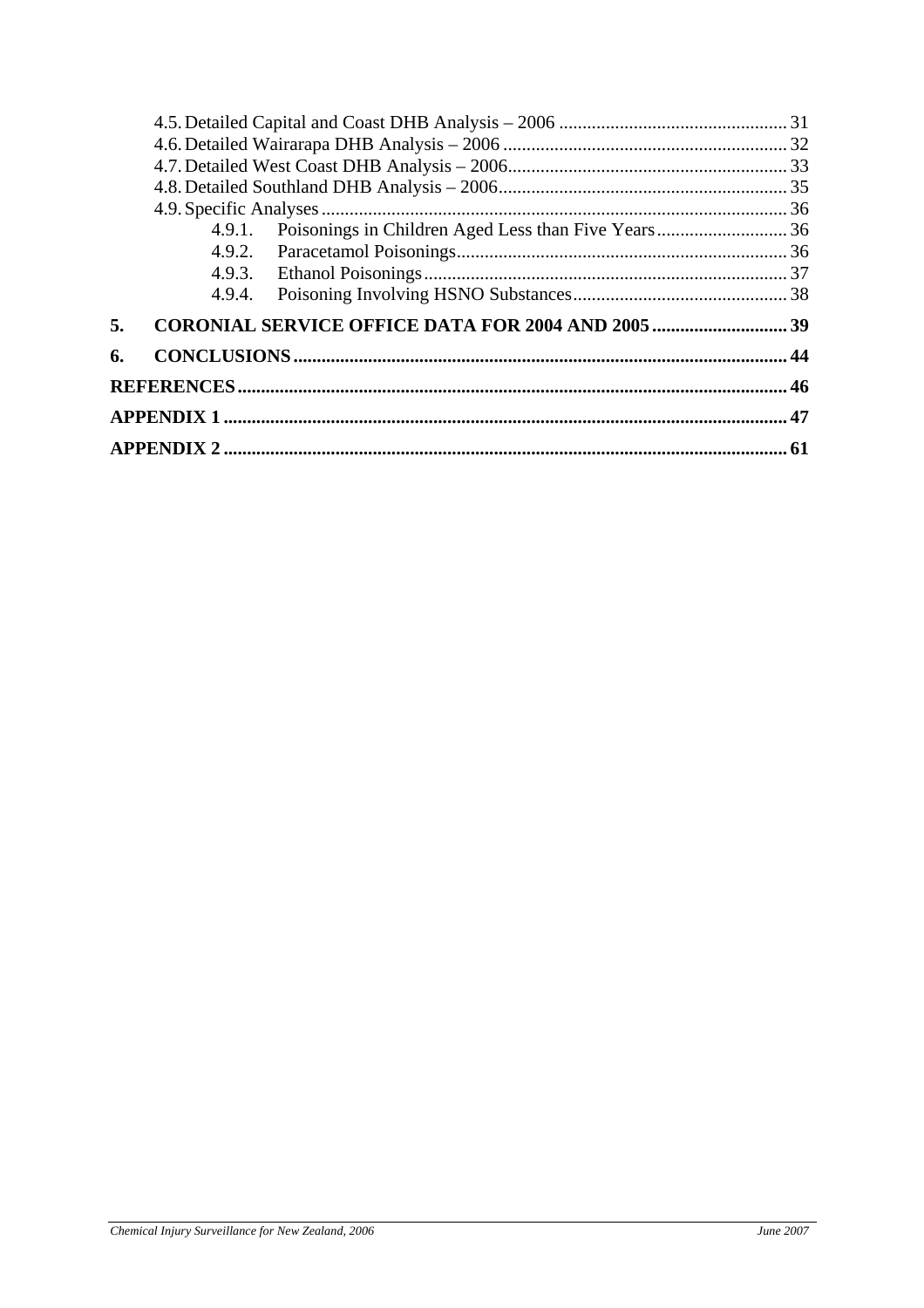4.5. Detailed Capital and Coast DHB Analysis – 2006 ... 31
4.6. Detailed Wairarapa DHB Analysis – 2006 ... 32
4.7. Detailed West Coast DHB Analysis – 2006 ... 33
4.8. Detailed Southland DHB Analysis – 2006 ... 35
4.9. Specific Analyses ... 36
4.9.1. Poisonings in Children Aged Less than Five Years ... 36
4.9.2. Paracetamol Poisonings ... 36
4.9.3. Ethanol Poisonings ... 37
4.9.4. Poisoning Involving HSNO Substances ... 38

**5. CORONIAL SERVICE OFFICE DATA FOR 2004 AND 2005 ... 39**

**6. CONCLUSIONS ... 44**

**REFERENCES ... 46**

**APPENDIX 1 ... 47**

**APPENDIX 2 ... 61**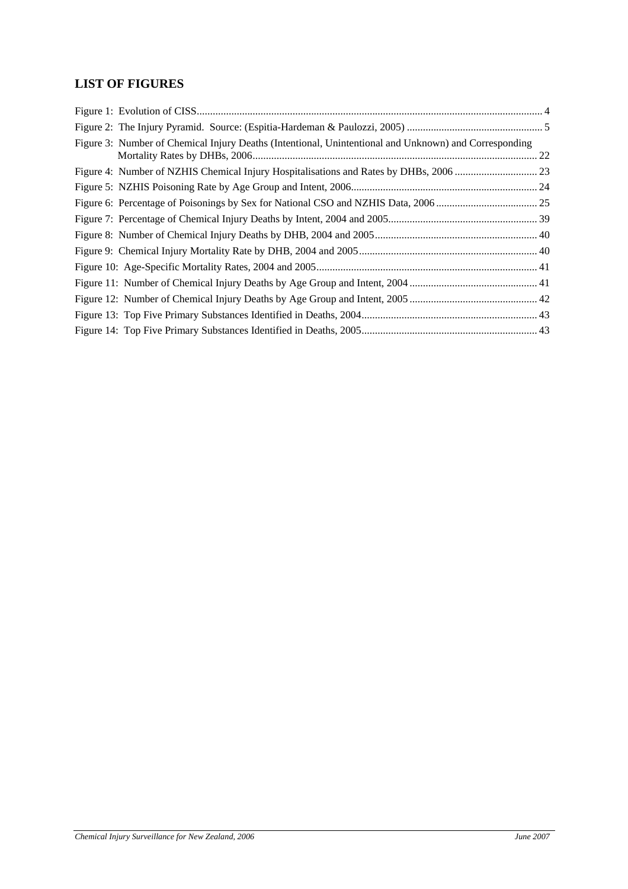## LIST OF FIGURES

Figure 1: Evolution of CISS....................................................................................................................... 4
Figure 2: The Injury Pyramid. Source: (Espitia-Hardeman & Paulozzi, 2005) .................................................. 5
Figure 3: Number of Chemical Injury Deaths (Intentional, Unintentional and Unknown) and Corresponding Mortality Rates by DHBs, 2006.......................................................................................................... 22
Figure 4: Number of NZHIS Chemical Injury Hospitalisations and Rates by DHBs, 2006 .............................. 23
Figure 5: NZHIS Poisoning Rate by Age Group and Intent, 2006..................................................................... 24
Figure 6: Percentage of Poisonings by Sex for National CSO and NZHIS Data, 2006 ...................................... 25
Figure 7: Percentage of Chemical Injury Deaths by Intent, 2004 and 2005........................................................ 39
Figure 8: Number of Chemical Injury Deaths by DHB, 2004 and 2005............................................................. 40
Figure 9: Chemical Injury Mortality Rate by DHB, 2004 and 2005.................................................................. 40
Figure 10: Age-Specific Mortality Rates, 2004 and 2005.................................................................................. 41
Figure 11: Number of Chemical Injury Deaths by Age Group and Intent, 2004 ................................................ 41
Figure 12: Number of Chemical Injury Deaths by Age Group and Intent, 2005 ................................................ 42
Figure 13: Top Five Primary Substances Identified in Deaths, 2004................................................................. 43
Figure 14: Top Five Primary Substances Identified in Deaths, 2005................................................................. 43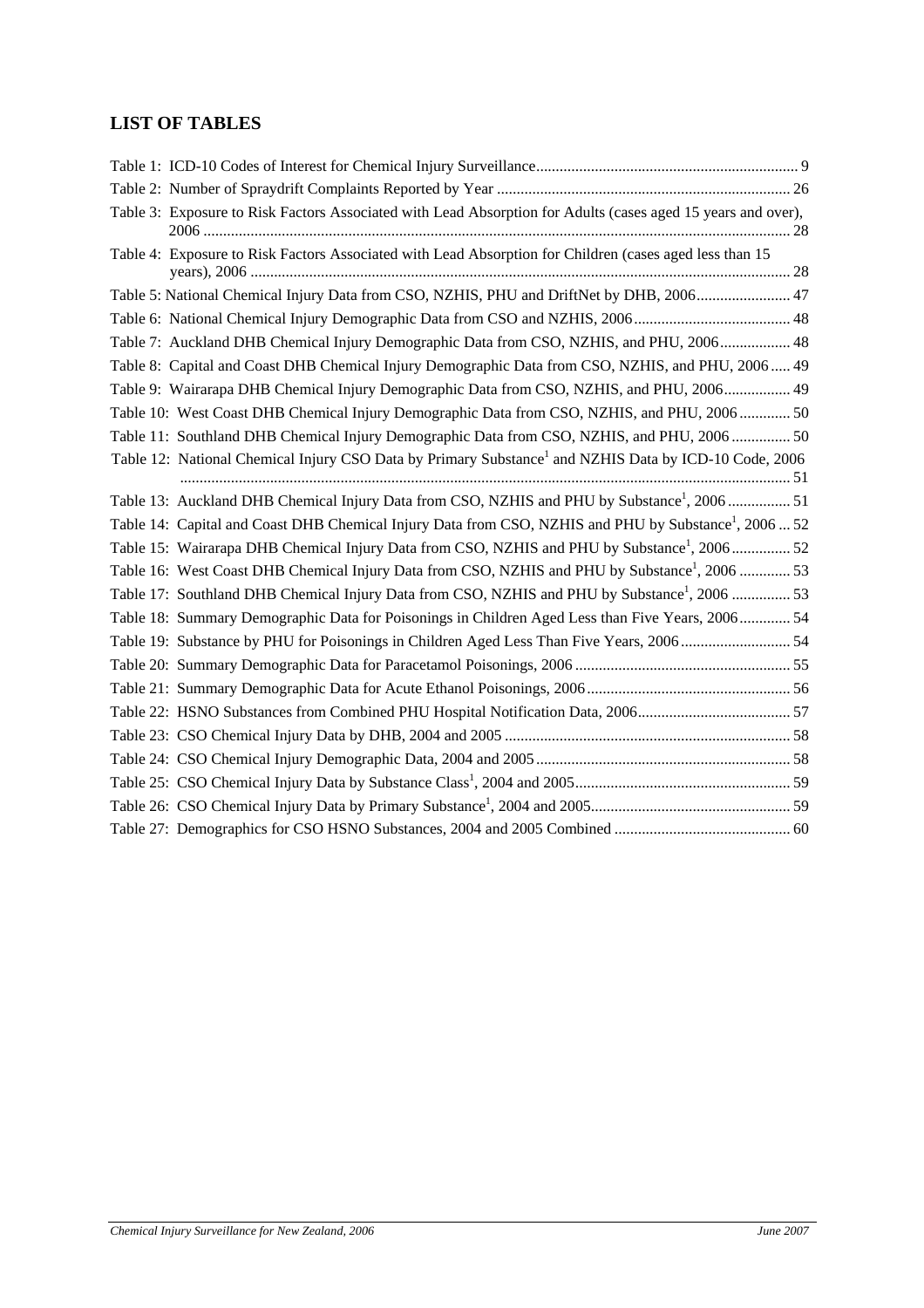## LIST OF TABLES

Table 1: ICD-10 Codes of Interest for Chemical Injury Surveillance.................................................................. 9

Table 2: Number of Spraydrift Complaints Reported by Year .......................................................................... 26

Table 3: Exposure to Risk Factors Associated with Lead Absorption for Adults (cases aged 15 years and over), 2006 .................................................................................................................................................... 28

Table 4: Exposure to Risk Factors Associated with Lead Absorption for Children (cases aged less than 15 years), 2006 ......................................................................................................................................... 28

Table 5: National Chemical Injury Data from CSO, NZHIS, PHU and DriftNet by DHB, 2006........................ 47

Table 6: National Chemical Injury Demographic Data from CSO and NZHIS, 2006........................................ 48

Table 7: Auckland DHB Chemical Injury Demographic Data from CSO, NZHIS, and PHU, 2006.................. 48

Table 8: Capital and Coast DHB Chemical Injury Demographic Data from CSO, NZHIS, and PHU, 2006 ..... 49

Table 9: Wairarapa DHB Chemical Injury Demographic Data from CSO, NZHIS, and PHU, 2006................. 49

Table 10: West Coast DHB Chemical Injury Demographic Data from CSO, NZHIS, and PHU, 2006 ............. 50

Table 11: Southland DHB Chemical Injury Demographic Data from CSO, NZHIS, and PHU, 2006 ............... 50

Table 12: National Chemical Injury CSO Data by Primary Substance[1] and NZHIS Data by ICD-10 Code, 2006 .......................................................................................................................................................... 51

Table 13: Auckland DHB Chemical Injury Data from CSO, NZHIS and PHU by Substance[1], 2006 ................ 51

Table 14: Capital and Coast DHB Chemical Injury Data from CSO, NZHIS and PHU by Substance[1], 2006 ... 52

Table 15: Wairarapa DHB Chemical Injury Data from CSO, NZHIS and PHU by Substance[1], 2006 ............... 52

Table 16: West Coast DHB Chemical Injury Data from CSO, NZHIS and PHU by Substance[1], 2006 ............. 53

Table 17: Southland DHB Chemical Injury Data from CSO, NZHIS and PHU by Substance[1], 2006 ............... 53

Table 18: Summary Demographic Data for Poisonings in Children Aged Less than Five Years, 2006............. 54

Table 19: Substance by PHU for Poisonings in Children Aged Less Than Five Years, 2006 ............................ 54

Table 20: Summary Demographic Data for Paracetamol Poisonings, 2006 ....................................................... 55

Table 21: Summary Demographic Data for Acute Ethanol Poisonings, 2006.................................................... 56

Table 22: HSNO Substances from Combined PHU Hospital Notification Data, 2006....................................... 57

Table 23: CSO Chemical Injury Data by DHB, 2004 and 2005 ........................................................................ 58

Table 24: CSO Chemical Injury Demographic Data, 2004 and 2005 ................................................................ 58

Table 25: CSO Chemical Injury Data by Substance Class[1], 2004 and 2005...................................................... 59

Table 26: CSO Chemical Injury Data by Primary Substance[1], 2004 and 2005.................................................. 59

Table 27: Demographics for CSO HSNO Substances, 2004 and 2005 Combined ............................................ 60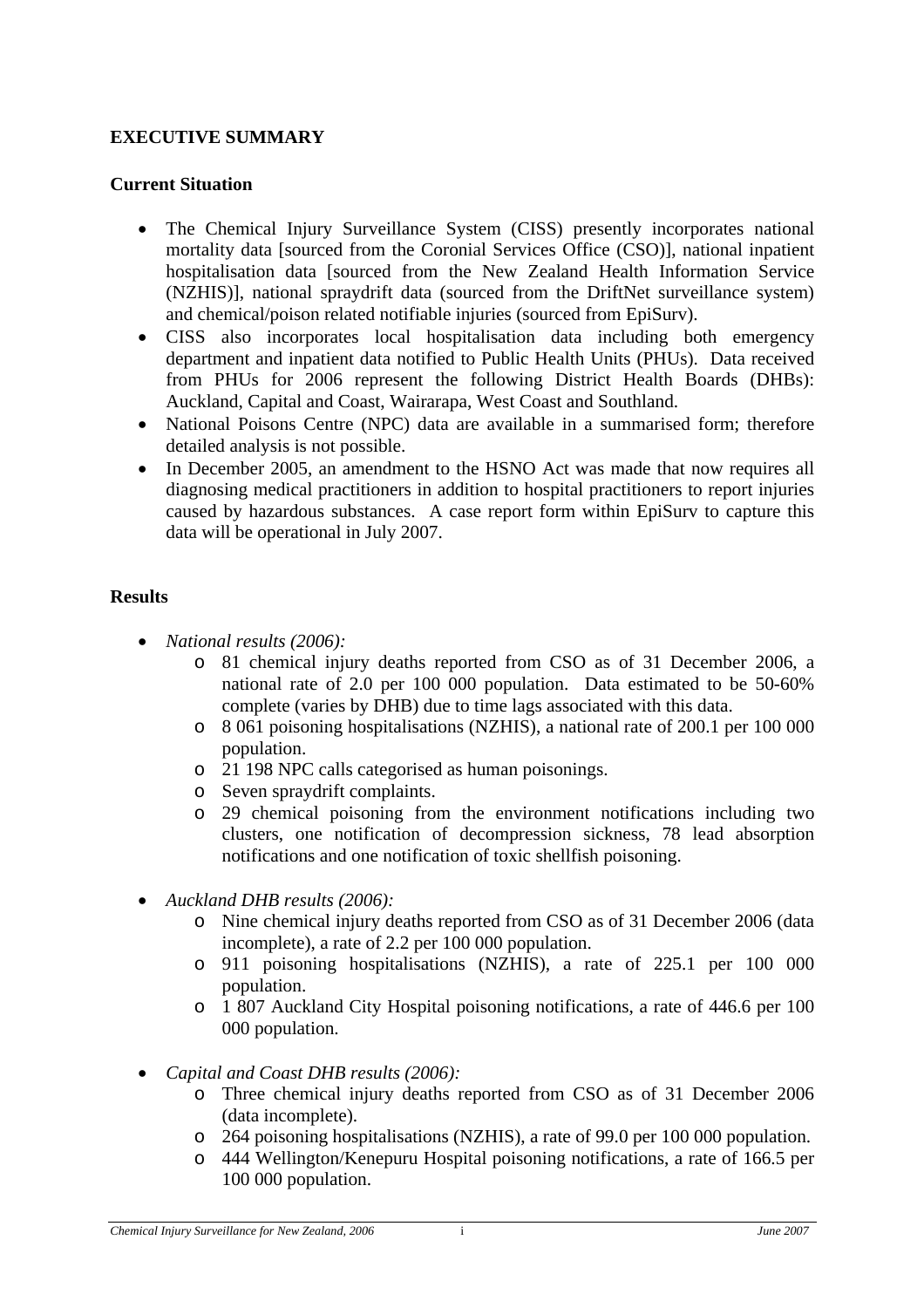# EXECUTIVE SUMMARY

## Current Situation

- The Chemical Injury Surveillance System (CISS) presently incorporates national mortality data [sourced from the Coronial Services Office (CSO)], national inpatient hospitalisation data [sourced from the New Zealand Health Information Service (NZHIS)], national spraydrift data (sourced from the DriftNet surveillance system) and chemical/poison related notifiable injuries (sourced from EpiSurv).
- CISS also incorporates local hospitalisation data including both emergency department and inpatient data notified to Public Health Units (PHUs). Data received from PHUs for 2006 represent the following District Health Boards (DHBs): Auckland, Capital and Coast, Wairarapa, West Coast and Southland.
- National Poisons Centre (NPC) data are available in a summarised form; therefore detailed analysis is not possible.
- In December 2005, an amendment to the HSNO Act was made that now requires all diagnosing medical practitioners in addition to hospital practitioners to report injuries caused by hazardous substances. A case report form within EpiSurv to capture this data will be operational in July 2007.

## Results

- *National results (2006):*
    - 81 chemical injury deaths reported from CSO as of 31 December 2006, a national rate of 2.0 per 100 000 population. Data estimated to be 50-60% complete (varies by DHB) due to time lags associated with this data.
    - 8 061 poisoning hospitalisations (NZHIS), a national rate of 200.1 per 100 000 population.
    - 21 198 NPC calls categorised as human poisonings.
    - Seven spraydrift complaints.
    - 29 chemical poisoning from the environment notifications including two clusters, one notification of decompression sickness, 78 lead absorption notifications and one notification of toxic shellfish poisoning.

- *Auckland DHB results (2006):*
    - Nine chemical injury deaths reported from CSO as of 31 December 2006 (data incomplete), a rate of 2.2 per 100 000 population.
    - 911 poisoning hospitalisations (NZHIS), a rate of 225.1 per 100 000 population.
    - 1 807 Auckland City Hospital poisoning notifications, a rate of 446.6 per 100 000 population.

- *Capital and Coast DHB results (2006):*
    - Three chemical injury deaths reported from CSO as of 31 December 2006 (data incomplete).
    - 264 poisoning hospitalisations (NZHIS), a rate of 99.0 per 100 000 population.
    - 444 Wellington/Kenepuru Hospital poisoning notifications, a rate of 166.5 per 100 000 population.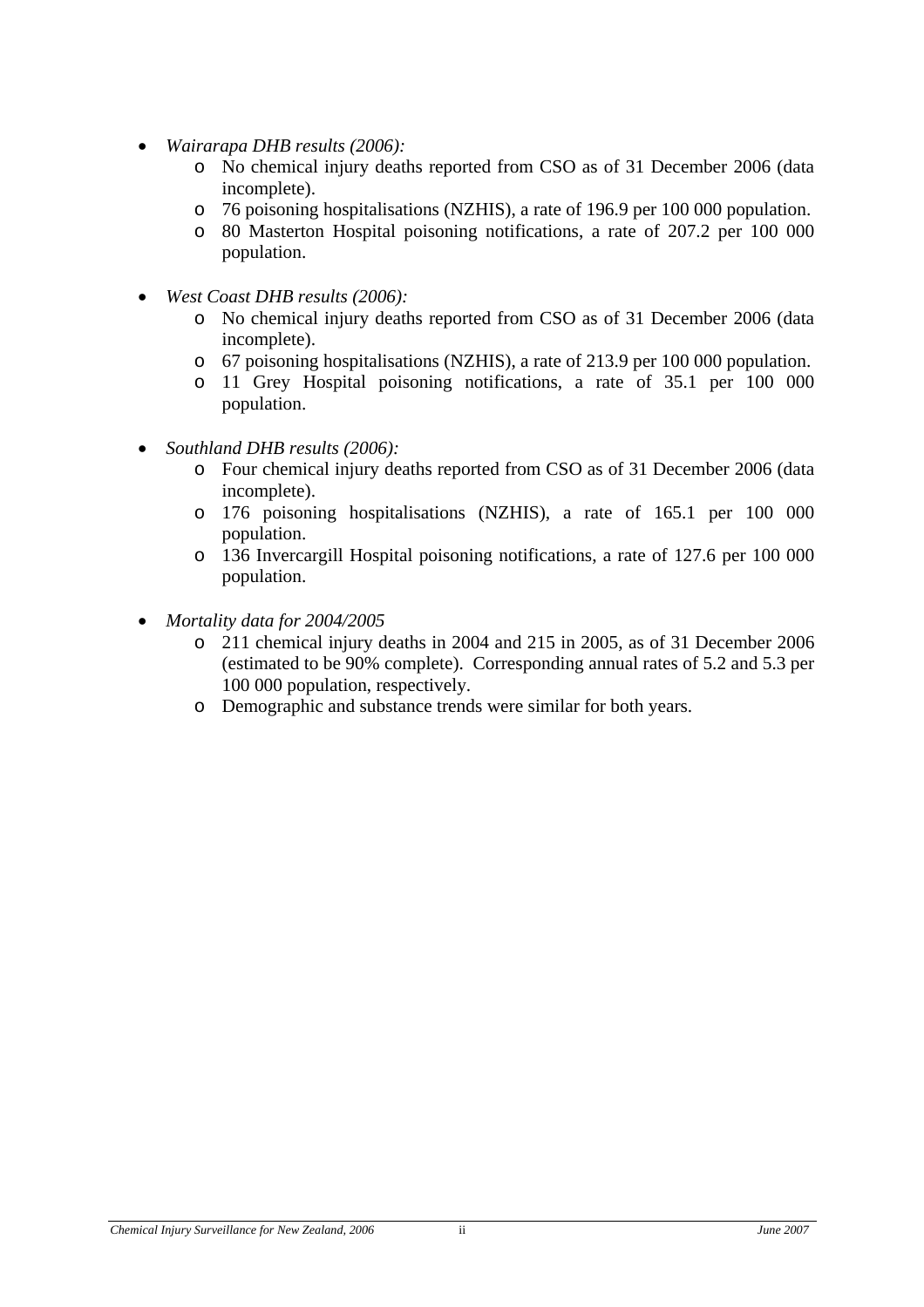- *Wairarapa DHB results (2006):*
  - No chemical injury deaths reported from CSO as of 31 December 2006 (data incomplete).
  - 76 poisoning hospitalisations (NZHIS), a rate of 196.9 per 100 000 population.
  - 80 Masterton Hospital poisoning notifications, a rate of 207.2 per 100 000 population.

- *West Coast DHB results (2006):*
  - No chemical injury deaths reported from CSO as of 31 December 2006 (data incomplete).
  - 67 poisoning hospitalisations (NZHIS), a rate of 213.9 per 100 000 population.
  - 11 Grey Hospital poisoning notifications, a rate of 35.1 per 100 000 population.

- *Southland DHB results (2006):*
  - Four chemical injury deaths reported from CSO as of 31 December 2006 (data incomplete).
  - 176 poisoning hospitalisations (NZHIS), a rate of 165.1 per 100 000 population.
  - 136 Invercargill Hospital poisoning notifications, a rate of 127.6 per 100 000 population.

- *Mortality data for 2004/2005*
  - 211 chemical injury deaths in 2004 and 215 in 2005, as of 31 December 2006 (estimated to be 90% complete). Corresponding annual rates of 5.2 and 5.3 per 100 000 population, respectively.
  - Demographic and substance trends were similar for both years.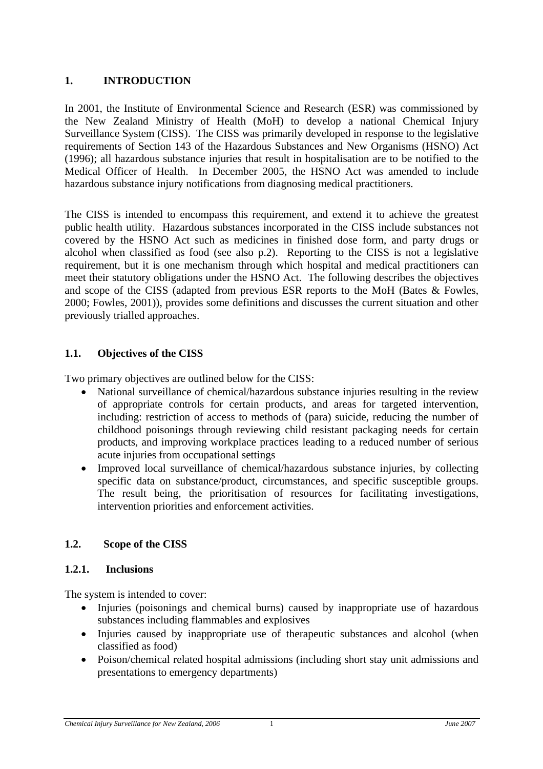# 1. INTRODUCTION

In 2001, the Institute of Environmental Science and Research (ESR) was commissioned by the New Zealand Ministry of Health (MoH) to develop a national Chemical Injury Surveillance System (CISS). The CISS was primarily developed in response to the legislative requirements of Section 143 of the Hazardous Substances and New Organisms (HSNO) Act (1996); all hazardous substance injuries that result in hospitalisation are to be notified to the Medical Officer of Health. In December 2005, the HSNO Act was amended to include hazardous substance injury notifications from diagnosing medical practitioners.

The CISS is intended to encompass this requirement, and extend it to achieve the greatest public health utility. Hazardous substances incorporated in the CISS include substances not covered by the HSNO Act such as medicines in finished dose form, and party drugs or alcohol when classified as food (see also p.2). Reporting to the CISS is not a legislative requirement, but it is one mechanism through which hospital and medical practitioners can meet their statutory obligations under the HSNO Act. The following describes the objectives and scope of the CISS (adapted from previous ESR reports to the MoH (Bates & Fowles, 2000; Fowles, 2001)), provides some definitions and discusses the current situation and other previously trialled approaches.

## 1.1. Objectives of the CISS

Two primary objectives are outlined below for the CISS:

- National surveillance of chemical/hazardous substance injuries resulting in the review of appropriate controls for certain products, and areas for targeted intervention, including: restriction of access to methods of (para) suicide, reducing the number of childhood poisonings through reviewing child resistant packaging needs for certain products, and improving workplace practices leading to a reduced number of serious acute injuries from occupational settings
- Improved local surveillance of chemical/hazardous substance injuries, by collecting specific data on substance/product, circumstances, and specific susceptible groups. The result being, the prioritisation of resources for facilitating investigations, intervention priorities and enforcement activities.

## 1.2. Scope of the CISS

### 1.2.1. Inclusions

The system is intended to cover:

- Injuries (poisonings and chemical burns) caused by inappropriate use of hazardous substances including flammables and explosives
- Injuries caused by inappropriate use of therapeutic substances and alcohol (when classified as food)
- Poison/chemical related hospital admissions (including short stay unit admissions and presentations to emergency departments)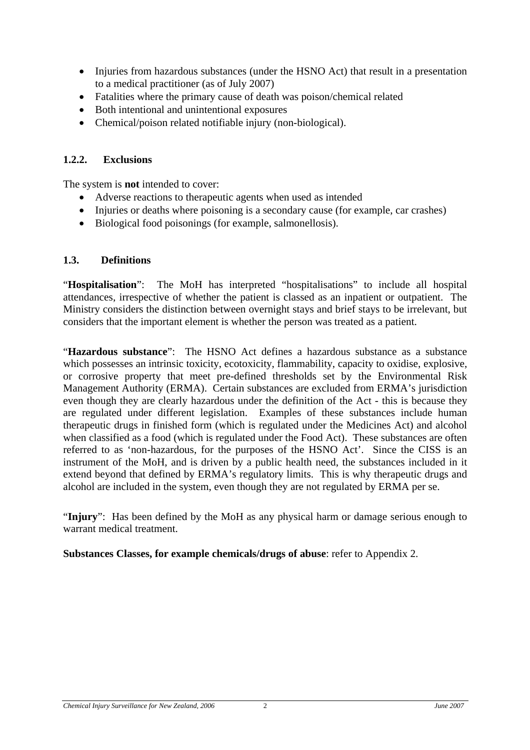- Injuries from hazardous substances (under the HSNO Act) that result in a presentation to a medical practitioner (as of July 2007)
- Fatalities where the primary cause of death was poison/chemical related
- Both intentional and unintentional exposures
- Chemical/poison related notifiable injury (non-biological).

### 1.2.2. Exclusions

The system is **not** intended to cover:

- Adverse reactions to therapeutic agents when used as intended
- Injuries or deaths where poisoning is a secondary cause (for example, car crashes)
- Biological food poisonings (for example, salmonellosis).

## 1.3. Definitions

"**Hospitalisation**": The MoH has interpreted "hospitalisations" to include all hospital attendances, irrespective of whether the patient is classed as an inpatient or outpatient. The Ministry considers the distinction between overnight stays and brief stays to be irrelevant, but considers that the important element is whether the person was treated as a patient.

"**Hazardous substance**": The HSNO Act defines a hazardous substance as a substance which possesses an intrinsic toxicity, ecotoxicity, flammability, capacity to oxidise, explosive, or corrosive property that meet pre-defined thresholds set by the Environmental Risk Management Authority (ERMA). Certain substances are excluded from ERMA's jurisdiction even though they are clearly hazardous under the definition of the Act - this is because they are regulated under different legislation. Examples of these substances include human therapeutic drugs in finished form (which is regulated under the Medicines Act) and alcohol when classified as a food (which is regulated under the Food Act). These substances are often referred to as 'non-hazardous, for the purposes of the HSNO Act'. Since the CISS is an instrument of the MoH, and is driven by a public health need, the substances included in it extend beyond that defined by ERMA's regulatory limits. This is why therapeutic drugs and alcohol are included in the system, even though they are not regulated by ERMA per se.

"**Injury**": Has been defined by the MoH as any physical harm or damage serious enough to warrant medical treatment.

**Substances Classes, for example chemicals/drugs of abuse**: refer to Appendix 2.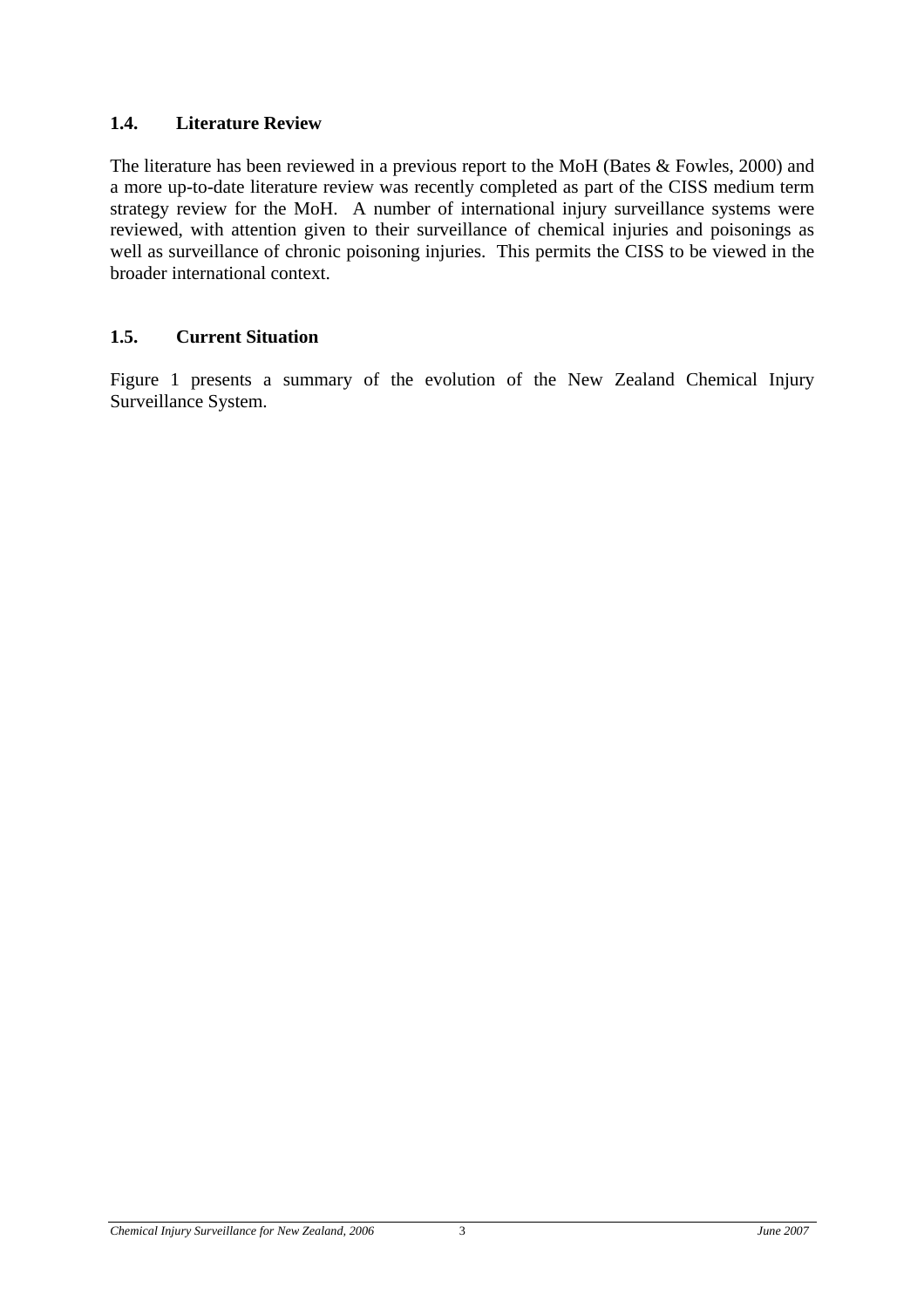### 1.4. Literature Review

The literature has been reviewed in a previous report to the MoH (Bates & Fowles, 2000) and a more up-to-date literature review was recently completed as part of the CISS medium term strategy review for the MoH. A number of international injury surveillance systems were reviewed, with attention given to their surveillance of chemical injuries and poisonings as well as surveillance of chronic poisoning injuries. This permits the CISS to be viewed in the broader international context.

### 1.5. Current Situation

Figure 1 presents a summary of the evolution of the New Zealand Chemical Injury Surveillance System.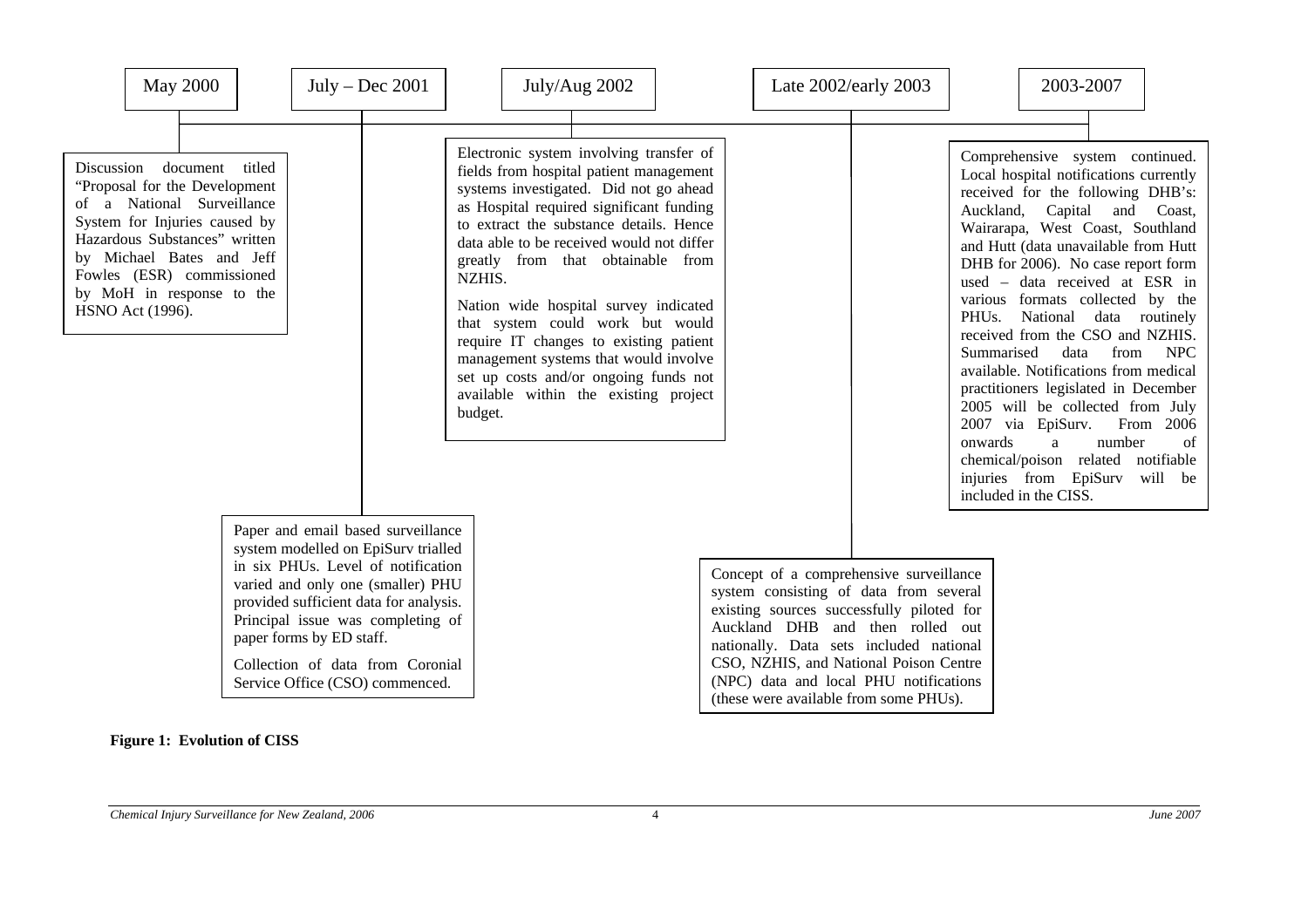**May 2000**

Discussion document titled "Proposal for the Development of a National Surveillance System for Injuries caused by Hazardous Substances" written by Michael Bates and Jeff Fowles (ESR) commissioned by MoH in response to the HSNO Act (1996).

**July – Dec 2001**

Paper and email based surveillance system modelled on EpiSurv trialled in six PHUs. Level of notification varied and only one (smaller) PHU provided sufficient data for analysis. Principal issue was completing of paper forms by ED staff.

Collection of data from Coronial Service Office (CSO) commenced.

**July/Aug 2002**

Electronic system involving transfer of fields from hospital patient management systems investigated. Did not go ahead as Hospital required significant funding to extract the substance details. Hence data able to be received would not differ greatly from that obtainable from NZHIS.

Nation wide hospital survey indicated that system could work but would require IT changes to existing patient management systems that would involve set up costs and/or ongoing funds not available within the existing project budget.

**Late 2002/early 2003**

Concept of a comprehensive surveillance system consisting of data from several existing sources successfully piloted for Auckland DHB and then rolled out nationally. Data sets included national CSO, NZHIS, and National Poison Centre (NPC) data and local PHU notifications (these were available from some PHUs).

**2003-2007**

Comprehensive system continued. Local hospital notifications currently received for the following DHB's: Auckland, Capital and Coast, Wairarapa, West Coast, Southland and Hutt (data unavailable from Hutt DHB for 2006). No case report form used – data received at ESR in various formats collected by the PHUs. National data routinely received from the CSO and NZHIS. Summarised data from NPC available. Notifications from medical practitioners legislated in December 2005 will be collected from July 2007 via EpiSurv. From 2006 onwards a number of chemical/poison related notifiable injuries from EpiSurv will be included in the CISS.

**Figure 1: Evolution of CISS**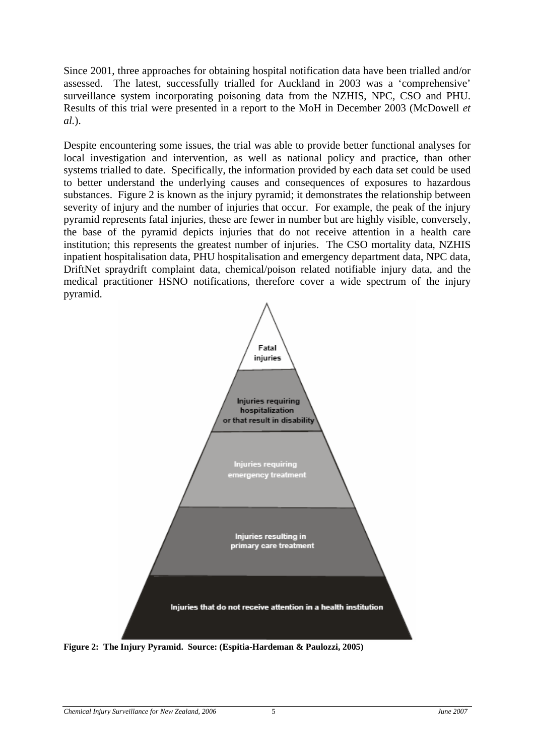Since 2001, three approaches for obtaining hospital notification data have been trialled and/or assessed. The latest, successfully trialled for Auckland in 2003 was a 'comprehensive' surveillance system incorporating poisoning data from the NZHIS, NPC, CSO and PHU. Results of this trial were presented in a report to the MoH in December 2003 (McDowell *et al.*).

Despite encountering some issues, the trial was able to provide better functional analyses for local investigation and intervention, as well as national policy and practice, than other systems trialled to date. Specifically, the information provided by each data set could be used to better understand the underlying causes and consequences of exposures to hazardous substances. Figure 2 is known as the injury pyramid; it demonstrates the relationship between severity of injury and the number of injuries that occur. For example, the peak of the injury pyramid represents fatal injuries, these are fewer in number but are highly visible, conversely, the base of the pyramid depicts injuries that do not receive attention in a health care institution; this represents the greatest number of injuries. The CSO mortality data, NZHIS inpatient hospitalisation data, PHU hospitalisation and emergency department data, NPC data, DriftNet spraydrift complaint data, chemical/poison related notifiable injury data, and the medical practitioner HSNO notifications, therefore cover a wide spectrum of the injury pyramid.

Fatal injuries

Injuries requiring hospitalization or that result in disability

Injuries requiring emergency treatment

Injuries resulting in primary care treatment

Injuries that do not receive attention in a health institution

**Figure 2: The Injury Pyramid. Source: (Espitia-Hardeman & Paulozzi, 2005)**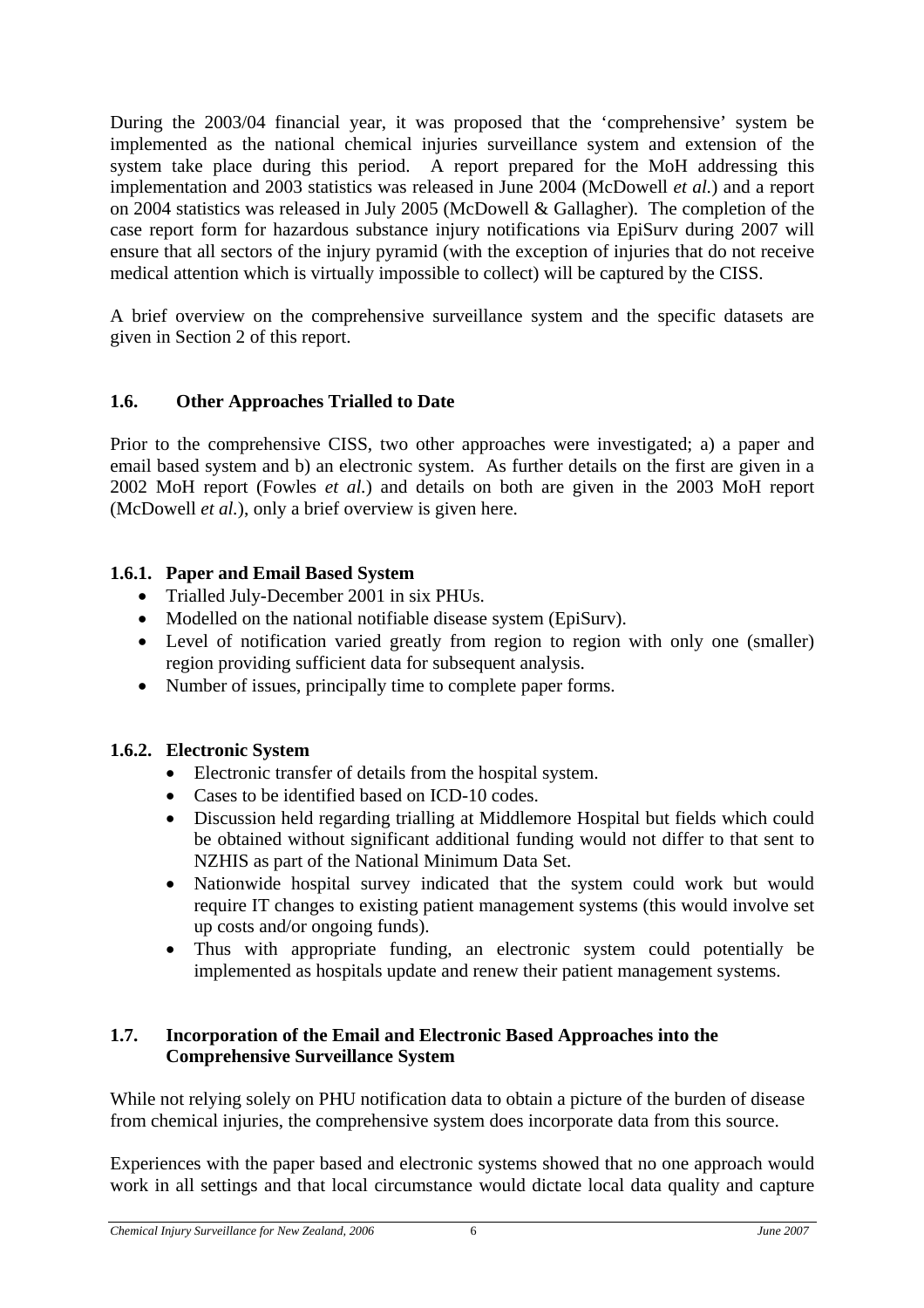During the 2003/04 financial year, it was proposed that the 'comprehensive' system be implemented as the national chemical injuries surveillance system and extension of the system take place during this period. A report prepared for the MoH addressing this implementation and 2003 statistics was released in June 2004 (McDowell *et al.*) and a report on 2004 statistics was released in July 2005 (McDowell & Gallagher). The completion of the case report form for hazardous substance injury notifications via EpiSurv during 2007 will ensure that all sectors of the injury pyramid (with the exception of injuries that do not receive medical attention which is virtually impossible to collect) will be captured by the CISS.

A brief overview on the comprehensive surveillance system and the specific datasets are given in Section 2 of this report.

## 1.6. Other Approaches Trialled to Date

Prior to the comprehensive CISS, two other approaches were investigated; a) a paper and email based system and b) an electronic system. As further details on the first are given in a 2002 MoH report (Fowles *et al.*) and details on both are given in the 2003 MoH report (McDowell *et al.*), only a brief overview is given here.

### 1.6.1. Paper and Email Based System

- Trialled July-December 2001 in six PHUs.
- Modelled on the national notifiable disease system (EpiSurv).
- Level of notification varied greatly from region to region with only one (smaller) region providing sufficient data for subsequent analysis.
- Number of issues, principally time to complete paper forms.

### 1.6.2. Electronic System

- Electronic transfer of details from the hospital system.
- Cases to be identified based on ICD-10 codes.
- Discussion held regarding trialling at Middlemore Hospital but fields which could be obtained without significant additional funding would not differ to that sent to NZHIS as part of the National Minimum Data Set.
- Nationwide hospital survey indicated that the system could work but would require IT changes to existing patient management systems (this would involve set up costs and/or ongoing funds).
- Thus with appropriate funding, an electronic system could potentially be implemented as hospitals update and renew their patient management systems.

## 1.7. Incorporation of the Email and Electronic Based Approaches into the Comprehensive Surveillance System

While not relying solely on PHU notification data to obtain a picture of the burden of disease from chemical injuries, the comprehensive system does incorporate data from this source.

Experiences with the paper based and electronic systems showed that no one approach would work in all settings and that local circumstance would dictate local data quality and capture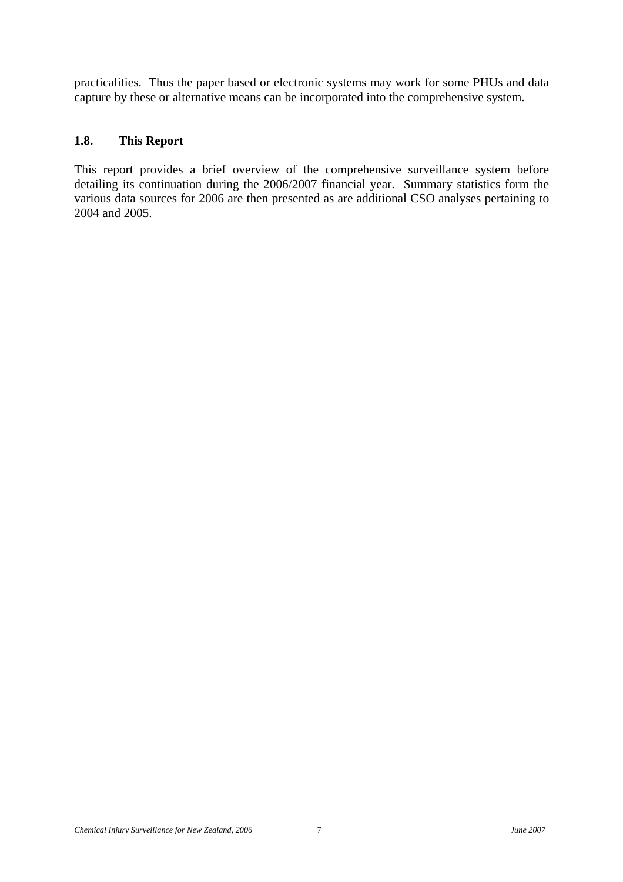practicalities. Thus the paper based or electronic systems may work for some PHUs and data capture by these or alternative means can be incorporated into the comprehensive system.

### 1.8. This Report

This report provides a brief overview of the comprehensive surveillance system before detailing its continuation during the 2006/2007 financial year. Summary statistics form the various data sources for 2006 are then presented as are additional CSO analyses pertaining to 2004 and 2005.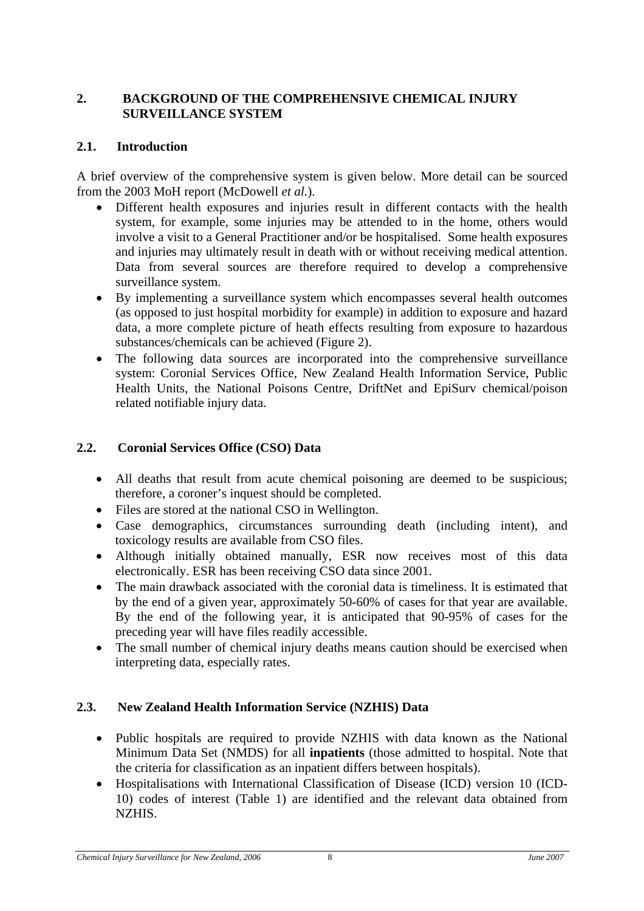## 2. BACKGROUND OF THE COMPREHENSIVE CHEMICAL INJURY SURVEILLANCE SYSTEM

### 2.1. Introduction

A brief overview of the comprehensive system is given below. More detail can be sourced from the 2003 MoH report (McDowell *et al.*).

- Different health exposures and injuries result in different contacts with the health system, for example, some injuries may be attended to in the home, others would involve a visit to a General Practitioner and/or be hospitalised. Some health exposures and injuries may ultimately result in death with or without receiving medical attention. Data from several sources are therefore required to develop a comprehensive surveillance system.
- By implementing a surveillance system which encompasses several health outcomes (as opposed to just hospital morbidity for example) in addition to exposure and hazard data, a more complete picture of heath effects resulting from exposure to hazardous substances/chemicals can be achieved (Figure 2).
- The following data sources are incorporated into the comprehensive surveillance system: Coronial Services Office, New Zealand Health Information Service, Public Health Units, the National Poisons Centre, DriftNet and EpiSurv chemical/poison related notifiable injury data.

### 2.2. Coronial Services Office (CSO) Data

- All deaths that result from acute chemical poisoning are deemed to be suspicious; therefore, a coroner's inquest should be completed.
- Files are stored at the national CSO in Wellington.
- Case demographics, circumstances surrounding death (including intent), and toxicology results are available from CSO files.
- Although initially obtained manually, ESR now receives most of this data electronically. ESR has been receiving CSO data since 2001.
- The main drawback associated with the coronial data is timeliness. It is estimated that by the end of a given year, approximately 50-60% of cases for that year are available. By the end of the following year, it is anticipated that 90-95% of cases for the preceding year will have files readily accessible.
- The small number of chemical injury deaths means caution should be exercised when interpreting data, especially rates.

### 2.3. New Zealand Health Information Service (NZHIS) Data

- Public hospitals are required to provide NZHIS with data known as the National Minimum Data Set (NMDS) for all **inpatients** (those admitted to hospital. Note that the criteria for classification as an inpatient differs between hospitals).
- Hospitalisations with International Classification of Disease (ICD) version 10 (ICD-10) codes of interest (Table 1) are identified and the relevant data obtained from NZHIS.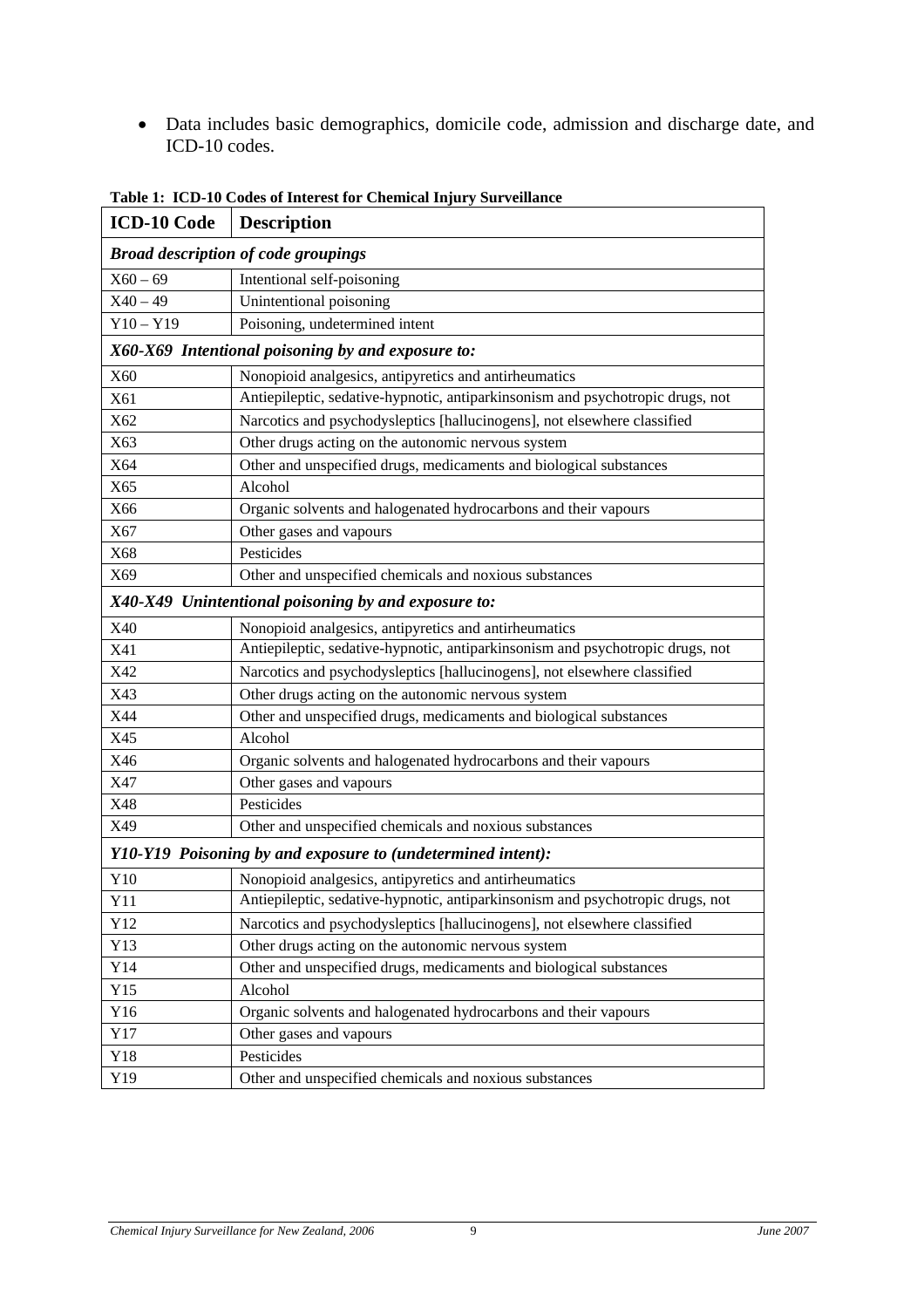- Data includes basic demographics, domicile code, admission and discharge date, and ICD-10 codes.

**Table 1: ICD-10 Codes of Interest for Chemical Injury Surveillance**

| ICD-10 Code | Description |
|---|---|
| ***Broad description of code groupings*** | |
| X60 – 69 | Intentional self-poisoning |
| X40 – 49 | Unintentional poisoning |
| Y10 – Y19 | Poisoning, undetermined intent |
| ***X60-X69 Intentional poisoning by and exposure to:*** | |
| X60 | Nonopioid analgesics, antipyretics and antirheumatics |
| X61 | Antiepileptic, sedative-hypnotic, antiparkinsonism and psychotropic drugs, not |
| X62 | Narcotics and psychodysleptics [hallucinogens], not elsewhere classified |
| X63 | Other drugs acting on the autonomic nervous system |
| X64 | Other and unspecified drugs, medicaments and biological substances |
| X65 | Alcohol |
| X66 | Organic solvents and halogenated hydrocarbons and their vapours |
| X67 | Other gases and vapours |
| X68 | Pesticides |
| X69 | Other and unspecified chemicals and noxious substances |
| ***X40-X49 Unintentional poisoning by and exposure to:*** | |
| X40 | Nonopioid analgesics, antipyretics and antirheumatics |
| X41 | Antiepileptic, sedative-hypnotic, antiparkinsonism and psychotropic drugs, not |
| X42 | Narcotics and psychodysleptics [hallucinogens], not elsewhere classified |
| X43 | Other drugs acting on the autonomic nervous system |
| X44 | Other and unspecified drugs, medicaments and biological substances |
| X45 | Alcohol |
| X46 | Organic solvents and halogenated hydrocarbons and their vapours |
| X47 | Other gases and vapours |
| X48 | Pesticides |
| X49 | Other and unspecified chemicals and noxious substances |
| ***Y10-Y19 Poisoning by and exposure to (undetermined intent):*** | |
| Y10 | Nonopioid analgesics, antipyretics and antirheumatics |
| Y11 | Antiepileptic, sedative-hypnotic, antiparkinsonism and psychotropic drugs, not |
| Y12 | Narcotics and psychodysleptics [hallucinogens], not elsewhere classified |
| Y13 | Other drugs acting on the autonomic nervous system |
| Y14 | Other and unspecified drugs, medicaments and biological substances |
| Y15 | Alcohol |
| Y16 | Organic solvents and halogenated hydrocarbons and their vapours |
| Y17 | Other gases and vapours |
| Y18 | Pesticides |
| Y19 | Other and unspecified chemicals and noxious substances |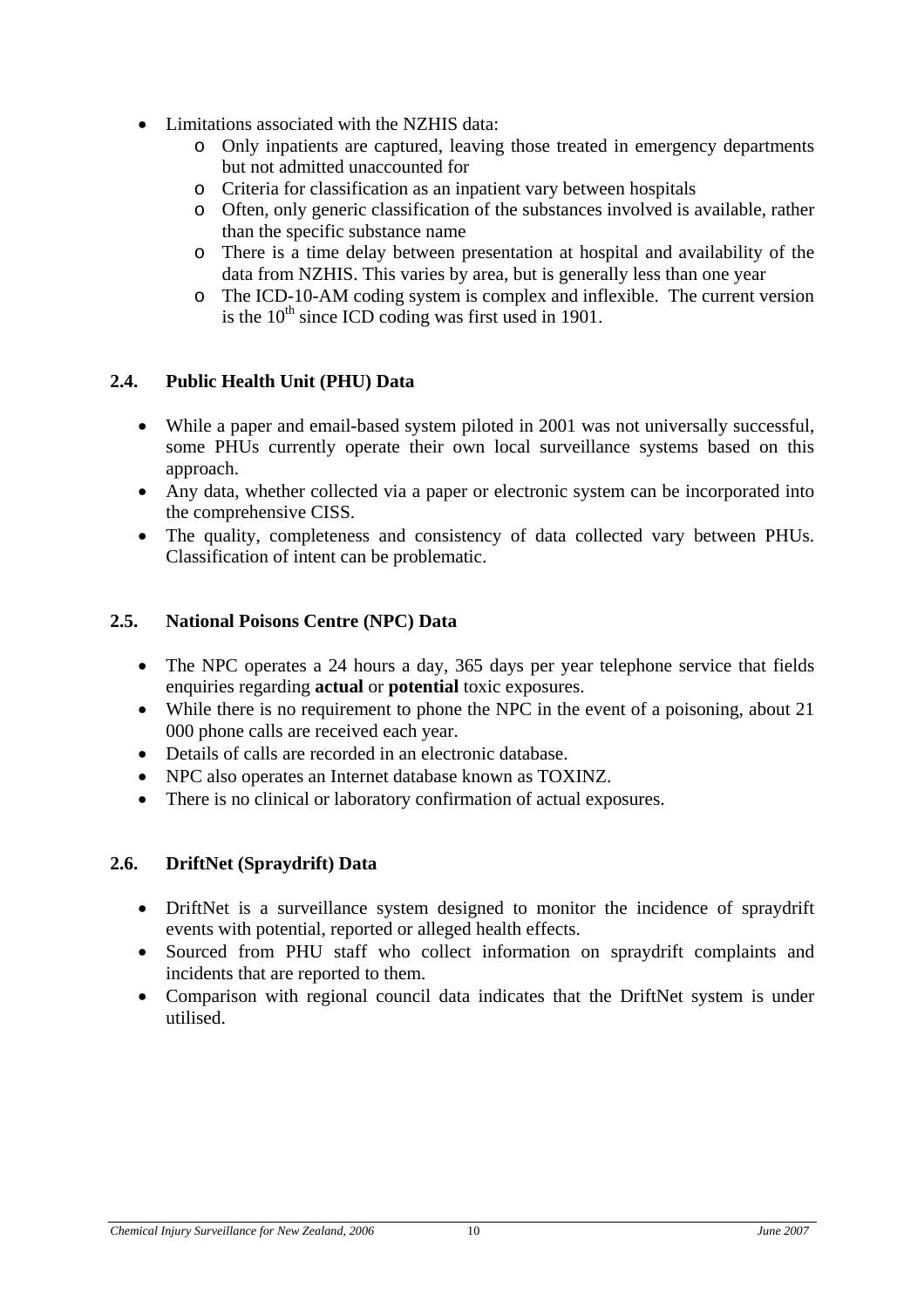- Limitations associated with the NZHIS data:
    - Only inpatients are captured, leaving those treated in emergency departments but not admitted unaccounted for
    - Criteria for classification as an inpatient vary between hospitals
    - Often, only generic classification of the substances involved is available, rather than the specific substance name
    - There is a time delay between presentation at hospital and availability of the data from NZHIS. This varies by area, but is generally less than one year
    - The ICD-10-AM coding system is complex and inflexible. The current version is the 10th since ICD coding was first used in 1901.

## 2.4. Public Health Unit (PHU) Data

- While a paper and email-based system piloted in 2001 was not universally successful, some PHUs currently operate their own local surveillance systems based on this approach.
- Any data, whether collected via a paper or electronic system can be incorporated into the comprehensive CISS.
- The quality, completeness and consistency of data collected vary between PHUs. Classification of intent can be problematic.

## 2.5. National Poisons Centre (NPC) Data

- The NPC operates a 24 hours a day, 365 days per year telephone service that fields enquiries regarding **actual** or **potential** toxic exposures.
- While there is no requirement to phone the NPC in the event of a poisoning, about 21 000 phone calls are received each year.
- Details of calls are recorded in an electronic database.
- NPC also operates an Internet database known as TOXINZ.
- There is no clinical or laboratory confirmation of actual exposures.

## 2.6. DriftNet (Spraydrift) Data

- DriftNet is a surveillance system designed to monitor the incidence of spraydrift events with potential, reported or alleged health effects.
- Sourced from PHU staff who collect information on spraydrift complaints and incidents that are reported to them.
- Comparison with regional council data indicates that the DriftNet system is under utilised.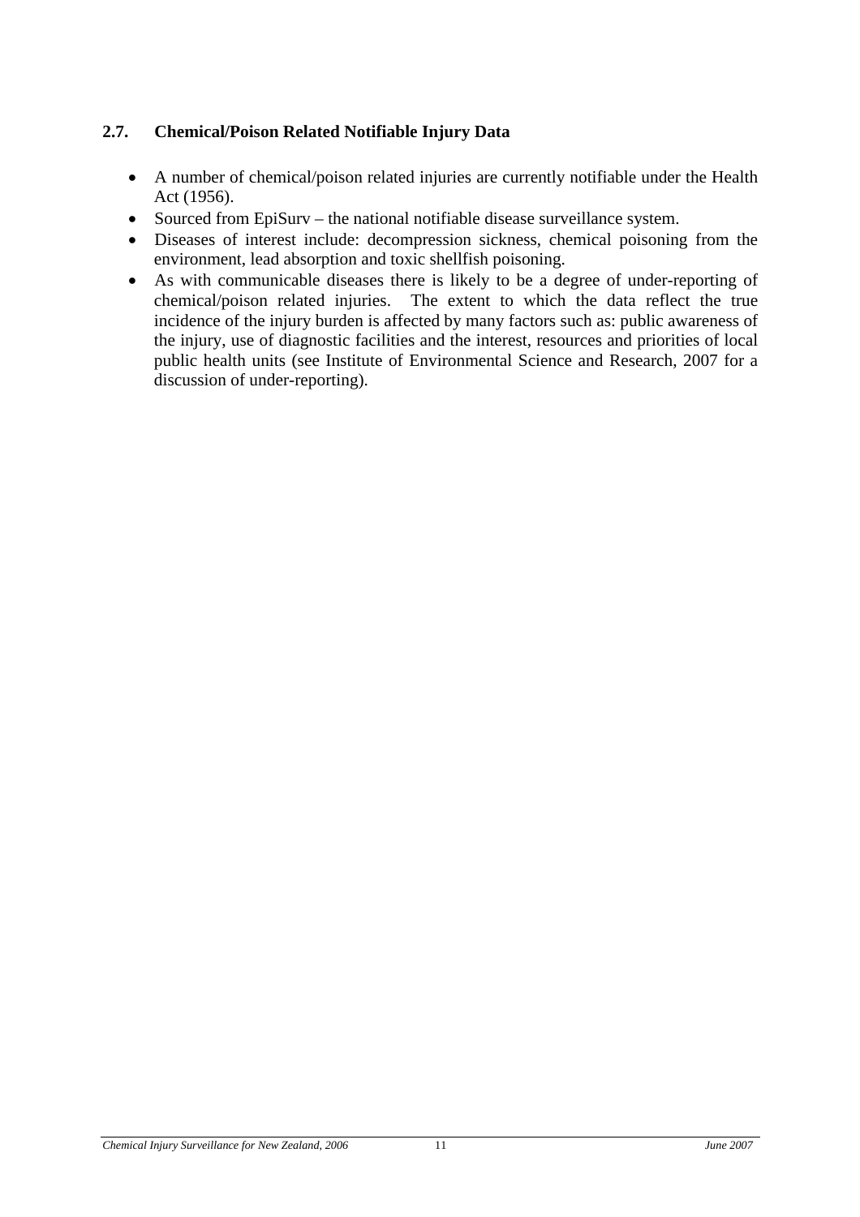## 2.7. Chemical/Poison Related Notifiable Injury Data

- A number of chemical/poison related injuries are currently notifiable under the Health Act (1956).
- Sourced from EpiSurv – the national notifiable disease surveillance system.
- Diseases of interest include: decompression sickness, chemical poisoning from the environment, lead absorption and toxic shellfish poisoning.
- As with communicable diseases there is likely to be a degree of under-reporting of chemical/poison related injuries. The extent to which the data reflect the true incidence of the injury burden is affected by many factors such as: public awareness of the injury, use of diagnostic facilities and the interest, resources and priorities of local public health units (see Institute of Environmental Science and Research, 2007 for a discussion of under-reporting).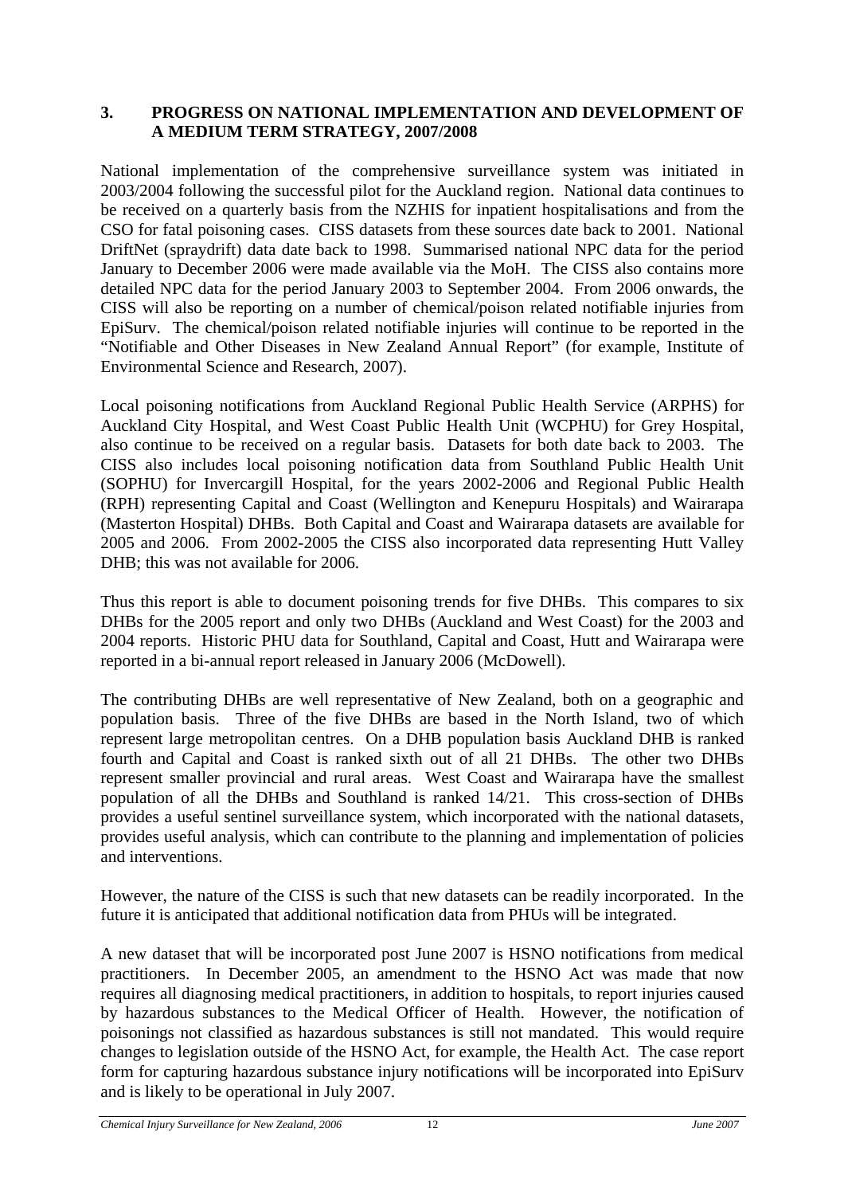## 3. PROGRESS ON NATIONAL IMPLEMENTATION AND DEVELOPMENT OF A MEDIUM TERM STRATEGY, 2007/2008

National implementation of the comprehensive surveillance system was initiated in 2003/2004 following the successful pilot for the Auckland region. National data continues to be received on a quarterly basis from the NZHIS for inpatient hospitalisations and from the CSO for fatal poisoning cases. CISS datasets from these sources date back to 2001. National DriftNet (spraydrift) data date back to 1998. Summarised national NPC data for the period January to December 2006 were made available via the MoH. The CISS also contains more detailed NPC data for the period January 2003 to September 2004. From 2006 onwards, the CISS will also be reporting on a number of chemical/poison related notifiable injuries from EpiSurv. The chemical/poison related notifiable injuries will continue to be reported in the "Notifiable and Other Diseases in New Zealand Annual Report" (for example, Institute of Environmental Science and Research, 2007).

Local poisoning notifications from Auckland Regional Public Health Service (ARPHS) for Auckland City Hospital, and West Coast Public Health Unit (WCPHU) for Grey Hospital, also continue to be received on a regular basis. Datasets for both date back to 2003. The CISS also includes local poisoning notification data from Southland Public Health Unit (SOPHU) for Invercargill Hospital, for the years 2002-2006 and Regional Public Health (RPH) representing Capital and Coast (Wellington and Kenepuru Hospitals) and Wairarapa (Masterton Hospital) DHBs. Both Capital and Coast and Wairarapa datasets are available for 2005 and 2006. From 2002-2005 the CISS also incorporated data representing Hutt Valley DHB; this was not available for 2006.

Thus this report is able to document poisoning trends for five DHBs. This compares to six DHBs for the 2005 report and only two DHBs (Auckland and West Coast) for the 2003 and 2004 reports. Historic PHU data for Southland, Capital and Coast, Hutt and Wairarapa were reported in a bi-annual report released in January 2006 (McDowell).

The contributing DHBs are well representative of New Zealand, both on a geographic and population basis. Three of the five DHBs are based in the North Island, two of which represent large metropolitan centres. On a DHB population basis Auckland DHB is ranked fourth and Capital and Coast is ranked sixth out of all 21 DHBs. The other two DHBs represent smaller provincial and rural areas. West Coast and Wairarapa have the smallest population of all the DHBs and Southland is ranked 14/21. This cross-section of DHBs provides a useful sentinel surveillance system, which incorporated with the national datasets, provides useful analysis, which can contribute to the planning and implementation of policies and interventions.

However, the nature of the CISS is such that new datasets can be readily incorporated. In the future it is anticipated that additional notification data from PHUs will be integrated.

A new dataset that will be incorporated post June 2007 is HSNO notifications from medical practitioners. In December 2005, an amendment to the HSNO Act was made that now requires all diagnosing medical practitioners, in addition to hospitals, to report injuries caused by hazardous substances to the Medical Officer of Health. However, the notification of poisonings not classified as hazardous substances is still not mandated. This would require changes to legislation outside of the HSNO Act, for example, the Health Act. The case report form for capturing hazardous substance injury notifications will be incorporated into EpiSurv and is likely to be operational in July 2007.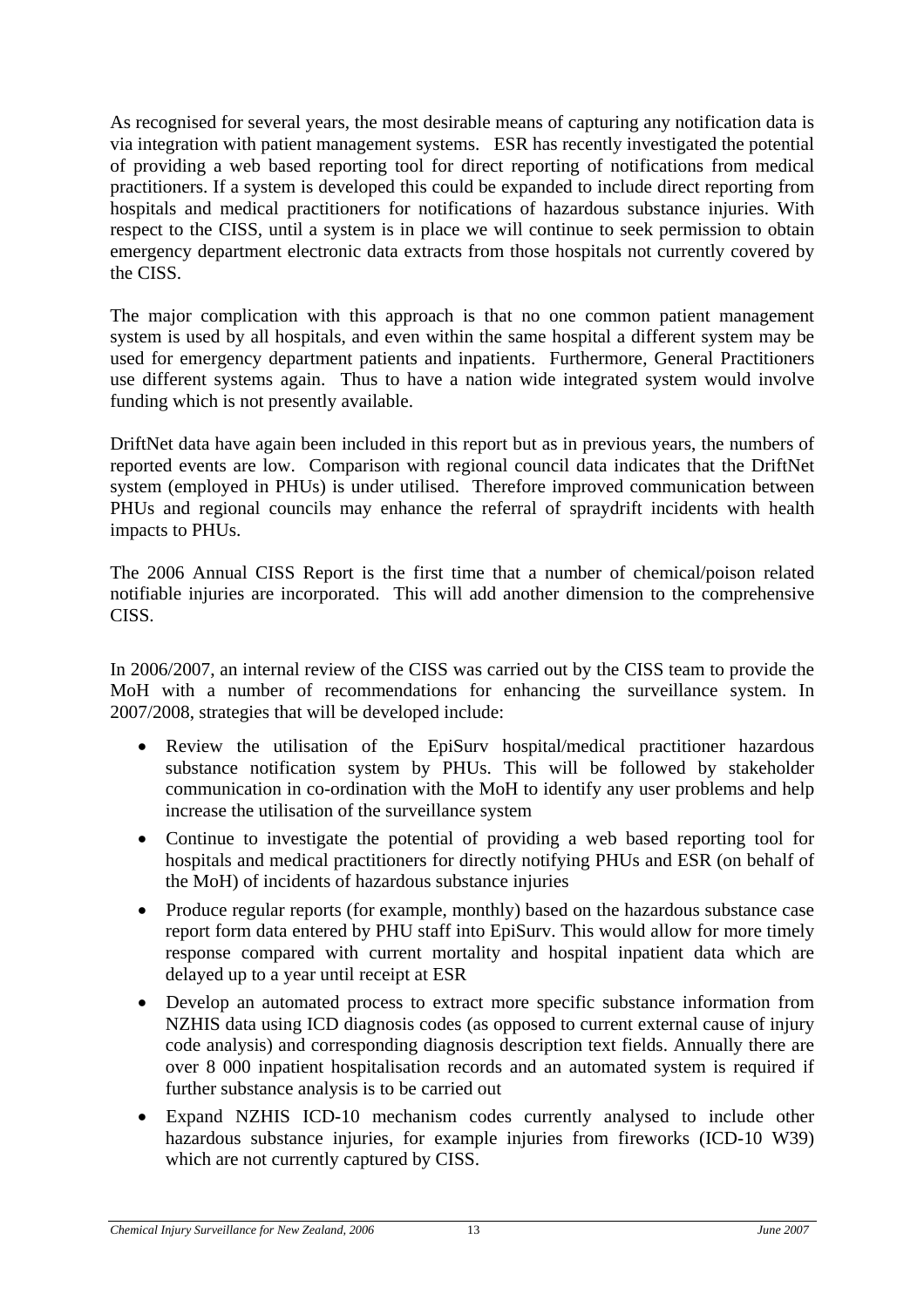As recognised for several years, the most desirable means of capturing any notification data is via integration with patient management systems. ESR has recently investigated the potential of providing a web based reporting tool for direct reporting of notifications from medical practitioners. If a system is developed this could be expanded to include direct reporting from hospitals and medical practitioners for notifications of hazardous substance injuries. With respect to the CISS, until a system is in place we will continue to seek permission to obtain emergency department electronic data extracts from those hospitals not currently covered by the CISS.

The major complication with this approach is that no one common patient management system is used by all hospitals, and even within the same hospital a different system may be used for emergency department patients and inpatients. Furthermore, General Practitioners use different systems again. Thus to have a nation wide integrated system would involve funding which is not presently available.

DriftNet data have again been included in this report but as in previous years, the numbers of reported events are low. Comparison with regional council data indicates that the DriftNet system (employed in PHUs) is under utilised. Therefore improved communication between PHUs and regional councils may enhance the referral of spraydrift incidents with health impacts to PHUs.

The 2006 Annual CISS Report is the first time that a number of chemical/poison related notifiable injuries are incorporated. This will add another dimension to the comprehensive CISS.

In 2006/2007, an internal review of the CISS was carried out by the CISS team to provide the MoH with a number of recommendations for enhancing the surveillance system. In 2007/2008, strategies that will be developed include:

- Review the utilisation of the EpiSurv hospital/medical practitioner hazardous substance notification system by PHUs. This will be followed by stakeholder communication in co-ordination with the MoH to identify any user problems and help increase the utilisation of the surveillance system
- Continue to investigate the potential of providing a web based reporting tool for hospitals and medical practitioners for directly notifying PHUs and ESR (on behalf of the MoH) of incidents of hazardous substance injuries
- Produce regular reports (for example, monthly) based on the hazardous substance case report form data entered by PHU staff into EpiSurv. This would allow for more timely response compared with current mortality and hospital inpatient data which are delayed up to a year until receipt at ESR
- Develop an automated process to extract more specific substance information from NZHIS data using ICD diagnosis codes (as opposed to current external cause of injury code analysis) and corresponding diagnosis description text fields. Annually there are over 8 000 inpatient hospitalisation records and an automated system is required if further substance analysis is to be carried out
- Expand NZHIS ICD-10 mechanism codes currently analysed to include other hazardous substance injuries, for example injuries from fireworks (ICD-10 W39) which are not currently captured by CISS.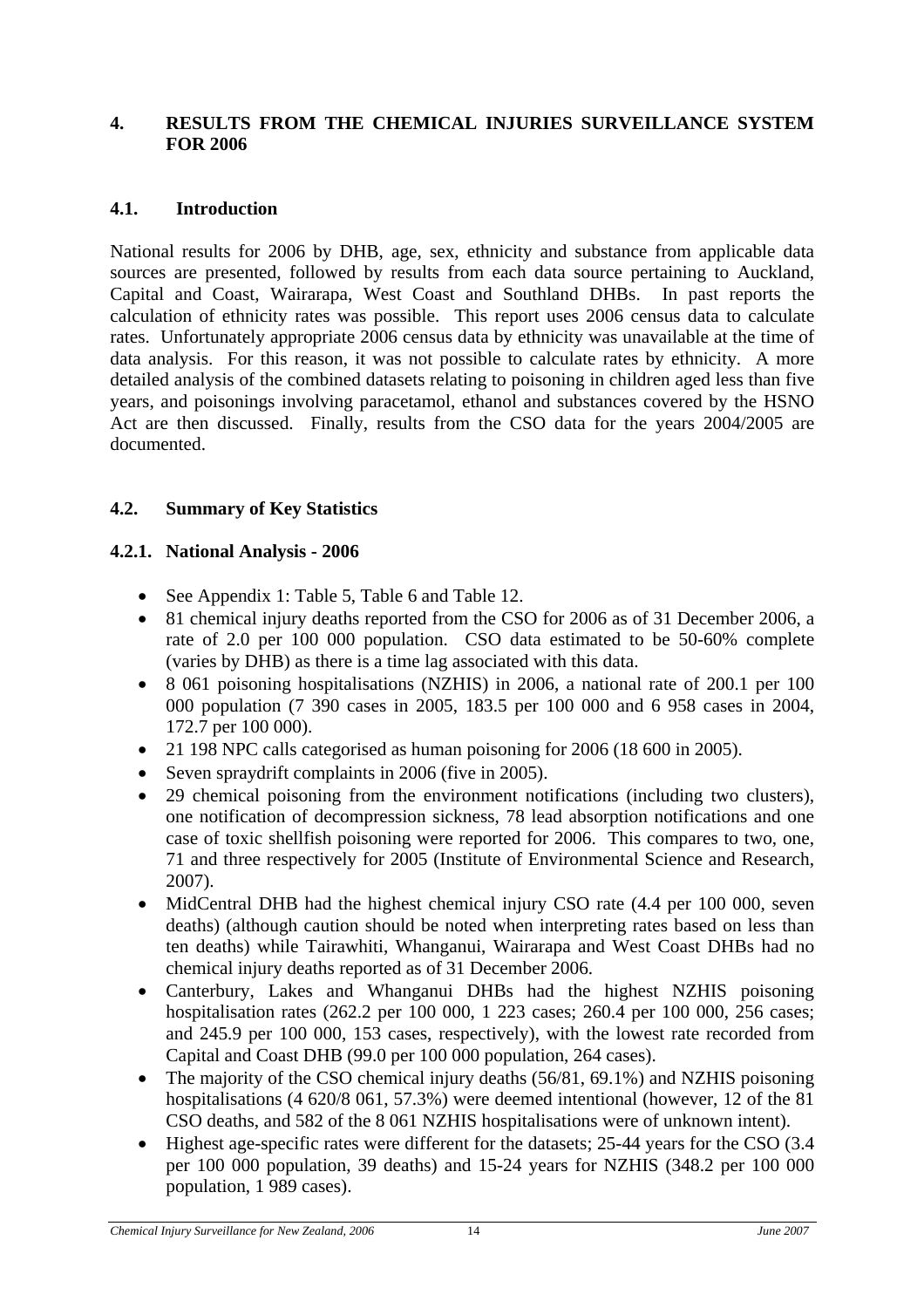## 4. RESULTS FROM THE CHEMICAL INJURIES SURVEILLANCE SYSTEM FOR 2006

### 4.1. Introduction

National results for 2006 by DHB, age, sex, ethnicity and substance from applicable data sources are presented, followed by results from each data source pertaining to Auckland, Capital and Coast, Wairarapa, West Coast and Southland DHBs. In past reports the calculation of ethnicity rates was possible. This report uses 2006 census data to calculate rates. Unfortunately appropriate 2006 census data by ethnicity was unavailable at the time of data analysis. For this reason, it was not possible to calculate rates by ethnicity. A more detailed analysis of the combined datasets relating to poisoning in children aged less than five years, and poisonings involving paracetamol, ethanol and substances covered by the HSNO Act are then discussed. Finally, results from the CSO data for the years 2004/2005 are documented.

### 4.2. Summary of Key Statistics

#### 4.2.1. National Analysis - 2006

- See Appendix 1: Table 5, Table 6 and Table 12.
- 81 chemical injury deaths reported from the CSO for 2006 as of 31 December 2006, a rate of 2.0 per 100 000 population. CSO data estimated to be 50-60% complete (varies by DHB) as there is a time lag associated with this data.
- 8 061 poisoning hospitalisations (NZHIS) in 2006, a national rate of 200.1 per 100 000 population (7 390 cases in 2005, 183.5 per 100 000 and 6 958 cases in 2004, 172.7 per 100 000).
- 21 198 NPC calls categorised as human poisoning for 2006 (18 600 in 2005).
- Seven spraydrift complaints in 2006 (five in 2005).
- 29 chemical poisoning from the environment notifications (including two clusters), one notification of decompression sickness, 78 lead absorption notifications and one case of toxic shellfish poisoning were reported for 2006. This compares to two, one, 71 and three respectively for 2005 (Institute of Environmental Science and Research, 2007).
- MidCentral DHB had the highest chemical injury CSO rate (4.4 per 100 000, seven deaths) (although caution should be noted when interpreting rates based on less than ten deaths) while Tairawhiti, Whanganui, Wairarapa and West Coast DHBs had no chemical injury deaths reported as of 31 December 2006.
- Canterbury, Lakes and Whanganui DHBs had the highest NZHIS poisoning hospitalisation rates (262.2 per 100 000, 1 223 cases; 260.4 per 100 000, 256 cases; and 245.9 per 100 000, 153 cases, respectively), with the lowest rate recorded from Capital and Coast DHB (99.0 per 100 000 population, 264 cases).
- The majority of the CSO chemical injury deaths (56/81, 69.1%) and NZHIS poisoning hospitalisations (4 620/8 061, 57.3%) were deemed intentional (however, 12 of the 81 CSO deaths, and 582 of the 8 061 NZHIS hospitalisations were of unknown intent).
- Highest age-specific rates were different for the datasets; 25-44 years for the CSO (3.4 per 100 000 population, 39 deaths) and 15-24 years for NZHIS (348.2 per 100 000 population, 1 989 cases).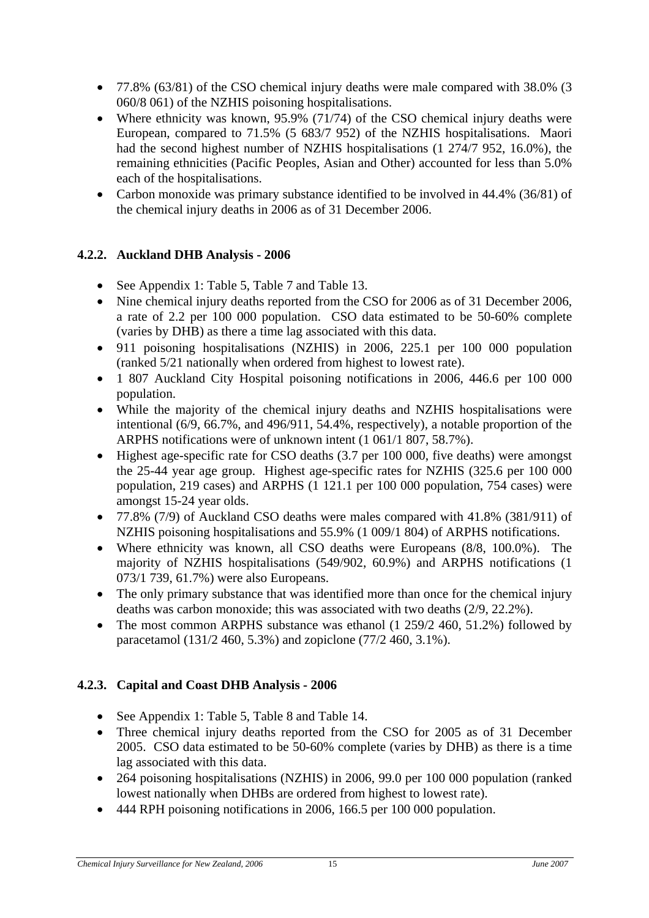- 77.8% (63/81) of the CSO chemical injury deaths were male compared with 38.0% (3 060/8 061) of the NZHIS poisoning hospitalisations.
- Where ethnicity was known, 95.9% (71/74) of the CSO chemical injury deaths were European, compared to 71.5% (5 683/7 952) of the NZHIS hospitalisations. Maori had the second highest number of NZHIS hospitalisations (1 274/7 952, 16.0%), the remaining ethnicities (Pacific Peoples, Asian and Other) accounted for less than 5.0% each of the hospitalisations.
- Carbon monoxide was primary substance identified to be involved in 44.4% (36/81) of the chemical injury deaths in 2006 as of 31 December 2006.

### 4.2.2. Auckland DHB Analysis - 2006

- See Appendix 1: Table 5, Table 7 and Table 13.
- Nine chemical injury deaths reported from the CSO for 2006 as of 31 December 2006, a rate of 2.2 per 100 000 population. CSO data estimated to be 50-60% complete (varies by DHB) as there a time lag associated with this data.
- 911 poisoning hospitalisations (NZHIS) in 2006, 225.1 per 100 000 population (ranked 5/21 nationally when ordered from highest to lowest rate).
- 1 807 Auckland City Hospital poisoning notifications in 2006, 446.6 per 100 000 population.
- While the majority of the chemical injury deaths and NZHIS hospitalisations were intentional (6/9, 66.7%, and 496/911, 54.4%, respectively), a notable proportion of the ARPHS notifications were of unknown intent (1 061/1 807, 58.7%).
- Highest age-specific rate for CSO deaths (3.7 per 100 000, five deaths) were amongst the 25-44 year age group. Highest age-specific rates for NZHIS (325.6 per 100 000 population, 219 cases) and ARPHS (1 121.1 per 100 000 population, 754 cases) were amongst 15-24 year olds.
- 77.8% (7/9) of Auckland CSO deaths were males compared with 41.8% (381/911) of NZHIS poisoning hospitalisations and 55.9% (1 009/1 804) of ARPHS notifications.
- Where ethnicity was known, all CSO deaths were Europeans (8/8, 100.0%). The majority of NZHIS hospitalisations (549/902, 60.9%) and ARPHS notifications (1 073/1 739, 61.7%) were also Europeans.
- The only primary substance that was identified more than once for the chemical injury deaths was carbon monoxide; this was associated with two deaths (2/9, 22.2%).
- The most common ARPHS substance was ethanol (1 259/2 460, 51.2%) followed by paracetamol (131/2 460, 5.3%) and zopiclone (77/2 460, 3.1%).

### 4.2.3. Capital and Coast DHB Analysis - 2006

- See Appendix 1: Table 5, Table 8 and Table 14.
- Three chemical injury deaths reported from the CSO for 2005 as of 31 December 2005. CSO data estimated to be 50-60% complete (varies by DHB) as there is a time lag associated with this data.
- 264 poisoning hospitalisations (NZHIS) in 2006, 99.0 per 100 000 population (ranked lowest nationally when DHBs are ordered from highest to lowest rate).
- 444 RPH poisoning notifications in 2006, 166.5 per 100 000 population.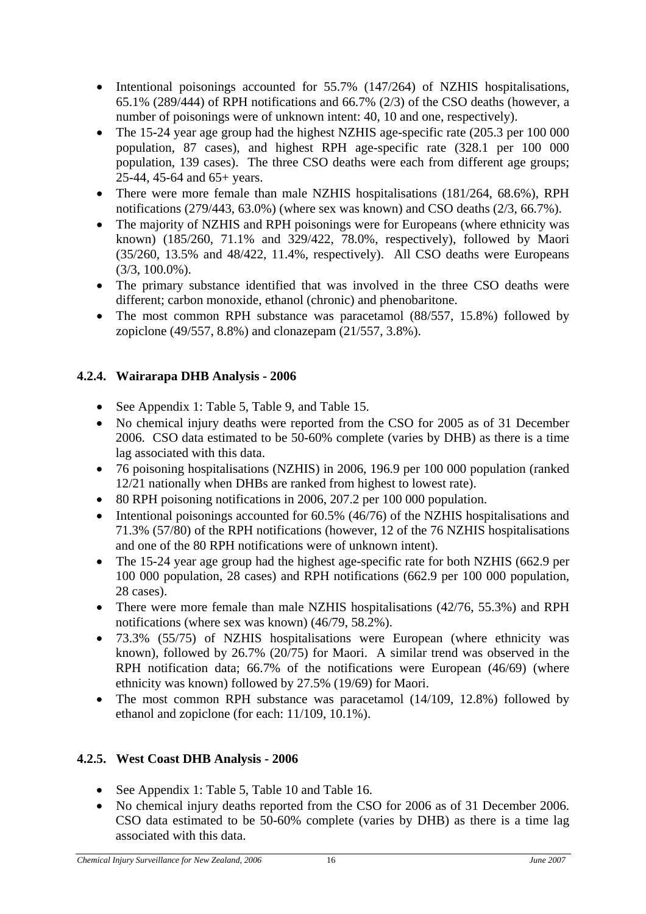- Intentional poisonings accounted for 55.7% (147/264) of NZHIS hospitalisations, 65.1% (289/444) of RPH notifications and 66.7% (2/3) of the CSO deaths (however, a number of poisonings were of unknown intent: 40, 10 and one, respectively).
- The 15-24 year age group had the highest NZHIS age-specific rate (205.3 per 100 000 population, 87 cases), and highest RPH age-specific rate (328.1 per 100 000 population, 139 cases). The three CSO deaths were each from different age groups; 25-44, 45-64 and 65+ years.
- There were more female than male NZHIS hospitalisations (181/264, 68.6%), RPH notifications (279/443, 63.0%) (where sex was known) and CSO deaths (2/3, 66.7%).
- The majority of NZHIS and RPH poisonings were for Europeans (where ethnicity was known) (185/260, 71.1% and 329/422, 78.0%, respectively), followed by Maori (35/260, 13.5% and 48/422, 11.4%, respectively). All CSO deaths were Europeans (3/3, 100.0%).
- The primary substance identified that was involved in the three CSO deaths were different; carbon monoxide, ethanol (chronic) and phenobaritone.
- The most common RPH substance was paracetamol (88/557, 15.8%) followed by zopiclone (49/557, 8.8%) and clonazepam (21/557, 3.8%).

### 4.2.4. Wairarapa DHB Analysis - 2006

- See Appendix 1: Table 5, Table 9, and Table 15.
- No chemical injury deaths were reported from the CSO for 2005 as of 31 December 2006. CSO data estimated to be 50-60% complete (varies by DHB) as there is a time lag associated with this data.
- 76 poisoning hospitalisations (NZHIS) in 2006, 196.9 per 100 000 population (ranked 12/21 nationally when DHBs are ranked from highest to lowest rate).
- 80 RPH poisoning notifications in 2006, 207.2 per 100 000 population.
- Intentional poisonings accounted for 60.5% (46/76) of the NZHIS hospitalisations and 71.3% (57/80) of the RPH notifications (however, 12 of the 76 NZHIS hospitalisations and one of the 80 RPH notifications were of unknown intent).
- The 15-24 year age group had the highest age-specific rate for both NZHIS (662.9 per 100 000 population, 28 cases) and RPH notifications (662.9 per 100 000 population, 28 cases).
- There were more female than male NZHIS hospitalisations (42/76, 55.3%) and RPH notifications (where sex was known) (46/79, 58.2%).
- 73.3% (55/75) of NZHIS hospitalisations were European (where ethnicity was known), followed by 26.7% (20/75) for Maori. A similar trend was observed in the RPH notification data; 66.7% of the notifications were European (46/69) (where ethnicity was known) followed by 27.5% (19/69) for Maori.
- The most common RPH substance was paracetamol (14/109, 12.8%) followed by ethanol and zopiclone (for each: 11/109, 10.1%).

### 4.2.5. West Coast DHB Analysis - 2006

- See Appendix 1: Table 5, Table 10 and Table 16.
- No chemical injury deaths reported from the CSO for 2006 as of 31 December 2006. CSO data estimated to be 50-60% complete (varies by DHB) as there is a time lag associated with this data.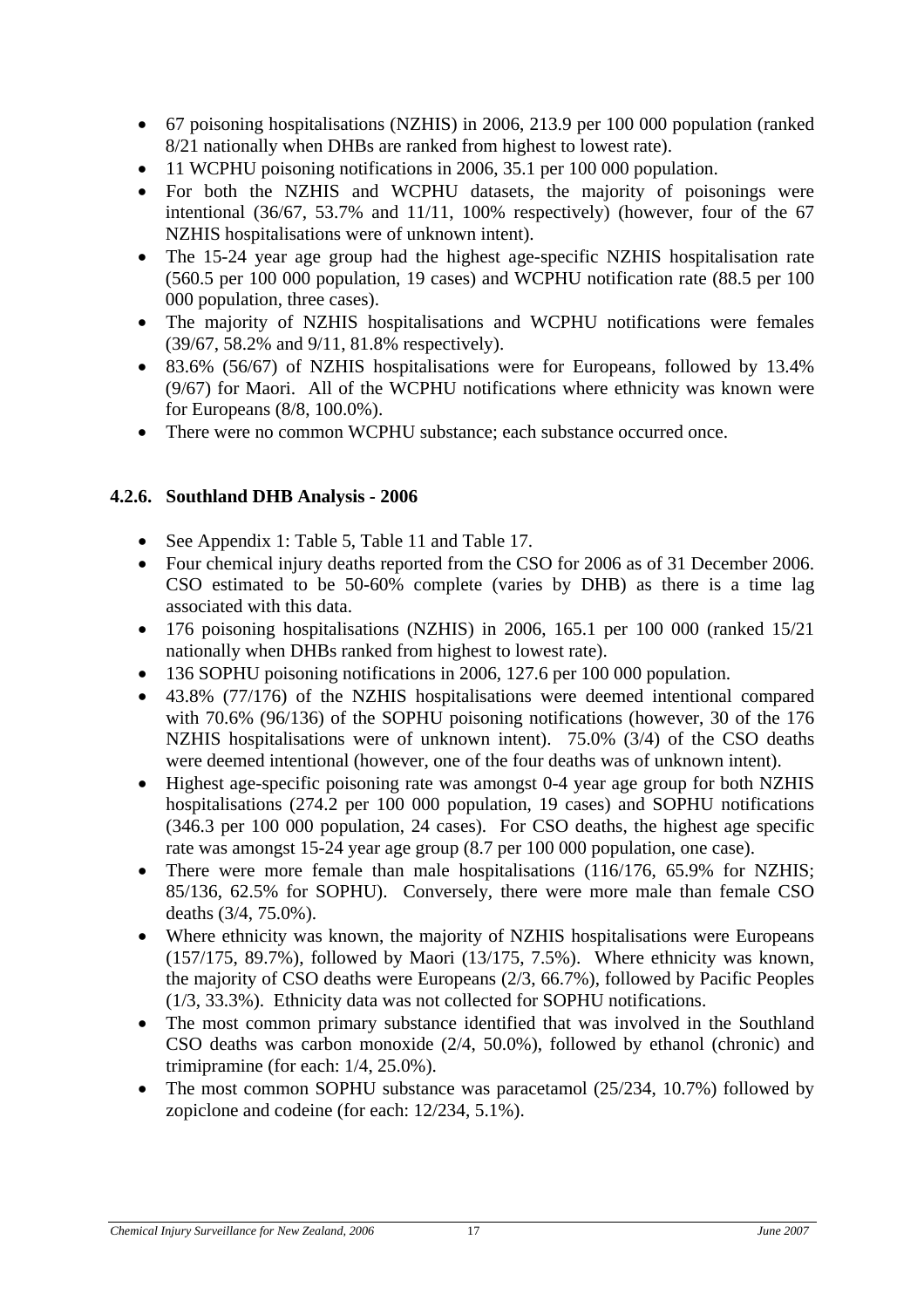- 67 poisoning hospitalisations (NZHIS) in 2006, 213.9 per 100 000 population (ranked 8/21 nationally when DHBs are ranked from highest to lowest rate).
- 11 WCPHU poisoning notifications in 2006, 35.1 per 100 000 population.
- For both the NZHIS and WCPHU datasets, the majority of poisonings were intentional (36/67, 53.7% and 11/11, 100% respectively) (however, four of the 67 NZHIS hospitalisations were of unknown intent).
- The 15-24 year age group had the highest age-specific NZHIS hospitalisation rate (560.5 per 100 000 population, 19 cases) and WCPHU notification rate (88.5 per 100 000 population, three cases).
- The majority of NZHIS hospitalisations and WCPHU notifications were females (39/67, 58.2% and 9/11, 81.8% respectively).
- 83.6% (56/67) of NZHIS hospitalisations were for Europeans, followed by 13.4% (9/67) for Maori. All of the WCPHU notifications where ethnicity was known were for Europeans (8/8, 100.0%).
- There were no common WCPHU substance; each substance occurred once.

#### 4.2.6. Southland DHB Analysis - 2006

- See Appendix 1: Table 5, Table 11 and Table 17.
- Four chemical injury deaths reported from the CSO for 2006 as of 31 December 2006. CSO estimated to be 50-60% complete (varies by DHB) as there is a time lag associated with this data.
- 176 poisoning hospitalisations (NZHIS) in 2006, 165.1 per 100 000 (ranked 15/21 nationally when DHBs ranked from highest to lowest rate).
- 136 SOPHU poisoning notifications in 2006, 127.6 per 100 000 population.
- 43.8% (77/176) of the NZHIS hospitalisations were deemed intentional compared with 70.6% (96/136) of the SOPHU poisoning notifications (however, 30 of the 176 NZHIS hospitalisations were of unknown intent). 75.0% (3/4) of the CSO deaths were deemed intentional (however, one of the four deaths was of unknown intent).
- Highest age-specific poisoning rate was amongst 0-4 year age group for both NZHIS hospitalisations (274.2 per 100 000 population, 19 cases) and SOPHU notifications (346.3 per 100 000 population, 24 cases). For CSO deaths, the highest age specific rate was amongst 15-24 year age group (8.7 per 100 000 population, one case).
- There were more female than male hospitalisations (116/176, 65.9% for NZHIS; 85/136, 62.5% for SOPHU). Conversely, there were more male than female CSO deaths (3/4, 75.0%).
- Where ethnicity was known, the majority of NZHIS hospitalisations were Europeans (157/175, 89.7%), followed by Maori (13/175, 7.5%). Where ethnicity was known, the majority of CSO deaths were Europeans (2/3, 66.7%), followed by Pacific Peoples (1/3, 33.3%). Ethnicity data was not collected for SOPHU notifications.
- The most common primary substance identified that was involved in the Southland CSO deaths was carbon monoxide (2/4, 50.0%), followed by ethanol (chronic) and trimipramine (for each: 1/4, 25.0%).
- The most common SOPHU substance was paracetamol (25/234, 10.7%) followed by zopiclone and codeine (for each: 12/234, 5.1%).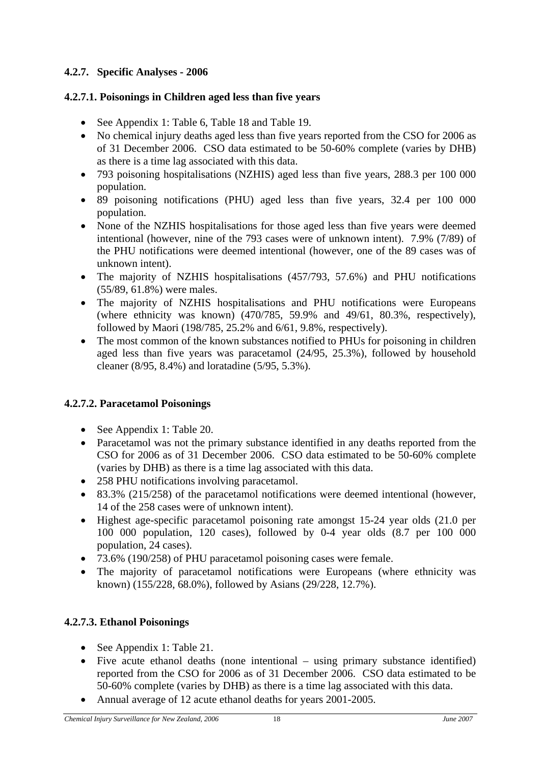#### 4.2.7. Specific Analyses - 2006

##### 4.2.7.1. Poisonings in Children aged less than five years

- See Appendix 1: Table 6, Table 18 and Table 19.
- No chemical injury deaths aged less than five years reported from the CSO for 2006 as of 31 December 2006. CSO data estimated to be 50-60% complete (varies by DHB) as there is a time lag associated with this data.
- 793 poisoning hospitalisations (NZHIS) aged less than five years, 288.3 per 100 000 population.
- 89 poisoning notifications (PHU) aged less than five years, 32.4 per 100 000 population.
- None of the NZHIS hospitalisations for those aged less than five years were deemed intentional (however, nine of the 793 cases were of unknown intent). 7.9% (7/89) of the PHU notifications were deemed intentional (however, one of the 89 cases was of unknown intent).
- The majority of NZHIS hospitalisations (457/793, 57.6%) and PHU notifications (55/89, 61.8%) were males.
- The majority of NZHIS hospitalisations and PHU notifications were Europeans (where ethnicity was known) (470/785, 59.9% and 49/61, 80.3%, respectively), followed by Maori (198/785, 25.2% and 6/61, 9.8%, respectively).
- The most common of the known substances notified to PHUs for poisoning in children aged less than five years was paracetamol (24/95, 25.3%), followed by household cleaner (8/95, 8.4%) and loratadine (5/95, 5.3%).

##### 4.2.7.2. Paracetamol Poisonings

- See Appendix 1: Table 20.
- Paracetamol was not the primary substance identified in any deaths reported from the CSO for 2006 as of 31 December 2006. CSO data estimated to be 50-60% complete (varies by DHB) as there is a time lag associated with this data.
- 258 PHU notifications involving paracetamol.
- 83.3% (215/258) of the paracetamol notifications were deemed intentional (however, 14 of the 258 cases were of unknown intent).
- Highest age-specific paracetamol poisoning rate amongst 15-24 year olds (21.0 per 100 000 population, 120 cases), followed by 0-4 year olds (8.7 per 100 000 population, 24 cases).
- 73.6% (190/258) of PHU paracetamol poisoning cases were female.
- The majority of paracetamol notifications were Europeans (where ethnicity was known) (155/228, 68.0%), followed by Asians (29/228, 12.7%).

##### 4.2.7.3. Ethanol Poisonings

- See Appendix 1: Table 21.
- Five acute ethanol deaths (none intentional – using primary substance identified) reported from the CSO for 2006 as of 31 December 2006. CSO data estimated to be 50-60% complete (varies by DHB) as there is a time lag associated with this data.
- Annual average of 12 acute ethanol deaths for years 2001-2005.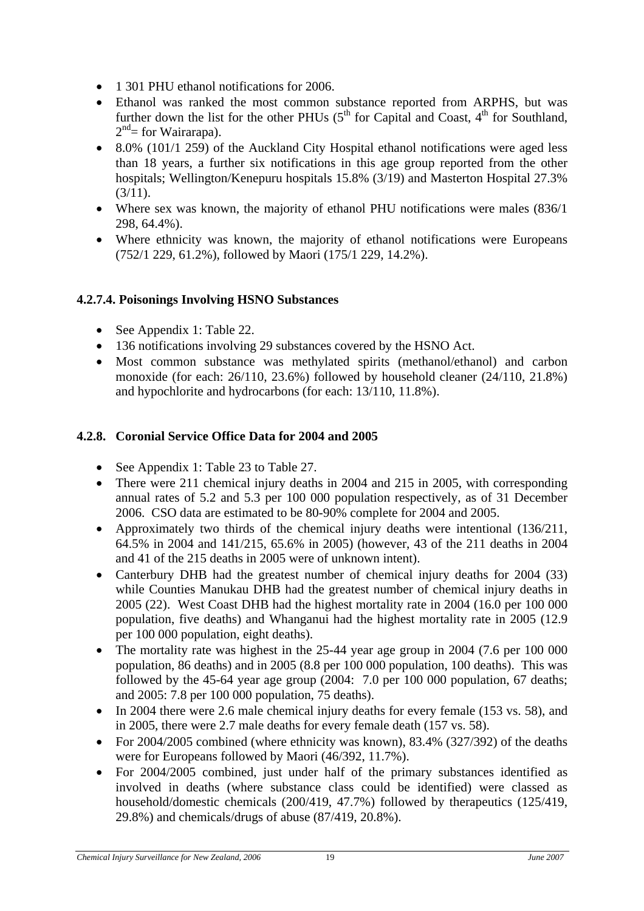- 1 301 PHU ethanol notifications for 2006.
- Ethanol was ranked the most common substance reported from ARPHS, but was further down the list for the other PHUs (5th for Capital and Coast, 4th for Southland, 2nd= for Wairarapa).
- 8.0% (101/1 259) of the Auckland City Hospital ethanol notifications were aged less than 18 years, a further six notifications in this age group reported from the other hospitals; Wellington/Kenepuru hospitals 15.8% (3/19) and Masterton Hospital 27.3% (3/11).
- Where sex was known, the majority of ethanol PHU notifications were males (836/1 298, 64.4%).
- Where ethnicity was known, the majority of ethanol notifications were Europeans (752/1 229, 61.2%), followed by Maori (175/1 229, 14.2%).

#### 4.2.7.4. Poisonings Involving HSNO Substances

- See Appendix 1: Table 22.
- 136 notifications involving 29 substances covered by the HSNO Act.
- Most common substance was methylated spirits (methanol/ethanol) and carbon monoxide (for each: 26/110, 23.6%) followed by household cleaner (24/110, 21.8%) and hypochlorite and hydrocarbons (for each: 13/110, 11.8%).

### 4.2.8. Coronial Service Office Data for 2004 and 2005

- See Appendix 1: Table 23 to Table 27.
- There were 211 chemical injury deaths in 2004 and 215 in 2005, with corresponding annual rates of 5.2 and 5.3 per 100 000 population respectively, as of 31 December 2006. CSO data are estimated to be 80-90% complete for 2004 and 2005.
- Approximately two thirds of the chemical injury deaths were intentional (136/211, 64.5% in 2004 and 141/215, 65.6% in 2005) (however, 43 of the 211 deaths in 2004 and 41 of the 215 deaths in 2005 were of unknown intent).
- Canterbury DHB had the greatest number of chemical injury deaths for 2004 (33) while Counties Manukau DHB had the greatest number of chemical injury deaths in 2005 (22). West Coast DHB had the highest mortality rate in 2004 (16.0 per 100 000 population, five deaths) and Whanganui had the highest mortality rate in 2005 (12.9 per 100 000 population, eight deaths).
- The mortality rate was highest in the 25-44 year age group in 2004 (7.6 per 100 000 population, 86 deaths) and in 2005 (8.8 per 100 000 population, 100 deaths). This was followed by the 45-64 year age group (2004: 7.0 per 100 000 population, 67 deaths; and 2005: 7.8 per 100 000 population, 75 deaths).
- In 2004 there were 2.6 male chemical injury deaths for every female (153 vs. 58), and in 2005, there were 2.7 male deaths for every female death (157 vs. 58).
- For 2004/2005 combined (where ethnicity was known), 83.4% (327/392) of the deaths were for Europeans followed by Maori (46/392, 11.7%).
- For 2004/2005 combined, just under half of the primary substances identified as involved in deaths (where substance class could be identified) were classed as household/domestic chemicals (200/419, 47.7%) followed by therapeutics (125/419, 29.8%) and chemicals/drugs of abuse (87/419, 20.8%).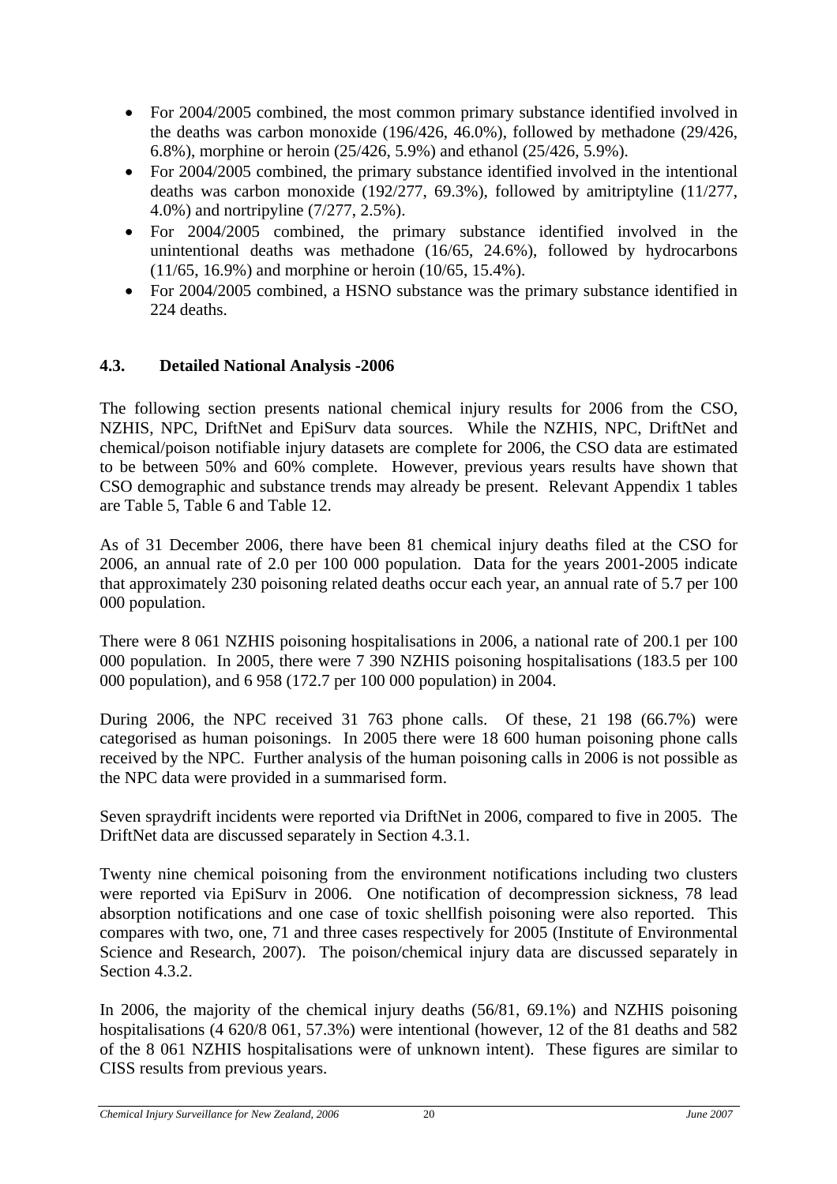- For 2004/2005 combined, the most common primary substance identified involved in the deaths was carbon monoxide (196/426, 46.0%), followed by methadone (29/426, 6.8%), morphine or heroin (25/426, 5.9%) and ethanol (25/426, 5.9%).
- For 2004/2005 combined, the primary substance identified involved in the intentional deaths was carbon monoxide (192/277, 69.3%), followed by amitriptyline (11/277, 4.0%) and nortripyline (7/277, 2.5%).
- For 2004/2005 combined, the primary substance identified involved in the unintentional deaths was methadone (16/65, 24.6%), followed by hydrocarbons (11/65, 16.9%) and morphine or heroin (10/65, 15.4%).
- For 2004/2005 combined, a HSNO substance was the primary substance identified in 224 deaths.

## 4.3. Detailed National Analysis -2006

The following section presents national chemical injury results for 2006 from the CSO, NZHIS, NPC, DriftNet and EpiSurv data sources. While the NZHIS, NPC, DriftNet and chemical/poison notifiable injury datasets are complete for 2006, the CSO data are estimated to be between 50% and 60% complete. However, previous years results have shown that CSO demographic and substance trends may already be present. Relevant Appendix 1 tables are Table 5, Table 6 and Table 12.

As of 31 December 2006, there have been 81 chemical injury deaths filed at the CSO for 2006, an annual rate of 2.0 per 100 000 population. Data for the years 2001-2005 indicate that approximately 230 poisoning related deaths occur each year, an annual rate of 5.7 per 100 000 population.

There were 8 061 NZHIS poisoning hospitalisations in 2006, a national rate of 200.1 per 100 000 population. In 2005, there were 7 390 NZHIS poisoning hospitalisations (183.5 per 100 000 population), and 6 958 (172.7 per 100 000 population) in 2004.

During 2006, the NPC received 31 763 phone calls. Of these, 21 198 (66.7%) were categorised as human poisonings. In 2005 there were 18 600 human poisoning phone calls received by the NPC. Further analysis of the human poisoning calls in 2006 is not possible as the NPC data were provided in a summarised form.

Seven spraydrift incidents were reported via DriftNet in 2006, compared to five in 2005. The DriftNet data are discussed separately in Section 4.3.1.

Twenty nine chemical poisoning from the environment notifications including two clusters were reported via EpiSurv in 2006. One notification of decompression sickness, 78 lead absorption notifications and one case of toxic shellfish poisoning were also reported. This compares with two, one, 71 and three cases respectively for 2005 (Institute of Environmental Science and Research, 2007). The poison/chemical injury data are discussed separately in Section 4.3.2.

In 2006, the majority of the chemical injury deaths (56/81, 69.1%) and NZHIS poisoning hospitalisations (4 620/8 061, 57.3%) were intentional (however, 12 of the 81 deaths and 582 of the 8 061 NZHIS hospitalisations were of unknown intent). These figures are similar to CISS results from previous years.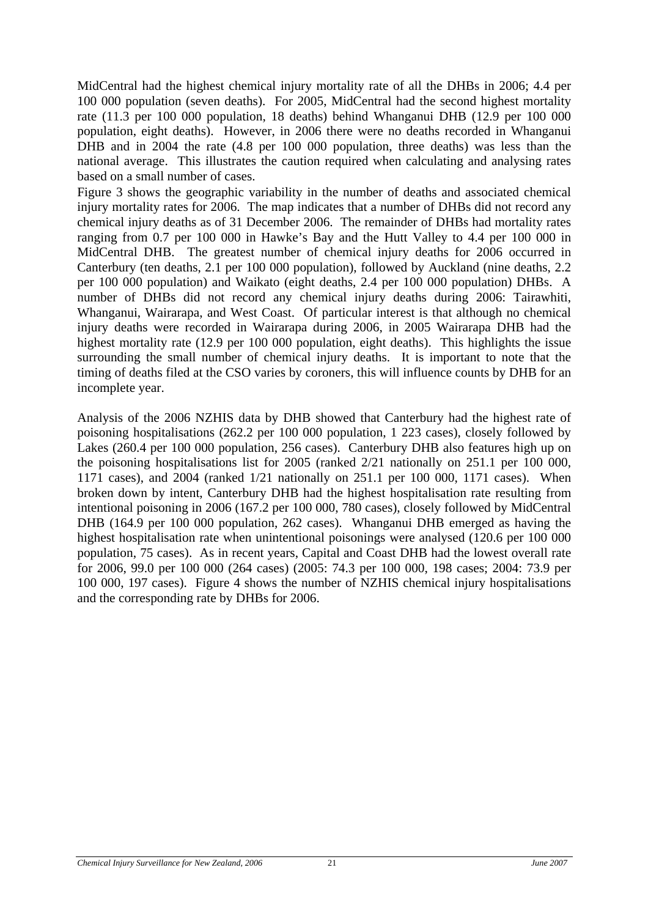MidCentral had the highest chemical injury mortality rate of all the DHBs in 2006; 4.4 per 100 000 population (seven deaths). For 2005, MidCentral had the second highest mortality rate (11.3 per 100 000 population, 18 deaths) behind Whanganui DHB (12.9 per 100 000 population, eight deaths). However, in 2006 there were no deaths recorded in Whanganui DHB and in 2004 the rate (4.8 per 100 000 population, three deaths) was less than the national average. This illustrates the caution required when calculating and analysing rates based on a small number of cases.

Figure 3 shows the geographic variability in the number of deaths and associated chemical injury mortality rates for 2006. The map indicates that a number of DHBs did not record any chemical injury deaths as of 31 December 2006. The remainder of DHBs had mortality rates ranging from 0.7 per 100 000 in Hawke's Bay and the Hutt Valley to 4.4 per 100 000 in MidCentral DHB. The greatest number of chemical injury deaths for 2006 occurred in Canterbury (ten deaths, 2.1 per 100 000 population), followed by Auckland (nine deaths, 2.2 per 100 000 population) and Waikato (eight deaths, 2.4 per 100 000 population) DHBs. A number of DHBs did not record any chemical injury deaths during 2006: Tairawhiti, Whanganui, Wairarapa, and West Coast. Of particular interest is that although no chemical injury deaths were recorded in Wairarapa during 2006, in 2005 Wairarapa DHB had the highest mortality rate (12.9 per 100 000 population, eight deaths). This highlights the issue surrounding the small number of chemical injury deaths. It is important to note that the timing of deaths filed at the CSO varies by coroners, this will influence counts by DHB for an incomplete year.

Analysis of the 2006 NZHIS data by DHB showed that Canterbury had the highest rate of poisoning hospitalisations (262.2 per 100 000 population, 1 223 cases), closely followed by Lakes (260.4 per 100 000 population, 256 cases). Canterbury DHB also features high up on the poisoning hospitalisations list for 2005 (ranked 2/21 nationally on 251.1 per 100 000, 1171 cases), and 2004 (ranked 1/21 nationally on 251.1 per 100 000, 1171 cases). When broken down by intent, Canterbury DHB had the highest hospitalisation rate resulting from intentional poisoning in 2006 (167.2 per 100 000, 780 cases), closely followed by MidCentral DHB (164.9 per 100 000 population, 262 cases). Whanganui DHB emerged as having the highest hospitalisation rate when unintentional poisonings were analysed (120.6 per 100 000 population, 75 cases). As in recent years, Capital and Coast DHB had the lowest overall rate for 2006, 99.0 per 100 000 (264 cases) (2005: 74.3 per 100 000, 198 cases; 2004: 73.9 per 100 000, 197 cases). Figure 4 shows the number of NZHIS chemical injury hospitalisations and the corresponding rate by DHBs for 2006.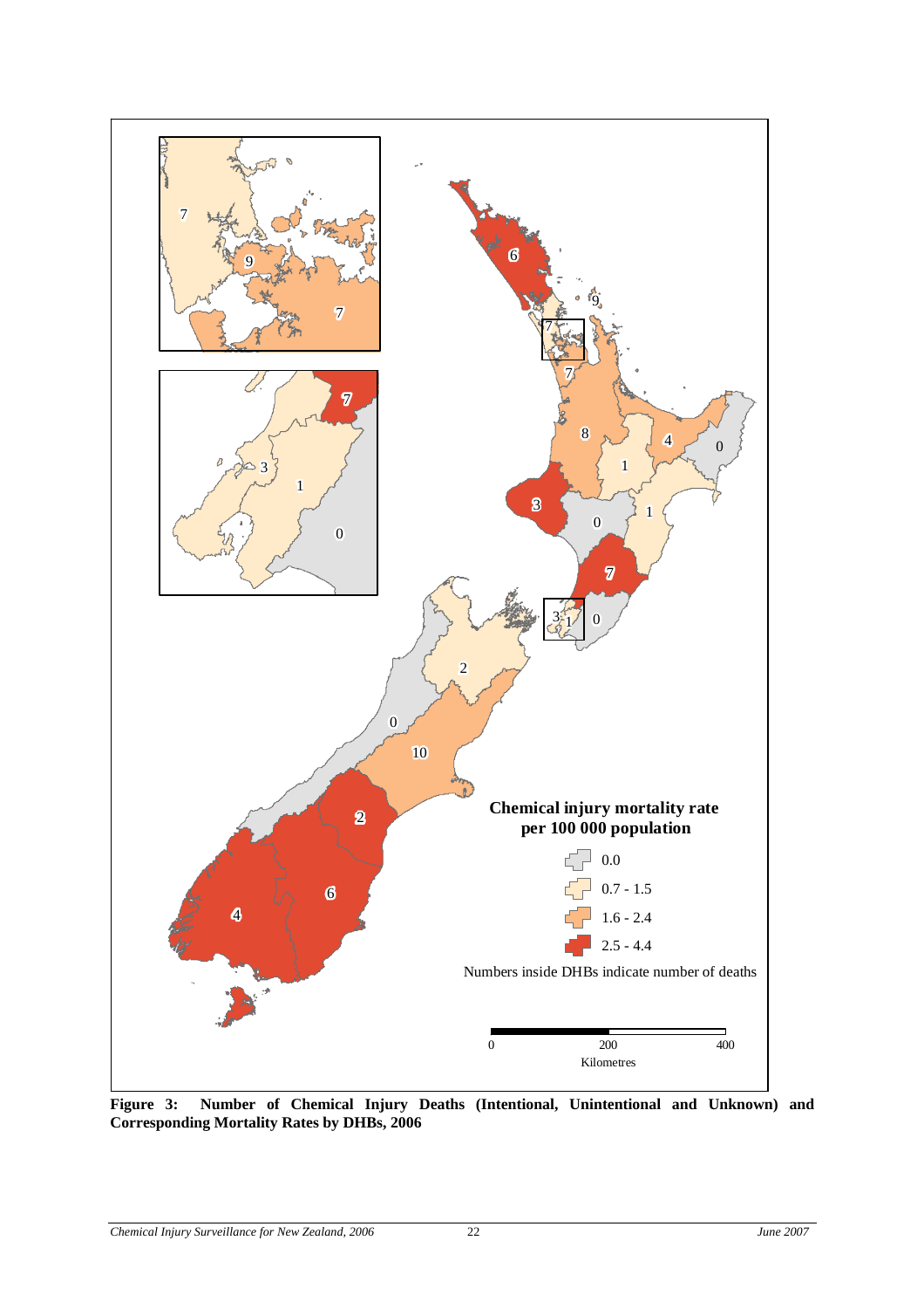**Figure 3: Number of Chemical Injury Deaths (Intentional, Unintentional and Unknown) and Corresponding Mortality Rates by DHBs, 2006**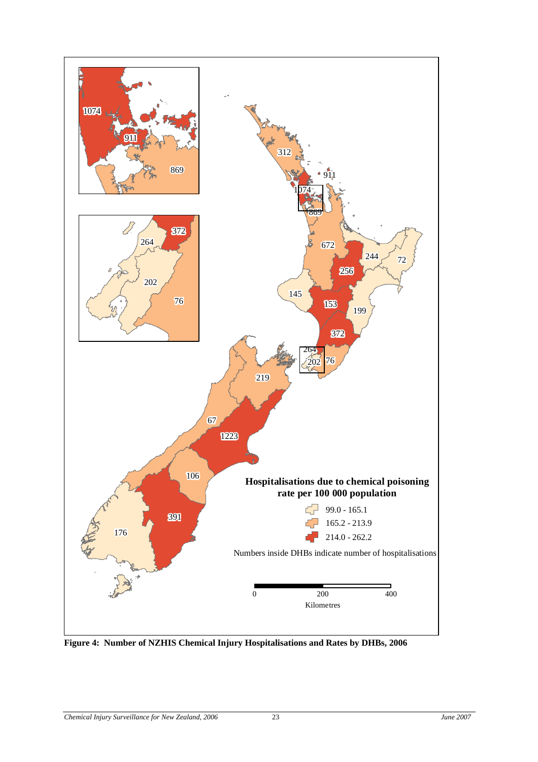**Hospitalisations due to chemical poisoning rate per 100 000 population**

- 99.0 - 165.1
- 165.2 - 213.9
- 214.0 - 262.2

Numbers inside DHBs indicate number of hospitalisations

**Figure 4: Number of NZHIS Chemical Injury Hospitalisations and Rates by DHBs, 2006**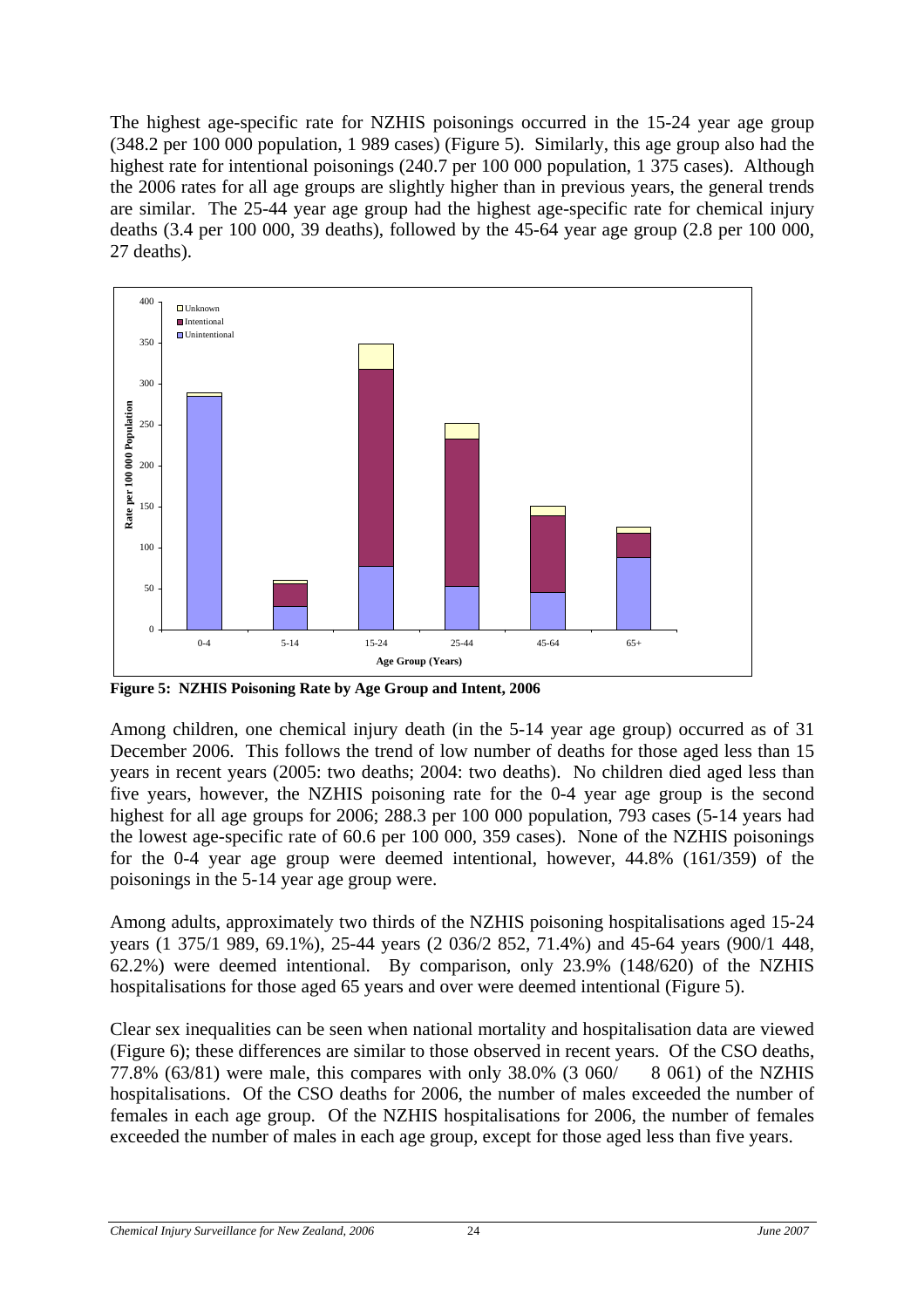The highest age-specific rate for NZHIS poisonings occurred in the 15-24 year age group (348.2 per 100 000 population, 1 989 cases) (Figure 5). Similarly, this age group also had the highest rate for intentional poisonings (240.7 per 100 000 population, 1 375 cases). Although the 2006 rates for all age groups are slightly higher than in previous years, the general trends are similar. The 25-44 year age group had the highest age-specific rate for chemical injury deaths (3.4 per 100 000, 39 deaths), followed by the 45-64 year age group (2.8 per 100 000, 27 deaths).

**Figure 5: NZHIS Poisoning Rate by Age Group and Intent, 2006**

Among children, one chemical injury death (in the 5-14 year age group) occurred as of 31 December 2006. This follows the trend of low number of deaths for those aged less than 15 years in recent years (2005: two deaths; 2004: two deaths). No children died aged less than five years, however, the NZHIS poisoning rate for the 0-4 year age group is the second highest for all age groups for 2006; 288.3 per 100 000 population, 793 cases (5-14 years had the lowest age-specific rate of 60.6 per 100 000, 359 cases). None of the NZHIS poisonings for the 0-4 year age group were deemed intentional, however, 44.8% (161/359) of the poisonings in the 5-14 year age group were.

Among adults, approximately two thirds of the NZHIS poisoning hospitalisations aged 15-24 years (1 375/1 989, 69.1%), 25-44 years (2 036/2 852, 71.4%) and 45-64 years (900/1 448, 62.2%) were deemed intentional. By comparison, only 23.9% (148/620) of the NZHIS hospitalisations for those aged 65 years and over were deemed intentional (Figure 5).

Clear sex inequalities can be seen when national mortality and hospitalisation data are viewed (Figure 6); these differences are similar to those observed in recent years. Of the CSO deaths, 77.8% (63/81) were male, this compares with only 38.0% (3 060/ 8 061) of the NZHIS hospitalisations. Of the CSO deaths for 2006, the number of males exceeded the number of females in each age group. Of the NZHIS hospitalisations for 2006, the number of females exceeded the number of males in each age group, except for those aged less than five years.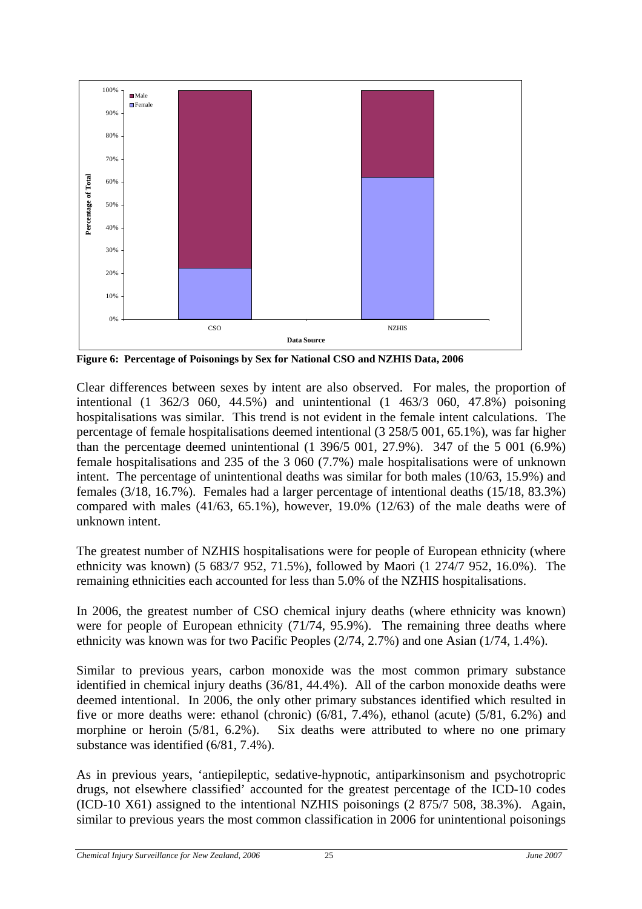**Figure 6: Percentage of Poisonings by Sex for National CSO and NZHIS Data, 2006**

Clear differences between sexes by intent are also observed. For males, the proportion of intentional (1 362/3 060, 44.5%) and unintentional (1 463/3 060, 47.8%) poisoning hospitalisations was similar. This trend is not evident in the female intent calculations. The percentage of female hospitalisations deemed intentional (3 258/5 001, 65.1%), was far higher than the percentage deemed unintentional (1 396/5 001, 27.9%). 347 of the 5 001 (6.9%) female hospitalisations and 235 of the 3 060 (7.7%) male hospitalisations were of unknown intent. The percentage of unintentional deaths was similar for both males (10/63, 15.9%) and females (3/18, 16.7%). Females had a larger percentage of intentional deaths (15/18, 83.3%) compared with males (41/63, 65.1%), however, 19.0% (12/63) of the male deaths were of unknown intent.

The greatest number of NZHIS hospitalisations were for people of European ethnicity (where ethnicity was known) (5 683/7 952, 71.5%), followed by Maori (1 274/7 952, 16.0%). The remaining ethnicities each accounted for less than 5.0% of the NZHIS hospitalisations.

In 2006, the greatest number of CSO chemical injury deaths (where ethnicity was known) were for people of European ethnicity (71/74, 95.9%). The remaining three deaths where ethnicity was known was for two Pacific Peoples (2/74, 2.7%) and one Asian (1/74, 1.4%).

Similar to previous years, carbon monoxide was the most common primary substance identified in chemical injury deaths (36/81, 44.4%). All of the carbon monoxide deaths were deemed intentional. In 2006, the only other primary substances identified which resulted in five or more deaths were: ethanol (chronic) (6/81, 7.4%), ethanol (acute) (5/81, 6.2%) and morphine or heroin (5/81, 6.2%). Six deaths were attributed to where no one primary substance was identified (6/81, 7.4%).

As in previous years, 'antiepileptic, sedative-hypnotic, antiparkinsonism and psychotropric drugs, not elsewhere classified' accounted for the greatest percentage of the ICD-10 codes (ICD-10 X61) assigned to the intentional NZHIS poisonings (2 875/7 508, 38.3%). Again, similar to previous years the most common classification in 2006 for unintentional poisonings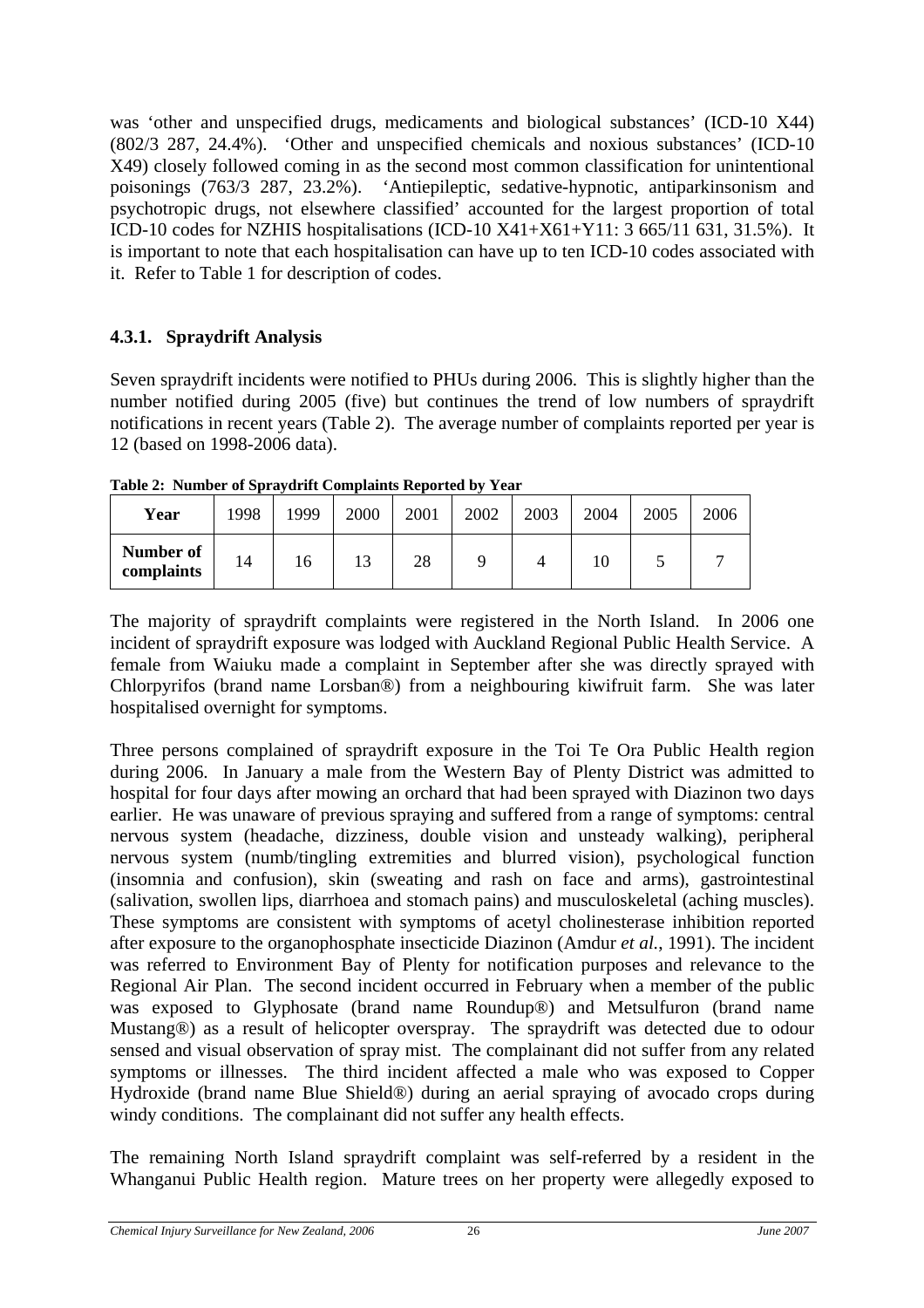was 'other and unspecified drugs, medicaments and biological substances' (ICD-10 X44) (802/3 287, 24.4%). 'Other and unspecified chemicals and noxious substances' (ICD-10 X49) closely followed coming in as the second most common classification for unintentional poisonings (763/3 287, 23.2%). 'Antiepileptic, sedative-hypnotic, antiparkinsonism and psychotropic drugs, not elsewhere classified' accounted for the largest proportion of total ICD-10 codes for NZHIS hospitalisations (ICD-10 X41+X61+Y11: 3 665/11 631, 31.5%). It is important to note that each hospitalisation can have up to ten ICD-10 codes associated with it. Refer to Table 1 for description of codes.

### 4.3.1. Spraydrift Analysis

Seven spraydrift incidents were notified to PHUs during 2006. This is slightly higher than the number notified during 2005 (five) but continues the trend of low numbers of spraydrift notifications in recent years (Table 2). The average number of complaints reported per year is 12 (based on 1998-2006 data).

**Table 2: Number of Spraydrift Complaints Reported by Year**

| Year | 1998 | 1999 | 2000 | 2001 | 2002 | 2003 | 2004 | 2005 | 2006 |
|---|---|---|---|---|---|---|---|---|---|
| **Number of complaints** | 14 | 16 | 13 | 28 | 9 | 4 | 10 | 5 | 7 |

The majority of spraydrift complaints were registered in the North Island. In 2006 one incident of spraydrift exposure was lodged with Auckland Regional Public Health Service. A female from Waiuku made a complaint in September after she was directly sprayed with Chlorpyrifos (brand name Lorsban®) from a neighbouring kiwifruit farm. She was later hospitalised overnight for symptoms.

Three persons complained of spraydrift exposure in the Toi Te Ora Public Health region during 2006. In January a male from the Western Bay of Plenty District was admitted to hospital for four days after mowing an orchard that had been sprayed with Diazinon two days earlier. He was unaware of previous spraying and suffered from a range of symptoms: central nervous system (headache, dizziness, double vision and unsteady walking), peripheral nervous system (numb/tingling extremities and blurred vision), psychological function (insomnia and confusion), skin (sweating and rash on face and arms), gastrointestinal (salivation, swollen lips, diarrhoea and stomach pains) and musculoskeletal (aching muscles). These symptoms are consistent with symptoms of acetyl cholinesterase inhibition reported after exposure to the organophosphate insecticide Diazinon (Amdur *et al.*, 1991). The incident was referred to Environment Bay of Plenty for notification purposes and relevance to the Regional Air Plan. The second incident occurred in February when a member of the public was exposed to Glyphosate (brand name Roundup®) and Metsulfuron (brand name Mustang®) as a result of helicopter overspray. The spraydrift was detected due to odour sensed and visual observation of spray mist. The complainant did not suffer from any related symptoms or illnesses. The third incident affected a male who was exposed to Copper Hydroxide (brand name Blue Shield®) during an aerial spraying of avocado crops during windy conditions. The complainant did not suffer any health effects.

The remaining North Island spraydrift complaint was self-referred by a resident in the Whanganui Public Health region. Mature trees on her property were allegedly exposed to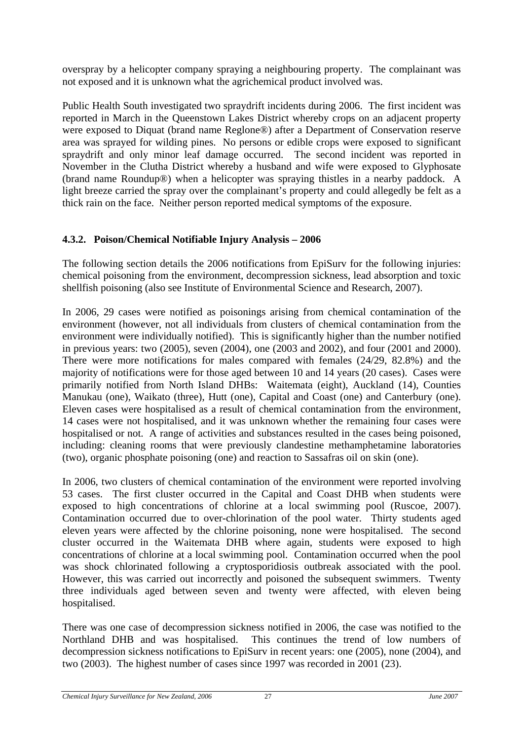overspray by a helicopter company spraying a neighbouring property. The complainant was not exposed and it is unknown what the agrichemical product involved was.

Public Health South investigated two spraydrift incidents during 2006. The first incident was reported in March in the Queenstown Lakes District whereby crops on an adjacent property were exposed to Diquat (brand name Reglone®) after a Department of Conservation reserve area was sprayed for wilding pines. No persons or edible crops were exposed to significant spraydrift and only minor leaf damage occurred. The second incident was reported in November in the Clutha District whereby a husband and wife were exposed to Glyphosate (brand name Roundup®) when a helicopter was spraying thistles in a nearby paddock. A light breeze carried the spray over the complainant's property and could allegedly be felt as a thick rain on the face. Neither person reported medical symptoms of the exposure.

### 4.3.2. Poison/Chemical Notifiable Injury Analysis – 2006

The following section details the 2006 notifications from EpiSurv for the following injuries: chemical poisoning from the environment, decompression sickness, lead absorption and toxic shellfish poisoning (also see Institute of Environmental Science and Research, 2007).

In 2006, 29 cases were notified as poisonings arising from chemical contamination of the environment (however, not all individuals from clusters of chemical contamination from the environment were individually notified). This is significantly higher than the number notified in previous years: two (2005), seven (2004), one (2003 and 2002), and four (2001 and 2000). There were more notifications for males compared with females (24/29, 82.8%) and the majority of notifications were for those aged between 10 and 14 years (20 cases). Cases were primarily notified from North Island DHBs: Waitemata (eight), Auckland (14), Counties Manukau (one), Waikato (three), Hutt (one), Capital and Coast (one) and Canterbury (one). Eleven cases were hospitalised as a result of chemical contamination from the environment, 14 cases were not hospitalised, and it was unknown whether the remaining four cases were hospitalised or not. A range of activities and substances resulted in the cases being poisoned, including: cleaning rooms that were previously clandestine methamphetamine laboratories (two), organic phosphate poisoning (one) and reaction to Sassafras oil on skin (one).

In 2006, two clusters of chemical contamination of the environment were reported involving 53 cases. The first cluster occurred in the Capital and Coast DHB when students were exposed to high concentrations of chlorine at a local swimming pool (Ruscoe, 2007). Contamination occurred due to over-chlorination of the pool water. Thirty students aged eleven years were affected by the chlorine poisoning, none were hospitalised. The second cluster occurred in the Waitemata DHB where again, students were exposed to high concentrations of chlorine at a local swimming pool. Contamination occurred when the pool was shock chlorinated following a cryptosporidiosis outbreak associated with the pool. However, this was carried out incorrectly and poisoned the subsequent swimmers. Twenty three individuals aged between seven and twenty were affected, with eleven being hospitalised.

There was one case of decompression sickness notified in 2006, the case was notified to the Northland DHB and was hospitalised. This continues the trend of low numbers of decompression sickness notifications to EpiSurv in recent years: one (2005), none (2004), and two (2003). The highest number of cases since 1997 was recorded in 2001 (23).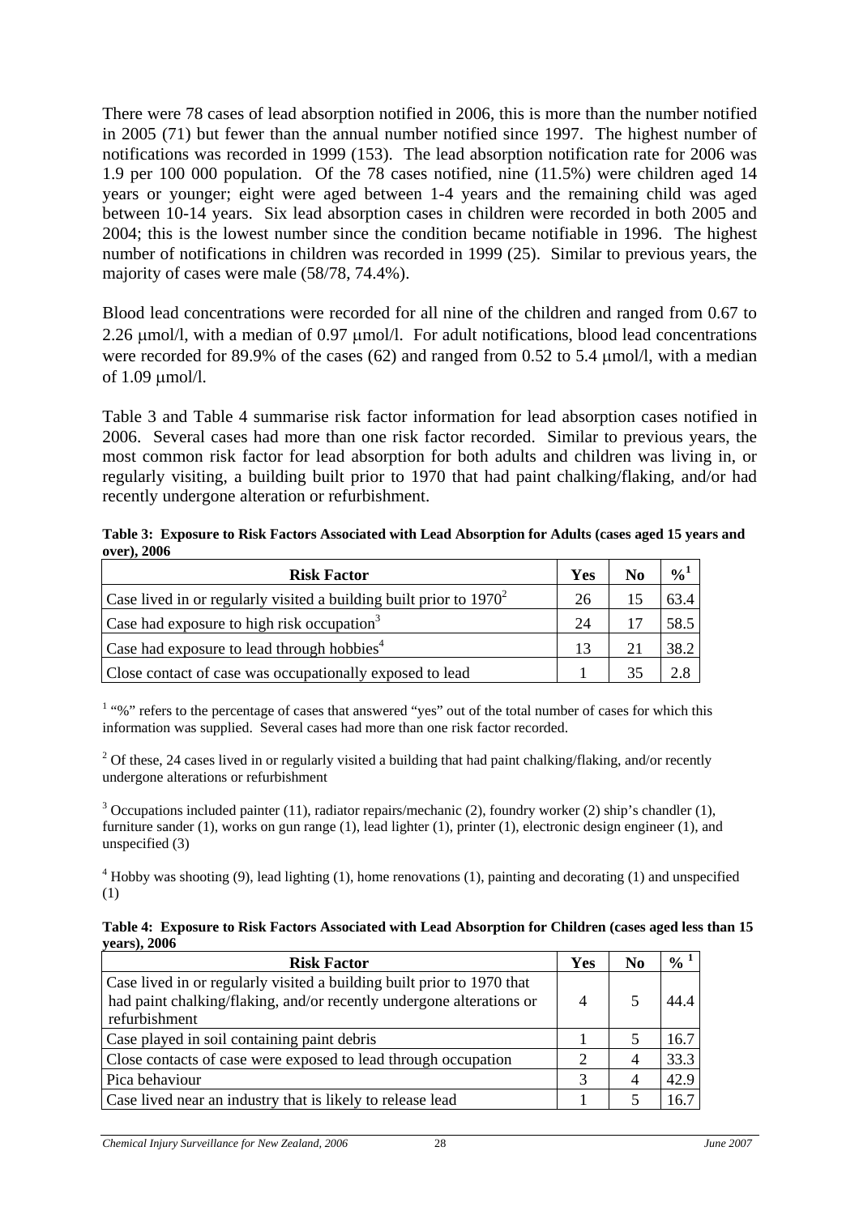There were 78 cases of lead absorption notified in 2006, this is more than the number notified in 2005 (71) but fewer than the annual number notified since 1997. The highest number of notifications was recorded in 1999 (153). The lead absorption notification rate for 2006 was 1.9 per 100 000 population. Of the 78 cases notified, nine (11.5%) were children aged 14 years or younger; eight were aged between 1-4 years and the remaining child was aged between 10-14 years. Six lead absorption cases in children were recorded in both 2005 and 2004; this is the lowest number since the condition became notifiable in 1996. The highest number of notifications in children was recorded in 1999 (25). Similar to previous years, the majority of cases were male (58/78, 74.4%).

Blood lead concentrations were recorded for all nine of the children and ranged from 0.67 to 2.26 μmol/l, with a median of 0.97 μmol/l. For adult notifications, blood lead concentrations were recorded for 89.9% of the cases (62) and ranged from 0.52 to 5.4 μmol/l, with a median of 1.09 μmol/l.

Table 3 and Table 4 summarise risk factor information for lead absorption cases notified in 2006. Several cases had more than one risk factor recorded. Similar to previous years, the most common risk factor for lead absorption for both adults and children was living in, or regularly visiting, a building built prior to 1970 that had paint chalking/flaking, and/or had recently undergone alteration or refurbishment.

**Table 3: Exposure to Risk Factors Associated with Lead Absorption for Adults (cases aged 15 years and over), 2006**

| Risk Factor | Yes | No | %[1] |
|---|---|---|---|
| Case lived in or regularly visited a building built prior to 1970[2] | 26 | 15 | 63.4 |
| Case had exposure to high risk occupation[3] | 24 | 17 | 58.5 |
| Case had exposure to lead through hobbies[4] | 13 | 21 | 38.2 |
| Close contact of case was occupationally exposed to lead | 1 | 35 | 2.8 |

[1] "%" refers to the percentage of cases that answered "yes" out of the total number of cases for which this information was supplied. Several cases had more than one risk factor recorded.

[2] Of these, 24 cases lived in or regularly visited a building that had paint chalking/flaking, and/or recently undergone alterations or refurbishment

[3] Occupations included painter (11), radiator repairs/mechanic (2), foundry worker (2) ship's chandler (1), furniture sander (1), works on gun range (1), lead lighter (1), printer (1), electronic design engineer (1), and unspecified (3)

[4] Hobby was shooting (9), lead lighting (1), home renovations (1), painting and decorating (1) and unspecified (1)

**Table 4: Exposure to Risk Factors Associated with Lead Absorption for Children (cases aged less than 15 years), 2006**

| Risk Factor | Yes | No | %[1] |
|---|---|---|---|
| Case lived in or regularly visited a building built prior to 1970 that had paint chalking/flaking, and/or recently undergone alterations or refurbishment | 4 | 5 | 44.4 |
| Case played in soil containing paint debris | 1 | 5 | 16.7 |
| Close contacts of case were exposed to lead through occupation | 2 | 4 | 33.3 |
| Pica behaviour | 3 | 4 | 42.9 |
| Case lived near an industry that is likely to release lead | 1 | 5 | 16.7 |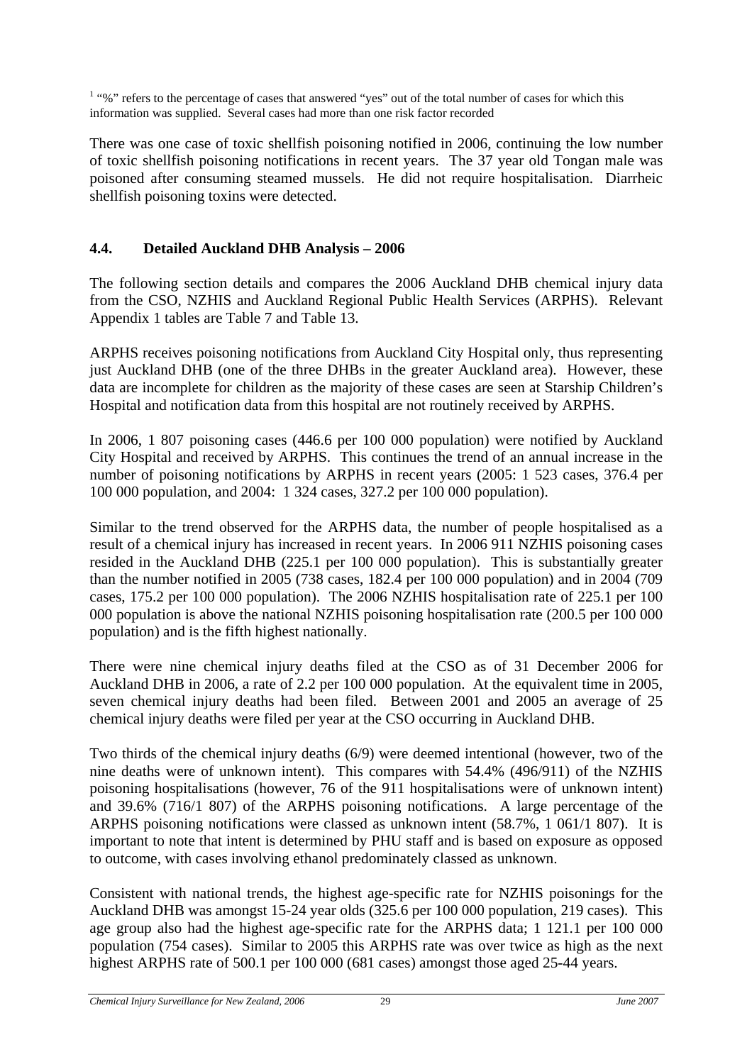[1] "%" refers to the percentage of cases that answered "yes" out of the total number of cases for which this information was supplied. Several cases had more than one risk factor recorded

There was one case of toxic shellfish poisoning notified in 2006, continuing the low number of toxic shellfish poisoning notifications in recent years. The 37 year old Tongan male was poisoned after consuming steamed mussels. He did not require hospitalisation. Diarrheic shellfish poisoning toxins were detected.

### 4.4. Detailed Auckland DHB Analysis – 2006

The following section details and compares the 2006 Auckland DHB chemical injury data from the CSO, NZHIS and Auckland Regional Public Health Services (ARPHS). Relevant Appendix 1 tables are Table 7 and Table 13.

ARPHS receives poisoning notifications from Auckland City Hospital only, thus representing just Auckland DHB (one of the three DHBs in the greater Auckland area). However, these data are incomplete for children as the majority of these cases are seen at Starship Children's Hospital and notification data from this hospital are not routinely received by ARPHS.

In 2006, 1 807 poisoning cases (446.6 per 100 000 population) were notified by Auckland City Hospital and received by ARPHS. This continues the trend of an annual increase in the number of poisoning notifications by ARPHS in recent years (2005: 1 523 cases, 376.4 per 100 000 population, and 2004: 1 324 cases, 327.2 per 100 000 population).

Similar to the trend observed for the ARPHS data, the number of people hospitalised as a result of a chemical injury has increased in recent years. In 2006 911 NZHIS poisoning cases resided in the Auckland DHB (225.1 per 100 000 population). This is substantially greater than the number notified in 2005 (738 cases, 182.4 per 100 000 population) and in 2004 (709 cases, 175.2 per 100 000 population). The 2006 NZHIS hospitalisation rate of 225.1 per 100 000 population is above the national NZHIS poisoning hospitalisation rate (200.5 per 100 000 population) and is the fifth highest nationally.

There were nine chemical injury deaths filed at the CSO as of 31 December 2006 for Auckland DHB in 2006, a rate of 2.2 per 100 000 population. At the equivalent time in 2005, seven chemical injury deaths had been filed. Between 2001 and 2005 an average of 25 chemical injury deaths were filed per year at the CSO occurring in Auckland DHB.

Two thirds of the chemical injury deaths (6/9) were deemed intentional (however, two of the nine deaths were of unknown intent). This compares with 54.4% (496/911) of the NZHIS poisoning hospitalisations (however, 76 of the 911 hospitalisations were of unknown intent) and 39.6% (716/1 807) of the ARPHS poisoning notifications. A large percentage of the ARPHS poisoning notifications were classed as unknown intent (58.7%, 1 061/1 807). It is important to note that intent is determined by PHU staff and is based on exposure as opposed to outcome, with cases involving ethanol predominately classed as unknown.

Consistent with national trends, the highest age-specific rate for NZHIS poisonings for the Auckland DHB was amongst 15-24 year olds (325.6 per 100 000 population, 219 cases). This age group also had the highest age-specific rate for the ARPHS data; 1 121.1 per 100 000 population (754 cases). Similar to 2005 this ARPHS rate was over twice as high as the next highest ARPHS rate of 500.1 per 100 000 (681 cases) amongst those aged 25-44 years.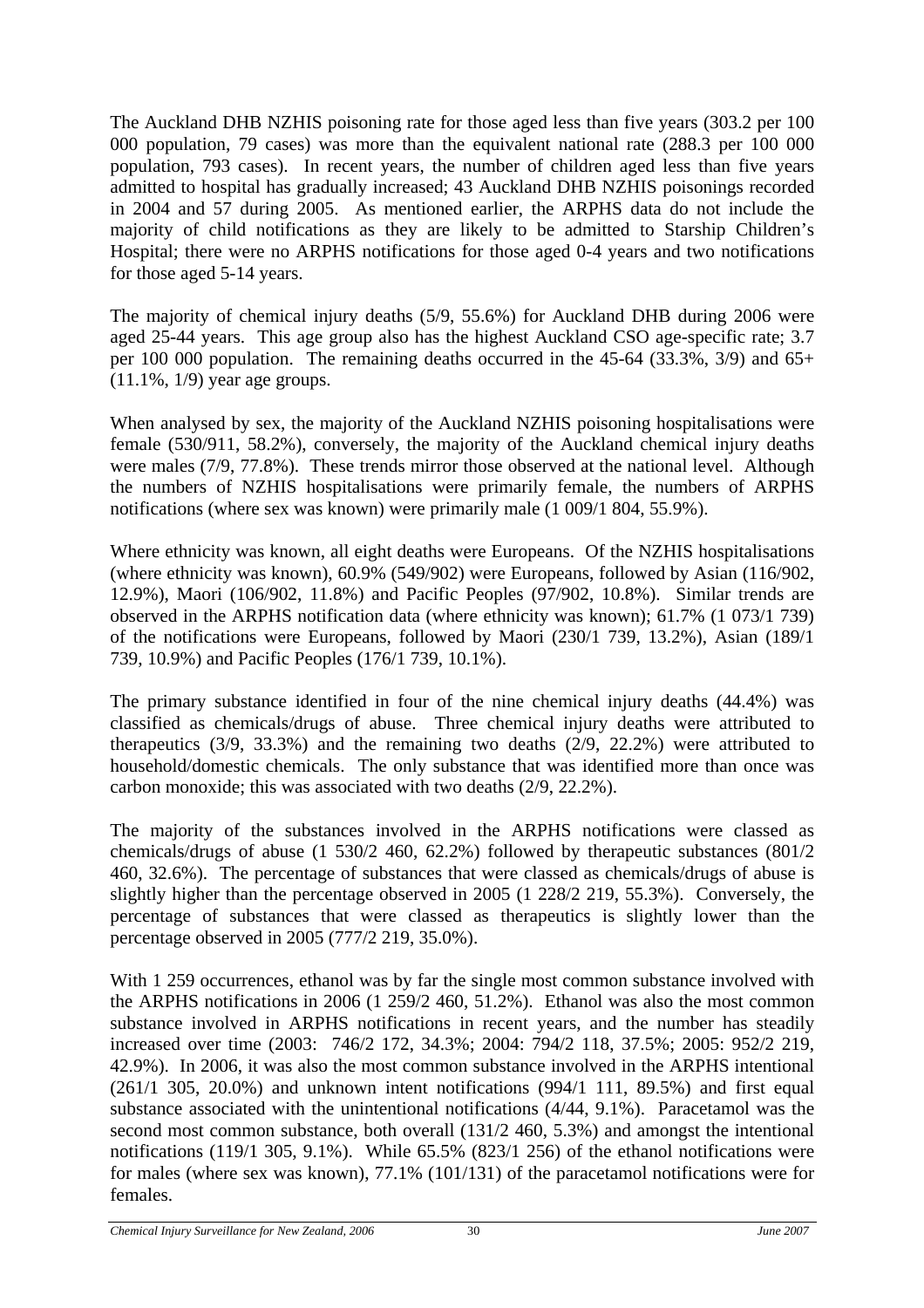The Auckland DHB NZHIS poisoning rate for those aged less than five years (303.2 per 100 000 population, 79 cases) was more than the equivalent national rate (288.3 per 100 000 population, 793 cases). In recent years, the number of children aged less than five years admitted to hospital has gradually increased; 43 Auckland DHB NZHIS poisonings recorded in 2004 and 57 during 2005. As mentioned earlier, the ARPHS data do not include the majority of child notifications as they are likely to be admitted to Starship Children's Hospital; there were no ARPHS notifications for those aged 0-4 years and two notifications for those aged 5-14 years.

The majority of chemical injury deaths (5/9, 55.6%) for Auckland DHB during 2006 were aged 25-44 years. This age group also has the highest Auckland CSO age-specific rate; 3.7 per 100 000 population. The remaining deaths occurred in the 45-64 (33.3%, 3/9) and 65+ (11.1%, 1/9) year age groups.

When analysed by sex, the majority of the Auckland NZHIS poisoning hospitalisations were female (530/911, 58.2%), conversely, the majority of the Auckland chemical injury deaths were males (7/9, 77.8%). These trends mirror those observed at the national level. Although the numbers of NZHIS hospitalisations were primarily female, the numbers of ARPHS notifications (where sex was known) were primarily male (1 009/1 804, 55.9%).

Where ethnicity was known, all eight deaths were Europeans. Of the NZHIS hospitalisations (where ethnicity was known), 60.9% (549/902) were Europeans, followed by Asian (116/902, 12.9%), Maori (106/902, 11.8%) and Pacific Peoples (97/902, 10.8%). Similar trends are observed in the ARPHS notification data (where ethnicity was known); 61.7% (1 073/1 739) of the notifications were Europeans, followed by Maori (230/1 739, 13.2%), Asian (189/1 739, 10.9%) and Pacific Peoples (176/1 739, 10.1%).

The primary substance identified in four of the nine chemical injury deaths (44.4%) was classified as chemicals/drugs of abuse. Three chemical injury deaths were attributed to therapeutics (3/9, 33.3%) and the remaining two deaths (2/9, 22.2%) were attributed to household/domestic chemicals. The only substance that was identified more than once was carbon monoxide; this was associated with two deaths (2/9, 22.2%).

The majority of the substances involved in the ARPHS notifications were classed as chemicals/drugs of abuse (1 530/2 460, 62.2%) followed by therapeutic substances (801/2 460, 32.6%). The percentage of substances that were classed as chemicals/drugs of abuse is slightly higher than the percentage observed in 2005 (1 228/2 219, 55.3%). Conversely, the percentage of substances that were classed as therapeutics is slightly lower than the percentage observed in 2005 (777/2 219, 35.0%).

With 1 259 occurrences, ethanol was by far the single most common substance involved with the ARPHS notifications in 2006 (1 259/2 460, 51.2%). Ethanol was also the most common substance involved in ARPHS notifications in recent years, and the number has steadily increased over time (2003: 746/2 172, 34.3%; 2004: 794/2 118, 37.5%; 2005: 952/2 219, 42.9%). In 2006, it was also the most common substance involved in the ARPHS intentional (261/1 305, 20.0%) and unknown intent notifications (994/1 111, 89.5%) and first equal substance associated with the unintentional notifications (4/44, 9.1%). Paracetamol was the second most common substance, both overall (131/2 460, 5.3%) and amongst the intentional notifications (119/1 305, 9.1%). While 65.5% (823/1 256) of the ethanol notifications were for males (where sex was known), 77.1% (101/131) of the paracetamol notifications were for females.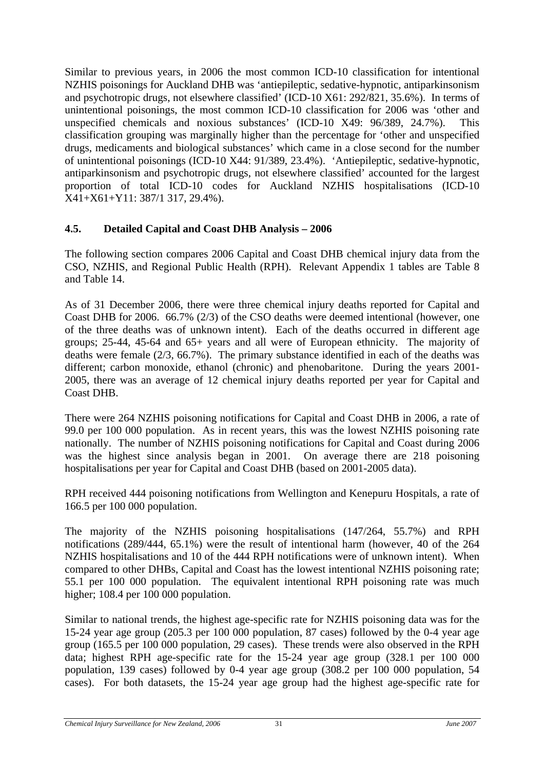Similar to previous years, in 2006 the most common ICD-10 classification for intentional NZHIS poisonings for Auckland DHB was 'antiepileptic, sedative-hypnotic, antiparkinsonism and psychotropic drugs, not elsewhere classified' (ICD-10 X61: 292/821, 35.6%). In terms of unintentional poisonings, the most common ICD-10 classification for 2006 was 'other and unspecified chemicals and noxious substances' (ICD-10 X49: 96/389, 24.7%). This classification grouping was marginally higher than the percentage for 'other and unspecified drugs, medicaments and biological substances' which came in a close second for the number of unintentional poisonings (ICD-10 X44: 91/389, 23.4%). 'Antiepileptic, sedative-hypnotic, antiparkinsonism and psychotropic drugs, not elsewhere classified' accounted for the largest proportion of total ICD-10 codes for Auckland NZHIS hospitalisations (ICD-10 X41+X61+Y11: 387/1 317, 29.4%).

## 4.5. Detailed Capital and Coast DHB Analysis – 2006

The following section compares 2006 Capital and Coast DHB chemical injury data from the CSO, NZHIS, and Regional Public Health (RPH). Relevant Appendix 1 tables are Table 8 and Table 14.

As of 31 December 2006, there were three chemical injury deaths reported for Capital and Coast DHB for 2006. 66.7% (2/3) of the CSO deaths were deemed intentional (however, one of the three deaths was of unknown intent). Each of the deaths occurred in different age groups; 25-44, 45-64 and 65+ years and all were of European ethnicity. The majority of deaths were female (2/3, 66.7%). The primary substance identified in each of the deaths was different; carbon monoxide, ethanol (chronic) and phenobaritone. During the years 2001-2005, there was an average of 12 chemical injury deaths reported per year for Capital and Coast DHB.

There were 264 NZHIS poisoning notifications for Capital and Coast DHB in 2006, a rate of 99.0 per 100 000 population. As in recent years, this was the lowest NZHIS poisoning rate nationally. The number of NZHIS poisoning notifications for Capital and Coast during 2006 was the highest since analysis began in 2001. On average there are 218 poisoning hospitalisations per year for Capital and Coast DHB (based on 2001-2005 data).

RPH received 444 poisoning notifications from Wellington and Kenepuru Hospitals, a rate of 166.5 per 100 000 population.

The majority of the NZHIS poisoning hospitalisations (147/264, 55.7%) and RPH notifications (289/444, 65.1%) were the result of intentional harm (however, 40 of the 264 NZHIS hospitalisations and 10 of the 444 RPH notifications were of unknown intent). When compared to other DHBs, Capital and Coast has the lowest intentional NZHIS poisoning rate; 55.1 per 100 000 population. The equivalent intentional RPH poisoning rate was much higher; 108.4 per 100 000 population.

Similar to national trends, the highest age-specific rate for NZHIS poisoning data was for the 15-24 year age group (205.3 per 100 000 population, 87 cases) followed by the 0-4 year age group (165.5 per 100 000 population, 29 cases). These trends were also observed in the RPH data; highest RPH age-specific rate for the 15-24 year age group (328.1 per 100 000 population, 139 cases) followed by 0-4 year age group (308.2 per 100 000 population, 54 cases). For both datasets, the 15-24 year age group had the highest age-specific rate for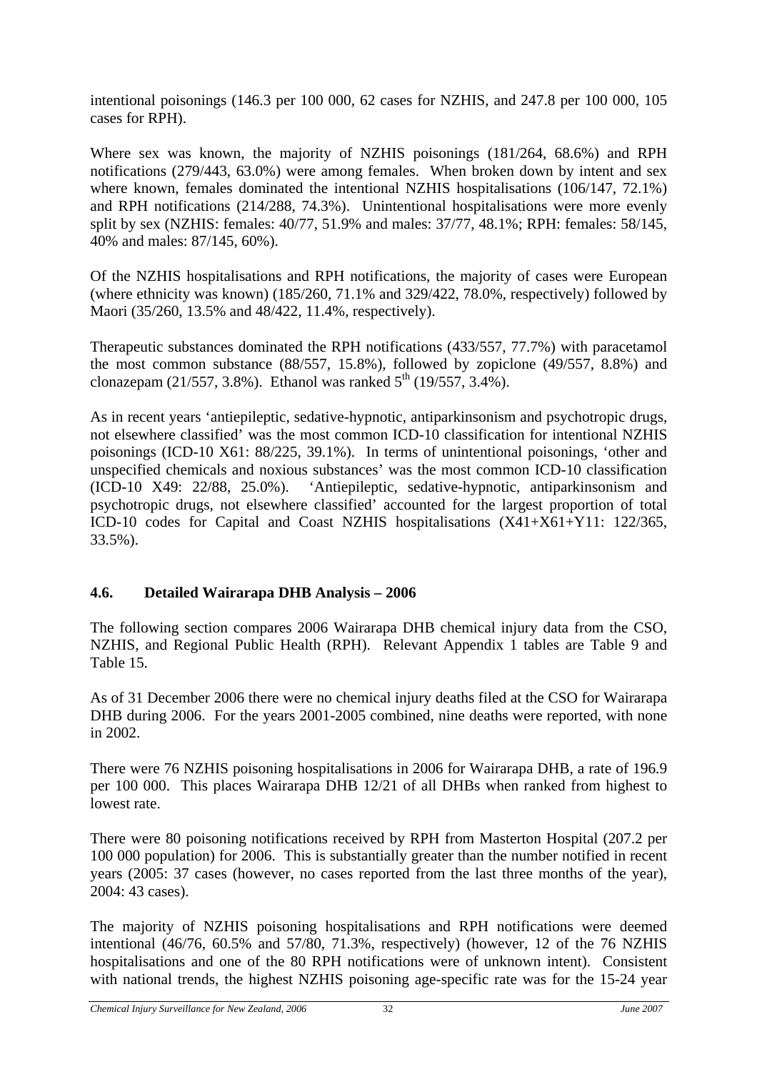intentional poisonings (146.3 per 100 000, 62 cases for NZHIS, and 247.8 per 100 000, 105 cases for RPH).

Where sex was known, the majority of NZHIS poisonings (181/264, 68.6%) and RPH notifications (279/443, 63.0%) were among females. When broken down by intent and sex where known, females dominated the intentional NZHIS hospitalisations (106/147, 72.1%) and RPH notifications (214/288, 74.3%). Unintentional hospitalisations were more evenly split by sex (NZHIS: females: 40/77, 51.9% and males: 37/77, 48.1%; RPH: females: 58/145, 40% and males: 87/145, 60%).

Of the NZHIS hospitalisations and RPH notifications, the majority of cases were European (where ethnicity was known) (185/260, 71.1% and 329/422, 78.0%, respectively) followed by Maori (35/260, 13.5% and 48/422, 11.4%, respectively).

Therapeutic substances dominated the RPH notifications (433/557, 77.7%) with paracetamol the most common substance (88/557, 15.8%), followed by zopiclone (49/557, 8.8%) and clonazepam (21/557, 3.8%). Ethanol was ranked 5th (19/557, 3.4%).

As in recent years 'antiepileptic, sedative-hypnotic, antiparkinsonism and psychotropic drugs, not elsewhere classified' was the most common ICD-10 classification for intentional NZHIS poisonings (ICD-10 X61: 88/225, 39.1%). In terms of unintentional poisonings, 'other and unspecified chemicals and noxious substances' was the most common ICD-10 classification (ICD-10 X49: 22/88, 25.0%). 'Antiepileptic, sedative-hypnotic, antiparkinsonism and psychotropic drugs, not elsewhere classified' accounted for the largest proportion of total ICD-10 codes for Capital and Coast NZHIS hospitalisations (X41+X61+Y11: 122/365, 33.5%).

## 4.6. Detailed Wairarapa DHB Analysis – 2006

The following section compares 2006 Wairarapa DHB chemical injury data from the CSO, NZHIS, and Regional Public Health (RPH). Relevant Appendix 1 tables are Table 9 and Table 15.

As of 31 December 2006 there were no chemical injury deaths filed at the CSO for Wairarapa DHB during 2006. For the years 2001-2005 combined, nine deaths were reported, with none in 2002.

There were 76 NZHIS poisoning hospitalisations in 2006 for Wairarapa DHB, a rate of 196.9 per 100 000. This places Wairarapa DHB 12/21 of all DHBs when ranked from highest to lowest rate.

There were 80 poisoning notifications received by RPH from Masterton Hospital (207.2 per 100 000 population) for 2006. This is substantially greater than the number notified in recent years (2005: 37 cases (however, no cases reported from the last three months of the year), 2004: 43 cases).

The majority of NZHIS poisoning hospitalisations and RPH notifications were deemed intentional (46/76, 60.5% and 57/80, 71.3%, respectively) (however, 12 of the 76 NZHIS hospitalisations and one of the 80 RPH notifications were of unknown intent). Consistent with national trends, the highest NZHIS poisoning age-specific rate was for the 15-24 year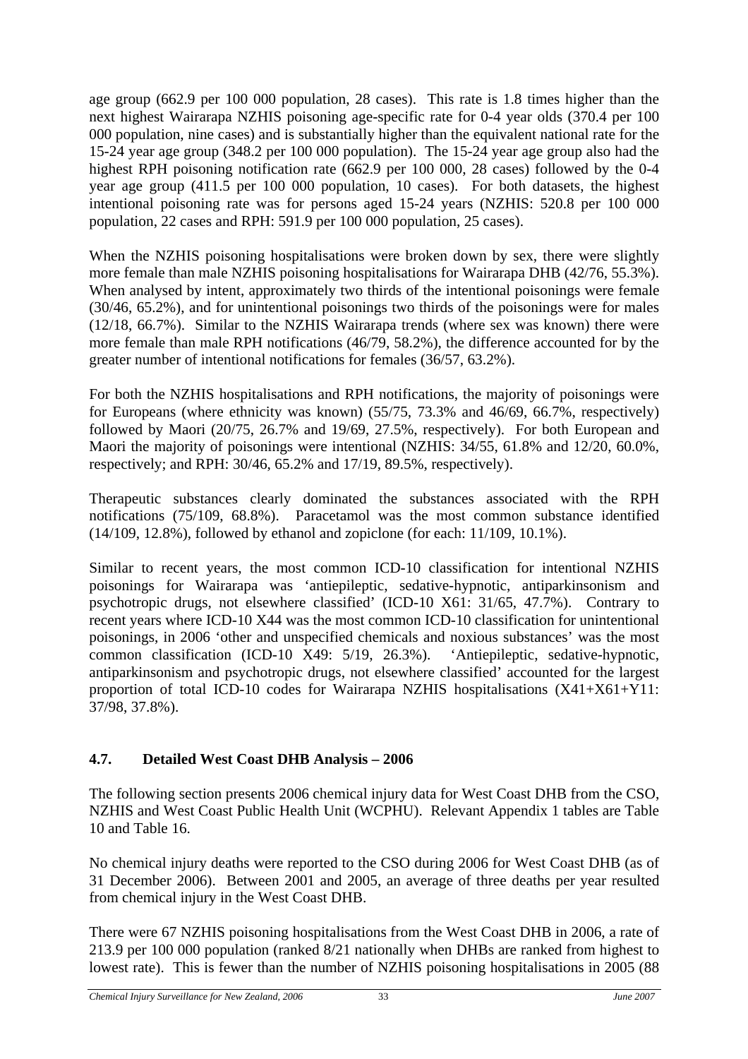age group (662.9 per 100 000 population, 28 cases). This rate is 1.8 times higher than the next highest Wairarapa NZHIS poisoning age-specific rate for 0-4 year olds (370.4 per 100 000 population, nine cases) and is substantially higher than the equivalent national rate for the 15-24 year age group (348.2 per 100 000 population). The 15-24 year age group also had the highest RPH poisoning notification rate (662.9 per 100 000, 28 cases) followed by the 0-4 year age group (411.5 per 100 000 population, 10 cases). For both datasets, the highest intentional poisoning rate was for persons aged 15-24 years (NZHIS: 520.8 per 100 000 population, 22 cases and RPH: 591.9 per 100 000 population, 25 cases).

When the NZHIS poisoning hospitalisations were broken down by sex, there were slightly more female than male NZHIS poisoning hospitalisations for Wairarapa DHB (42/76, 55.3%). When analysed by intent, approximately two thirds of the intentional poisonings were female (30/46, 65.2%), and for unintentional poisonings two thirds of the poisonings were for males (12/18, 66.7%). Similar to the NZHIS Wairarapa trends (where sex was known) there were more female than male RPH notifications (46/79, 58.2%), the difference accounted for by the greater number of intentional notifications for females (36/57, 63.2%).

For both the NZHIS hospitalisations and RPH notifications, the majority of poisonings were for Europeans (where ethnicity was known) (55/75, 73.3% and 46/69, 66.7%, respectively) followed by Maori (20/75, 26.7% and 19/69, 27.5%, respectively). For both European and Maori the majority of poisonings were intentional (NZHIS: 34/55, 61.8% and 12/20, 60.0%, respectively; and RPH: 30/46, 65.2% and 17/19, 89.5%, respectively).

Therapeutic substances clearly dominated the substances associated with the RPH notifications (75/109, 68.8%). Paracetamol was the most common substance identified (14/109, 12.8%), followed by ethanol and zopiclone (for each: 11/109, 10.1%).

Similar to recent years, the most common ICD-10 classification for intentional NZHIS poisonings for Wairarapa was 'antiepileptic, sedative-hypnotic, antiparkinsonism and psychotropic drugs, not elsewhere classified' (ICD-10 X61: 31/65, 47.7%). Contrary to recent years where ICD-10 X44 was the most common ICD-10 classification for unintentional poisonings, in 2006 'other and unspecified chemicals and noxious substances' was the most common classification (ICD-10 X49: 5/19, 26.3%). 'Antiepileptic, sedative-hypnotic, antiparkinsonism and psychotropic drugs, not elsewhere classified' accounted for the largest proportion of total ICD-10 codes for Wairarapa NZHIS hospitalisations (X41+X61+Y11: 37/98, 37.8%).

## 4.7. Detailed West Coast DHB Analysis – 2006

The following section presents 2006 chemical injury data for West Coast DHB from the CSO, NZHIS and West Coast Public Health Unit (WCPHU). Relevant Appendix 1 tables are Table 10 and Table 16.

No chemical injury deaths were reported to the CSO during 2006 for West Coast DHB (as of 31 December 2006). Between 2001 and 2005, an average of three deaths per year resulted from chemical injury in the West Coast DHB.

There were 67 NZHIS poisoning hospitalisations from the West Coast DHB in 2006, a rate of 213.9 per 100 000 population (ranked 8/21 nationally when DHBs are ranked from highest to lowest rate). This is fewer than the number of NZHIS poisoning hospitalisations in 2005 (88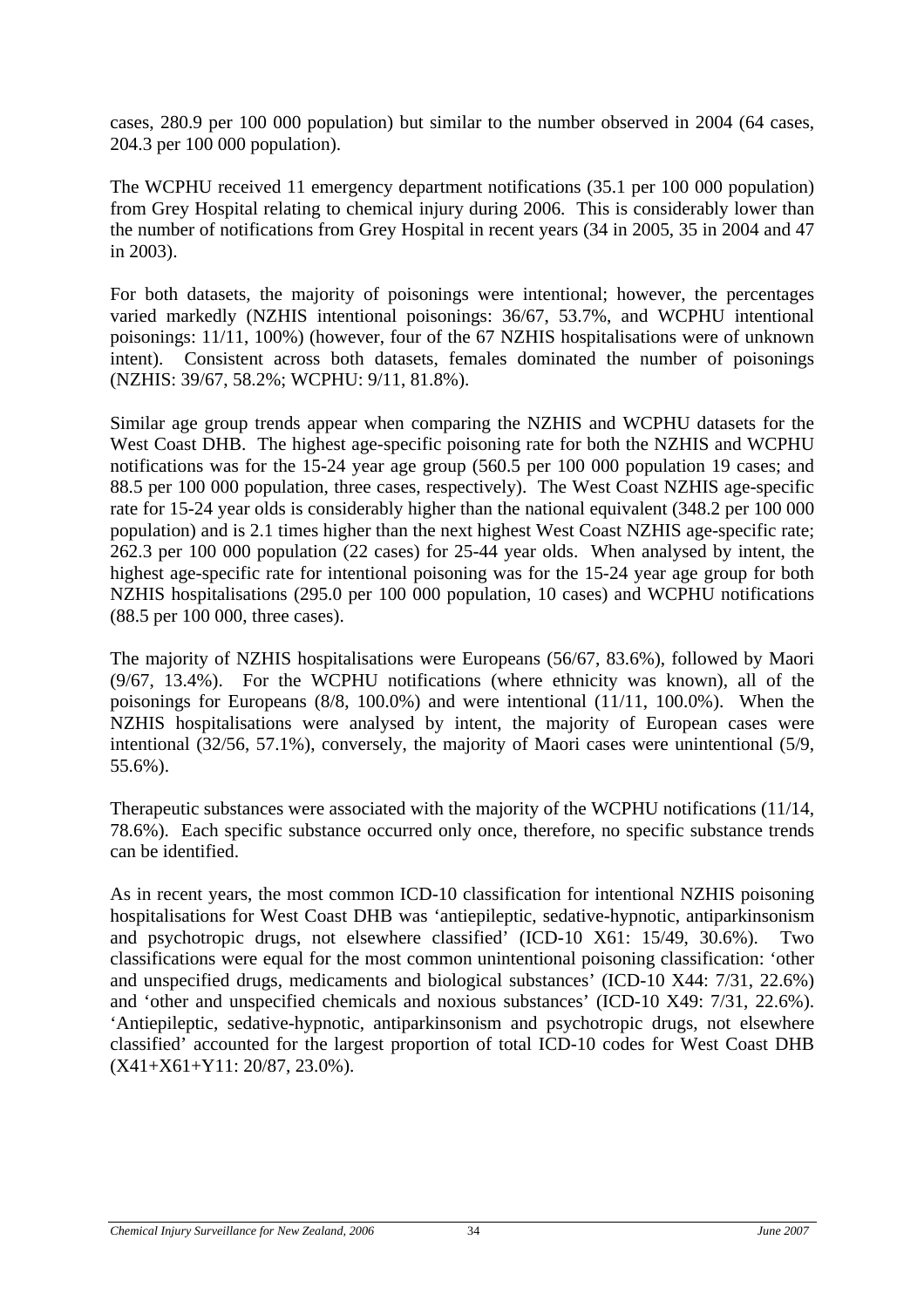cases, 280.9 per 100 000 population) but similar to the number observed in 2004 (64 cases, 204.3 per 100 000 population).

The WCPHU received 11 emergency department notifications (35.1 per 100 000 population) from Grey Hospital relating to chemical injury during 2006. This is considerably lower than the number of notifications from Grey Hospital in recent years (34 in 2005, 35 in 2004 and 47 in 2003).

For both datasets, the majority of poisonings were intentional; however, the percentages varied markedly (NZHIS intentional poisonings: 36/67, 53.7%, and WCPHU intentional poisonings: 11/11, 100%) (however, four of the 67 NZHIS hospitalisations were of unknown intent). Consistent across both datasets, females dominated the number of poisonings (NZHIS: 39/67, 58.2%; WCPHU: 9/11, 81.8%).

Similar age group trends appear when comparing the NZHIS and WCPHU datasets for the West Coast DHB. The highest age-specific poisoning rate for both the NZHIS and WCPHU notifications was for the 15-24 year age group (560.5 per 100 000 population 19 cases; and 88.5 per 100 000 population, three cases, respectively). The West Coast NZHIS age-specific rate for 15-24 year olds is considerably higher than the national equivalent (348.2 per 100 000 population) and is 2.1 times higher than the next highest West Coast NZHIS age-specific rate; 262.3 per 100 000 population (22 cases) for 25-44 year olds. When analysed by intent, the highest age-specific rate for intentional poisoning was for the 15-24 year age group for both NZHIS hospitalisations (295.0 per 100 000 population, 10 cases) and WCPHU notifications (88.5 per 100 000, three cases).

The majority of NZHIS hospitalisations were Europeans (56/67, 83.6%), followed by Maori (9/67, 13.4%). For the WCPHU notifications (where ethnicity was known), all of the poisonings for Europeans (8/8, 100.0%) and were intentional (11/11, 100.0%). When the NZHIS hospitalisations were analysed by intent, the majority of European cases were intentional (32/56, 57.1%), conversely, the majority of Maori cases were unintentional (5/9, 55.6%).

Therapeutic substances were associated with the majority of the WCPHU notifications (11/14, 78.6%). Each specific substance occurred only once, therefore, no specific substance trends can be identified.

As in recent years, the most common ICD-10 classification for intentional NZHIS poisoning hospitalisations for West Coast DHB was 'antiepileptic, sedative-hypnotic, antiparkinsonism and psychotropic drugs, not elsewhere classified' (ICD-10 X61: 15/49, 30.6%). Two classifications were equal for the most common unintentional poisoning classification: 'other and unspecified drugs, medicaments and biological substances' (ICD-10 X44: 7/31, 22.6%) and 'other and unspecified chemicals and noxious substances' (ICD-10 X49: 7/31, 22.6%). 'Antiepileptic, sedative-hypnotic, antiparkinsonism and psychotropic drugs, not elsewhere classified' accounted for the largest proportion of total ICD-10 codes for West Coast DHB (X41+X61+Y11: 20/87, 23.0%).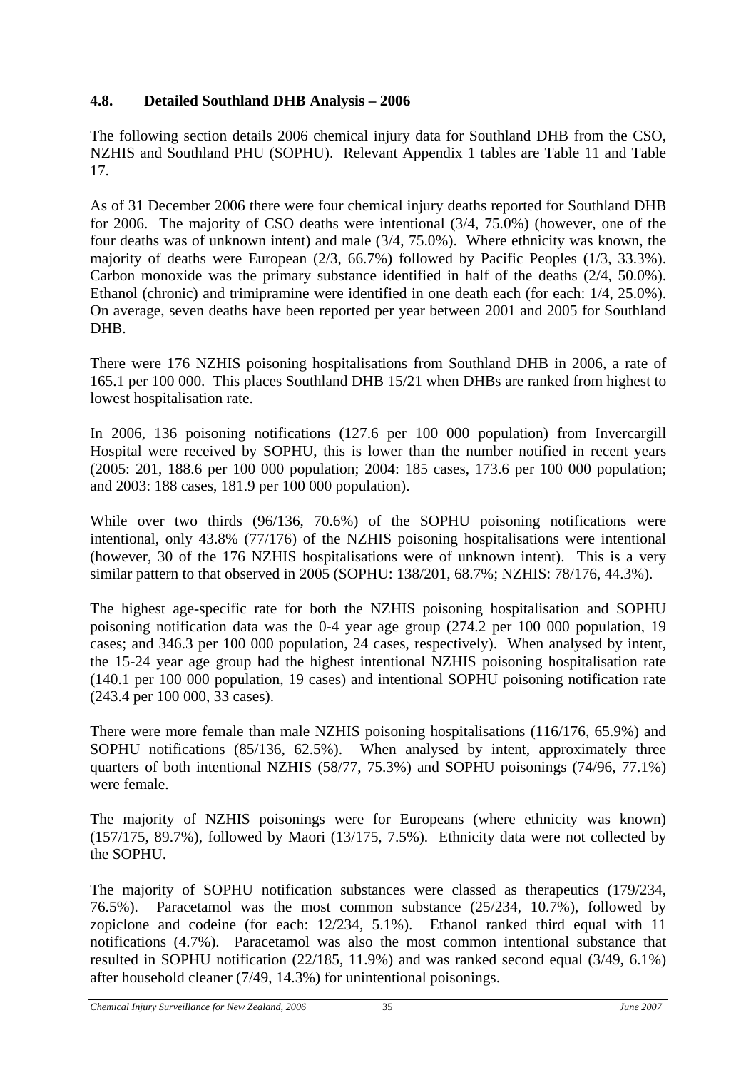## 4.8. Detailed Southland DHB Analysis – 2006

The following section details 2006 chemical injury data for Southland DHB from the CSO, NZHIS and Southland PHU (SOPHU). Relevant Appendix 1 tables are Table 11 and Table 17.

As of 31 December 2006 there were four chemical injury deaths reported for Southland DHB for 2006. The majority of CSO deaths were intentional (3/4, 75.0%) (however, one of the four deaths was of unknown intent) and male (3/4, 75.0%). Where ethnicity was known, the majority of deaths were European (2/3, 66.7%) followed by Pacific Peoples (1/3, 33.3%). Carbon monoxide was the primary substance identified in half of the deaths (2/4, 50.0%). Ethanol (chronic) and trimipramine were identified in one death each (for each: 1/4, 25.0%). On average, seven deaths have been reported per year between 2001 and 2005 for Southland DHB.

There were 176 NZHIS poisoning hospitalisations from Southland DHB in 2006, a rate of 165.1 per 100 000. This places Southland DHB 15/21 when DHBs are ranked from highest to lowest hospitalisation rate.

In 2006, 136 poisoning notifications (127.6 per 100 000 population) from Invercargill Hospital were received by SOPHU, this is lower than the number notified in recent years (2005: 201, 188.6 per 100 000 population; 2004: 185 cases, 173.6 per 100 000 population; and 2003: 188 cases, 181.9 per 100 000 population).

While over two thirds (96/136, 70.6%) of the SOPHU poisoning notifications were intentional, only 43.8% (77/176) of the NZHIS poisoning hospitalisations were intentional (however, 30 of the 176 NZHIS hospitalisations were of unknown intent). This is a very similar pattern to that observed in 2005 (SOPHU: 138/201, 68.7%; NZHIS: 78/176, 44.3%).

The highest age-specific rate for both the NZHIS poisoning hospitalisation and SOPHU poisoning notification data was the 0-4 year age group (274.2 per 100 000 population, 19 cases; and 346.3 per 100 000 population, 24 cases, respectively). When analysed by intent, the 15-24 year age group had the highest intentional NZHIS poisoning hospitalisation rate (140.1 per 100 000 population, 19 cases) and intentional SOPHU poisoning notification rate (243.4 per 100 000, 33 cases).

There were more female than male NZHIS poisoning hospitalisations (116/176, 65.9%) and SOPHU notifications (85/136, 62.5%). When analysed by intent, approximately three quarters of both intentional NZHIS (58/77, 75.3%) and SOPHU poisonings (74/96, 77.1%) were female.

The majority of NZHIS poisonings were for Europeans (where ethnicity was known) (157/175, 89.7%), followed by Maori (13/175, 7.5%). Ethnicity data were not collected by the SOPHU.

The majority of SOPHU notification substances were classed as therapeutics (179/234, 76.5%). Paracetamol was the most common substance (25/234, 10.7%), followed by zopiclone and codeine (for each: 12/234, 5.1%). Ethanol ranked third equal with 11 notifications (4.7%). Paracetamol was also the most common intentional substance that resulted in SOPHU notification (22/185, 11.9%) and was ranked second equal (3/49, 6.1%) after household cleaner (7/49, 14.3%) for unintentional poisonings.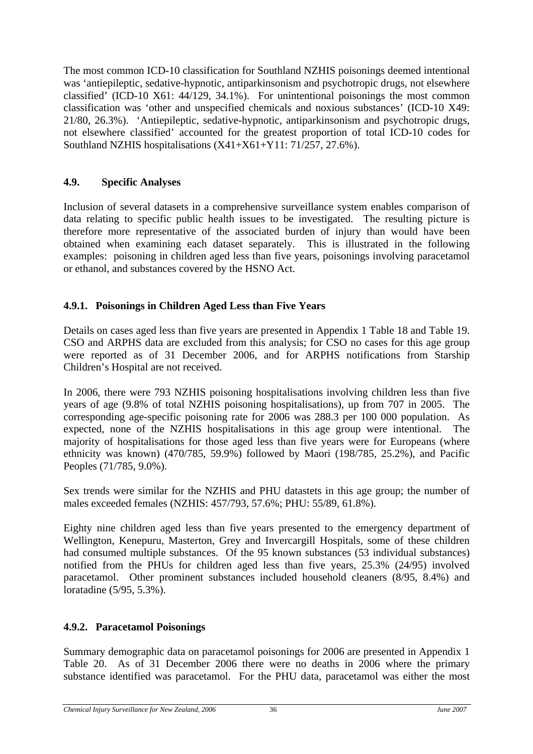The most common ICD-10 classification for Southland NZHIS poisonings deemed intentional was 'antiepileptic, sedative-hypnotic, antiparkinsonism and psychotropic drugs, not elsewhere classified' (ICD-10 X61: 44/129, 34.1%). For unintentional poisonings the most common classification was 'other and unspecified chemicals and noxious substances' (ICD-10 X49: 21/80, 26.3%). 'Antiepileptic, sedative-hypnotic, antiparkinsonism and psychotropic drugs, not elsewhere classified' accounted for the greatest proportion of total ICD-10 codes for Southland NZHIS hospitalisations (X41+X61+Y11: 71/257, 27.6%).

## 4.9. Specific Analyses

Inclusion of several datasets in a comprehensive surveillance system enables comparison of data relating to specific public health issues to be investigated. The resulting picture is therefore more representative of the associated burden of injury than would have been obtained when examining each dataset separately. This is illustrated in the following examples: poisoning in children aged less than five years, poisonings involving paracetamol or ethanol, and substances covered by the HSNO Act.

### 4.9.1. Poisonings in Children Aged Less than Five Years

Details on cases aged less than five years are presented in Appendix 1 Table 18 and Table 19. CSO and ARPHS data are excluded from this analysis; for CSO no cases for this age group were reported as of 31 December 2006, and for ARPHS notifications from Starship Children's Hospital are not received.

In 2006, there were 793 NZHIS poisoning hospitalisations involving children less than five years of age (9.8% of total NZHIS poisoning hospitalisations), up from 707 in 2005. The corresponding age-specific poisoning rate for 2006 was 288.3 per 100 000 population. As expected, none of the NZHIS hospitalisations in this age group were intentional. The majority of hospitalisations for those aged less than five years were for Europeans (where ethnicity was known) (470/785, 59.9%) followed by Maori (198/785, 25.2%), and Pacific Peoples (71/785, 9.0%).

Sex trends were similar for the NZHIS and PHU datastets in this age group; the number of males exceeded females (NZHIS: 457/793, 57.6%; PHU: 55/89, 61.8%).

Eighty nine children aged less than five years presented to the emergency department of Wellington, Kenepuru, Masterton, Grey and Invercargill Hospitals, some of these children had consumed multiple substances. Of the 95 known substances (53 individual substances) notified from the PHUs for children aged less than five years, 25.3% (24/95) involved paracetamol. Other prominent substances included household cleaners (8/95, 8.4%) and loratadine (5/95, 5.3%).

### 4.9.2. Paracetamol Poisonings

Summary demographic data on paracetamol poisonings for 2006 are presented in Appendix 1 Table 20. As of 31 December 2006 there were no deaths in 2006 where the primary substance identified was paracetamol. For the PHU data, paracetamol was either the most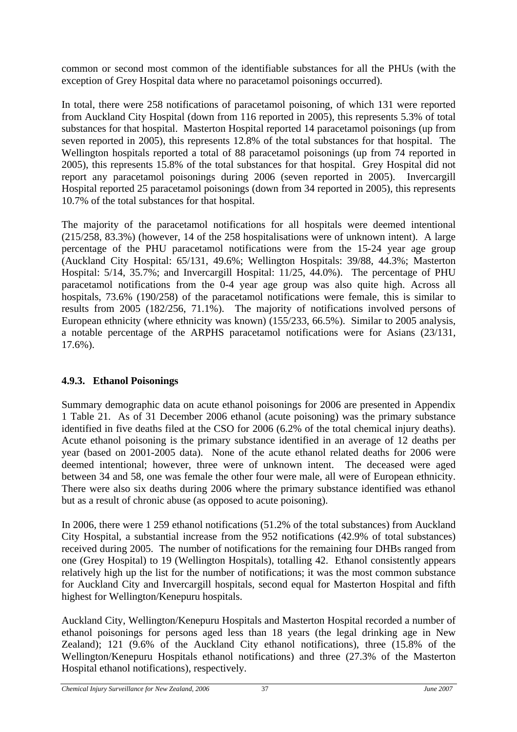common or second most common of the identifiable substances for all the PHUs (with the exception of Grey Hospital data where no paracetamol poisonings occurred).

In total, there were 258 notifications of paracetamol poisoning, of which 131 were reported from Auckland City Hospital (down from 116 reported in 2005), this represents 5.3% of total substances for that hospital. Masterton Hospital reported 14 paracetamol poisonings (up from seven reported in 2005), this represents 12.8% of the total substances for that hospital. The Wellington hospitals reported a total of 88 paracetamol poisonings (up from 74 reported in 2005), this represents 15.8% of the total substances for that hospital. Grey Hospital did not report any paracetamol poisonings during 2006 (seven reported in 2005). Invercargill Hospital reported 25 paracetamol poisonings (down from 34 reported in 2005), this represents 10.7% of the total substances for that hospital.

The majority of the paracetamol notifications for all hospitals were deemed intentional (215/258, 83.3%) (however, 14 of the 258 hospitalisations were of unknown intent). A large percentage of the PHU paracetamol notifications were from the 15-24 year age group (Auckland City Hospital: 65/131, 49.6%; Wellington Hospitals: 39/88, 44.3%; Masterton Hospital: 5/14, 35.7%; and Invercargill Hospital: 11/25, 44.0%). The percentage of PHU paracetamol notifications from the 0-4 year age group was also quite high. Across all hospitals, 73.6% (190/258) of the paracetamol notifications were female, this is similar to results from 2005 (182/256, 71.1%). The majority of notifications involved persons of European ethnicity (where ethnicity was known) (155/233, 66.5%). Similar to 2005 analysis, a notable percentage of the ARPHS paracetamol notifications were for Asians (23/131, 17.6%).

### 4.9.3. Ethanol Poisonings

Summary demographic data on acute ethanol poisonings for 2006 are presented in Appendix 1 Table 21. As of 31 December 2006 ethanol (acute poisoning) was the primary substance identified in five deaths filed at the CSO for 2006 (6.2% of the total chemical injury deaths). Acute ethanol poisoning is the primary substance identified in an average of 12 deaths per year (based on 2001-2005 data). None of the acute ethanol related deaths for 2006 were deemed intentional; however, three were of unknown intent. The deceased were aged between 34 and 58, one was female the other four were male, all were of European ethnicity. There were also six deaths during 2006 where the primary substance identified was ethanol but as a result of chronic abuse (as opposed to acute poisoning).

In 2006, there were 1 259 ethanol notifications (51.2% of the total substances) from Auckland City Hospital, a substantial increase from the 952 notifications (42.9% of total substances) received during 2005. The number of notifications for the remaining four DHBs ranged from one (Grey Hospital) to 19 (Wellington Hospitals), totalling 42. Ethanol consistently appears relatively high up the list for the number of notifications; it was the most common substance for Auckland City and Invercargill hospitals, second equal for Masterton Hospital and fifth highest for Wellington/Kenepuru hospitals.

Auckland City, Wellington/Kenepuru Hospitals and Masterton Hospital recorded a number of ethanol poisonings for persons aged less than 18 years (the legal drinking age in New Zealand); 121 (9.6% of the Auckland City ethanol notifications), three (15.8% of the Wellington/Kenepuru Hospitals ethanol notifications) and three (27.3% of the Masterton Hospital ethanol notifications), respectively.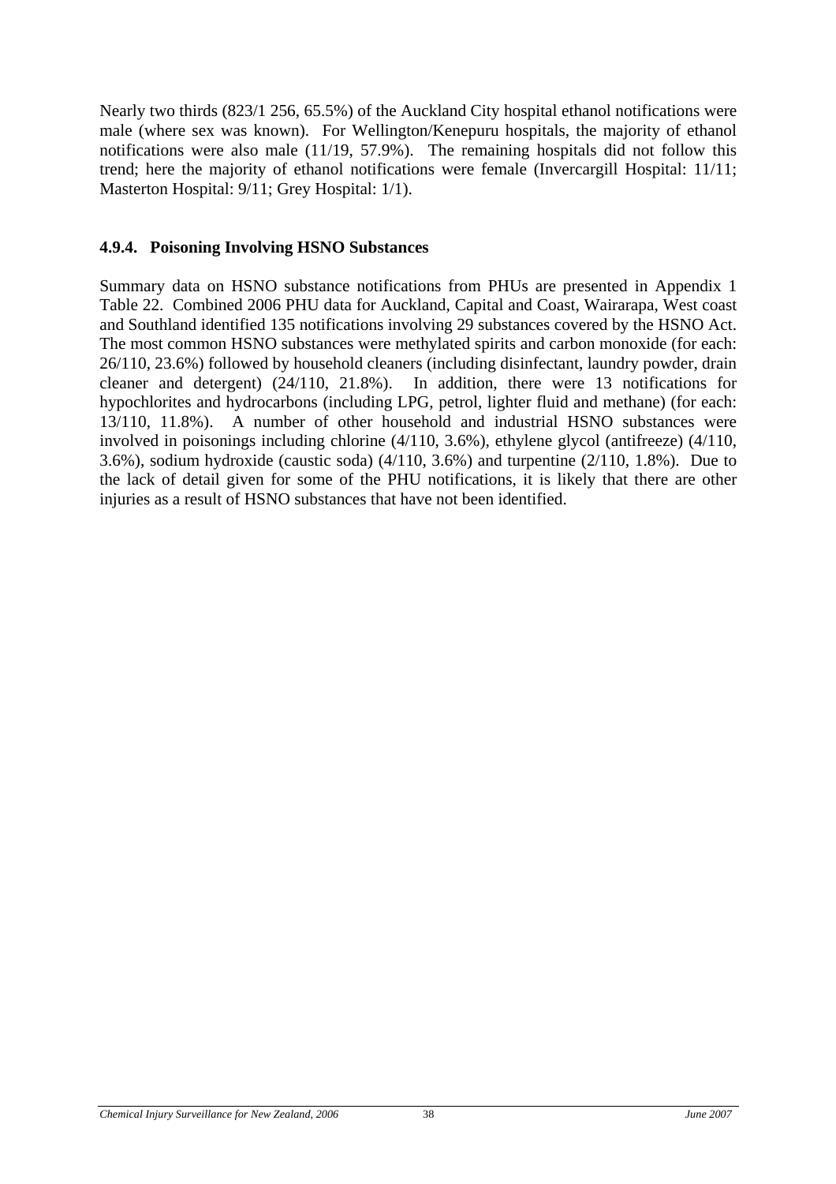Nearly two thirds (823/1 256, 65.5%) of the Auckland City hospital ethanol notifications were male (where sex was known). For Wellington/Kenepuru hospitals, the majority of ethanol notifications were also male (11/19, 57.9%). The remaining hospitals did not follow this trend; here the majority of ethanol notifications were female (Invercargill Hospital: 11/11; Masterton Hospital: 9/11; Grey Hospital: 1/1).

### 4.9.4. Poisoning Involving HSNO Substances

Summary data on HSNO substance notifications from PHUs are presented in Appendix 1 Table 22. Combined 2006 PHU data for Auckland, Capital and Coast, Wairarapa, West coast and Southland identified 135 notifications involving 29 substances covered by the HSNO Act. The most common HSNO substances were methylated spirits and carbon monoxide (for each: 26/110, 23.6%) followed by household cleaners (including disinfectant, laundry powder, drain cleaner and detergent) (24/110, 21.8%). In addition, there were 13 notifications for hypochlorites and hydrocarbons (including LPG, petrol, lighter fluid and methane) (for each: 13/110, 11.8%). A number of other household and industrial HSNO substances were involved in poisonings including chlorine (4/110, 3.6%), ethylene glycol (antifreeze) (4/110, 3.6%), sodium hydroxide (caustic soda) (4/110, 3.6%) and turpentine (2/110, 1.8%). Due to the lack of detail given for some of the PHU notifications, it is likely that there are other injuries as a result of HSNO substances that have not been identified.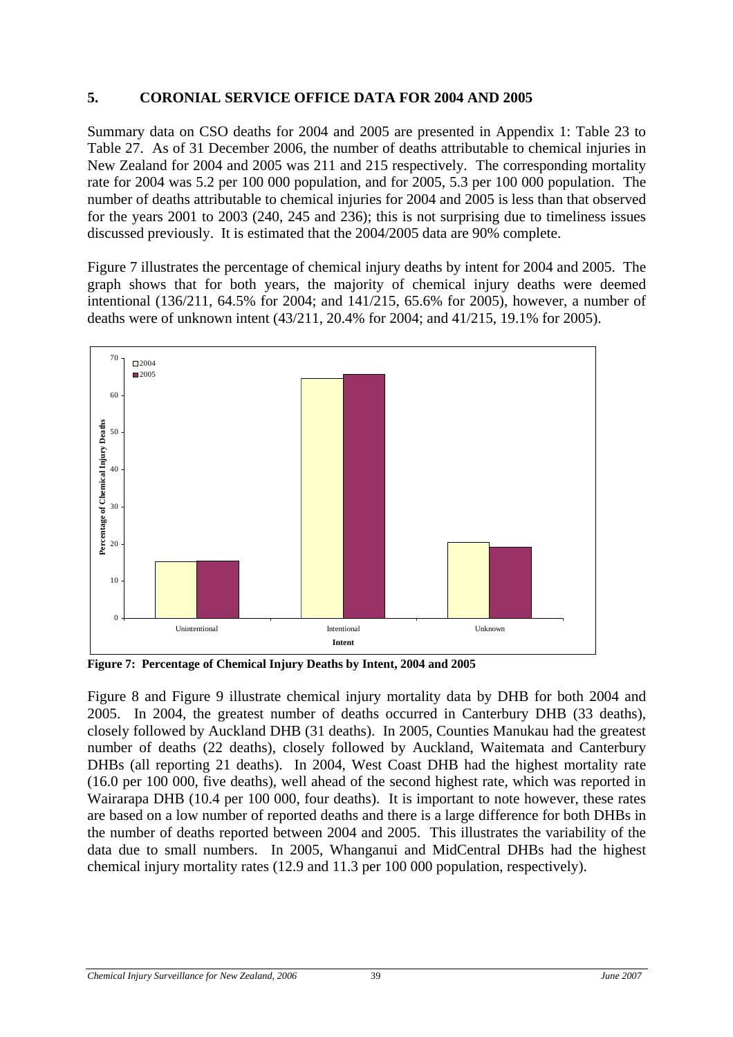## 5. CORONIAL SERVICE OFFICE DATA FOR 2004 AND 2005

Summary data on CSO deaths for 2004 and 2005 are presented in Appendix 1: Table 23 to Table 27. As of 31 December 2006, the number of deaths attributable to chemical injuries in New Zealand for 2004 and 2005 was 211 and 215 respectively. The corresponding mortality rate for 2004 was 5.2 per 100 000 population, and for 2005, 5.3 per 100 000 population. The number of deaths attributable to chemical injuries for 2004 and 2005 is less than that observed for the years 2001 to 2003 (240, 245 and 236); this is not surprising due to timeliness issues discussed previously. It is estimated that the 2004/2005 data are 90% complete.

Figure 7 illustrates the percentage of chemical injury deaths by intent for 2004 and 2005. The graph shows that for both years, the majority of chemical injury deaths were deemed intentional (136/211, 64.5% for 2004; and 141/215, 65.6% for 2005), however, a number of deaths were of unknown intent (43/211, 20.4% for 2004; and 41/215, 19.1% for 2005).

**Figure 7: Percentage of Chemical Injury Deaths by Intent, 2004 and 2005**

Figure 8 and Figure 9 illustrate chemical injury mortality data by DHB for both 2004 and 2005. In 2004, the greatest number of deaths occurred in Canterbury DHB (33 deaths), closely followed by Auckland DHB (31 deaths). In 2005, Counties Manukau had the greatest number of deaths (22 deaths), closely followed by Auckland, Waitemata and Canterbury DHBs (all reporting 21 deaths). In 2004, West Coast DHB had the highest mortality rate (16.0 per 100 000, five deaths), well ahead of the second highest rate, which was reported in Wairarapa DHB (10.4 per 100 000, four deaths). It is important to note however, these rates are based on a low number of reported deaths and there is a large difference for both DHBs in the number of deaths reported between 2004 and 2005. This illustrates the variability of the data due to small numbers. In 2005, Whanganui and MidCentral DHBs had the highest chemical injury mortality rates (12.9 and 11.3 per 100 000 population, respectively).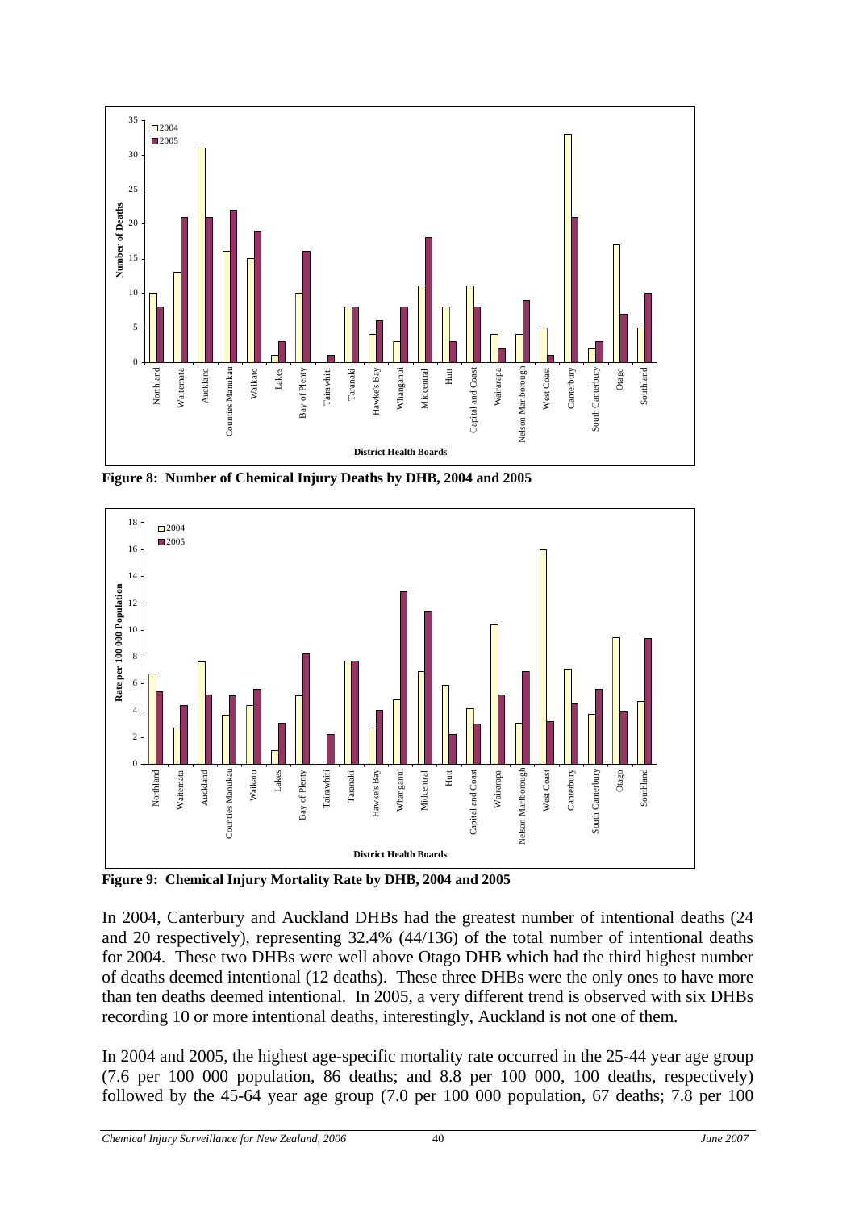**Figure 8: Number of Chemical Injury Deaths by DHB, 2004 and 2005**

**Figure 9: Chemical Injury Mortality Rate by DHB, 2004 and 2005**

In 2004, Canterbury and Auckland DHBs had the greatest number of intentional deaths (24 and 20 respectively), representing 32.4% (44/136) of the total number of intentional deaths for 2004. These two DHBs were well above Otago DHB which had the third highest number of deaths deemed intentional (12 deaths). These three DHBs were the only ones to have more than ten deaths deemed intentional. In 2005, a very different trend is observed with six DHBs recording 10 or more intentional deaths, interestingly, Auckland is not one of them.

In 2004 and 2005, the highest age-specific mortality rate occurred in the 25-44 year age group (7.6 per 100 000 population, 86 deaths; and 8.8 per 100 000, 100 deaths, respectively) followed by the 45-64 year age group (7.0 per 100 000 population, 67 deaths; 7.8 per 100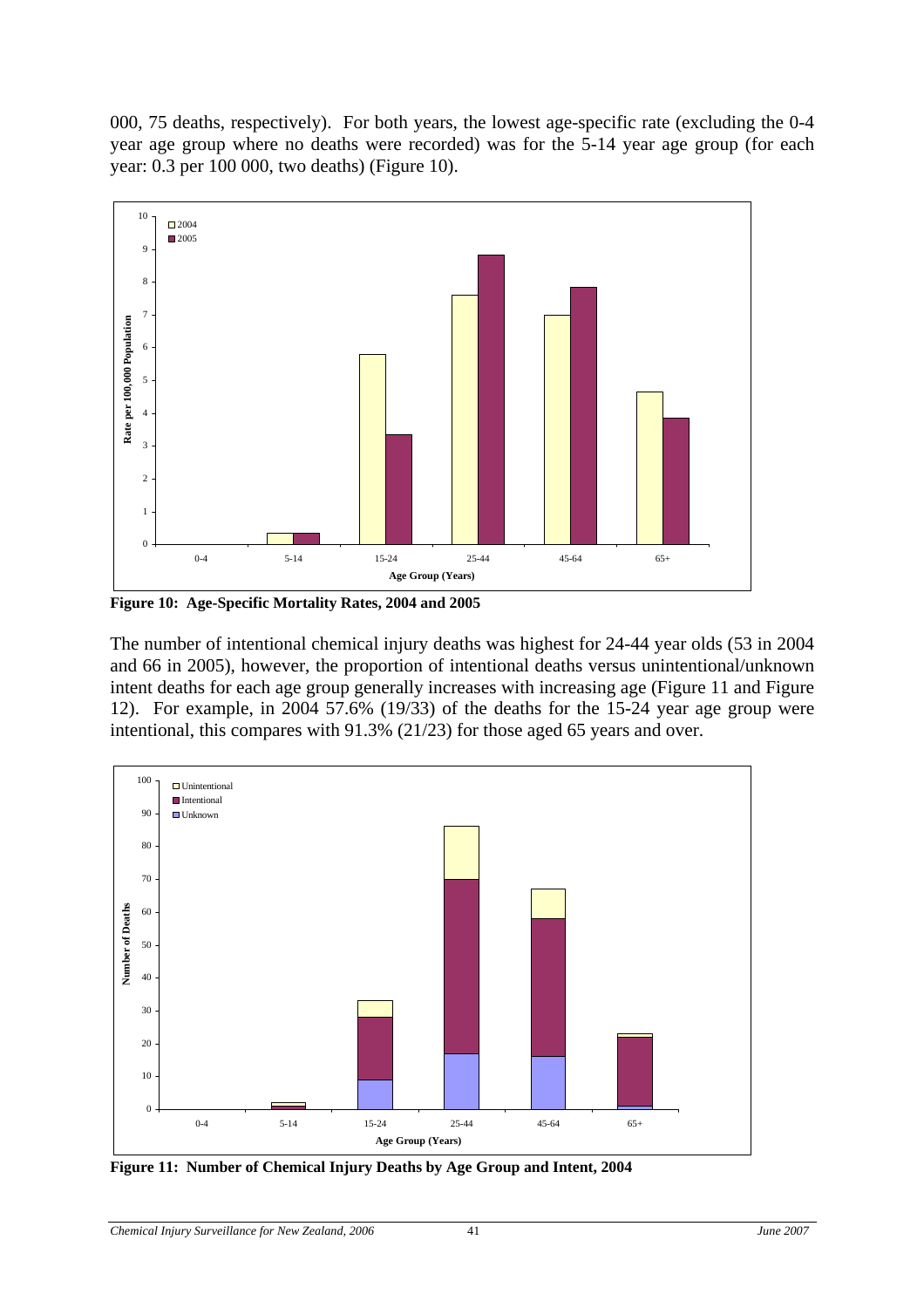000, 75 deaths, respectively). For both years, the lowest age-specific rate (excluding the 0-4 year age group where no deaths were recorded) was for the 5-14 year age group (for each year: 0.3 per 100 000, two deaths) (Figure 10).

**Figure 10: Age-Specific Mortality Rates, 2004 and 2005**

The number of intentional chemical injury deaths was highest for 24-44 year olds (53 in 2004 and 66 in 2005), however, the proportion of intentional deaths versus unintentional/unknown intent deaths for each age group generally increases with increasing age (Figure 11 and Figure 12). For example, in 2004 57.6% (19/33) of the deaths for the 15-24 year age group were intentional, this compares with 91.3% (21/23) for those aged 65 years and over.

**Figure 11: Number of Chemical Injury Deaths by Age Group and Intent, 2004**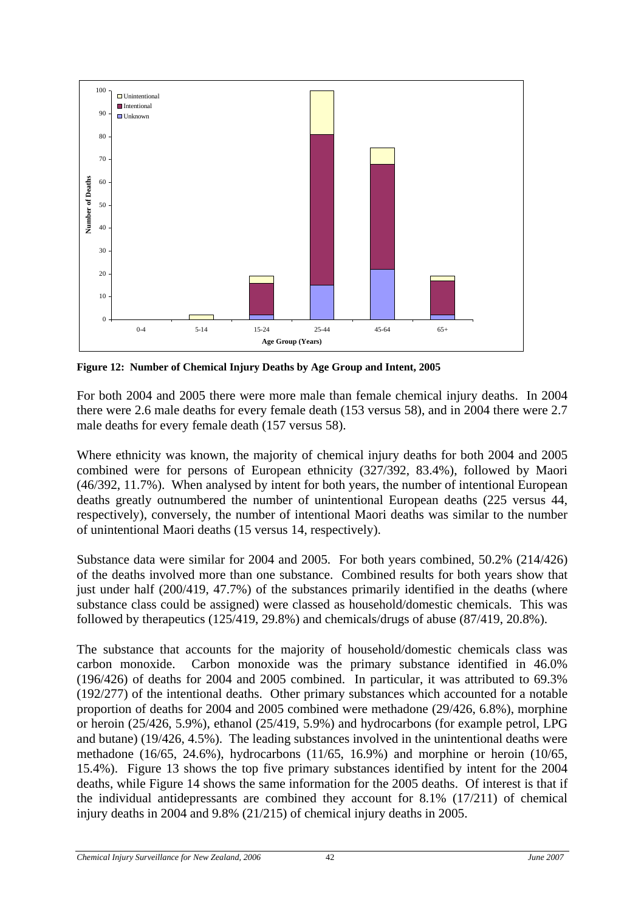**Figure 12: Number of Chemical Injury Deaths by Age Group and Intent, 2005**

For both 2004 and 2005 there were more male than female chemical injury deaths. In 2004 there were 2.6 male deaths for every female death (153 versus 58), and in 2004 there were 2.7 male deaths for every female death (157 versus 58).

Where ethnicity was known, the majority of chemical injury deaths for both 2004 and 2005 combined were for persons of European ethnicity (327/392, 83.4%), followed by Maori (46/392, 11.7%). When analysed by intent for both years, the number of intentional European deaths greatly outnumbered the number of unintentional European deaths (225 versus 44, respectively), conversely, the number of intentional Maori deaths was similar to the number of unintentional Maori deaths (15 versus 14, respectively).

Substance data were similar for 2004 and 2005. For both years combined, 50.2% (214/426) of the deaths involved more than one substance. Combined results for both years show that just under half (200/419, 47.7%) of the substances primarily identified in the deaths (where substance class could be assigned) were classed as household/domestic chemicals. This was followed by therapeutics (125/419, 29.8%) and chemicals/drugs of abuse (87/419, 20.8%).

The substance that accounts for the majority of household/domestic chemicals class was carbon monoxide. Carbon monoxide was the primary substance identified in 46.0% (196/426) of deaths for 2004 and 2005 combined. In particular, it was attributed to 69.3% (192/277) of the intentional deaths. Other primary substances which accounted for a notable proportion of deaths for 2004 and 2005 combined were methadone (29/426, 6.8%), morphine or heroin (25/426, 5.9%), ethanol (25/419, 5.9%) and hydrocarbons (for example petrol, LPG and butane) (19/426, 4.5%). The leading substances involved in the unintentional deaths were methadone (16/65, 24.6%), hydrocarbons (11/65, 16.9%) and morphine or heroin (10/65, 15.4%). Figure 13 shows the top five primary substances identified by intent for the 2004 deaths, while Figure 14 shows the same information for the 2005 deaths. Of interest is that if the individual antidepressants are combined they account for 8.1% (17/211) of chemical injury deaths in 2004 and 9.8% (21/215) of chemical injury deaths in 2005.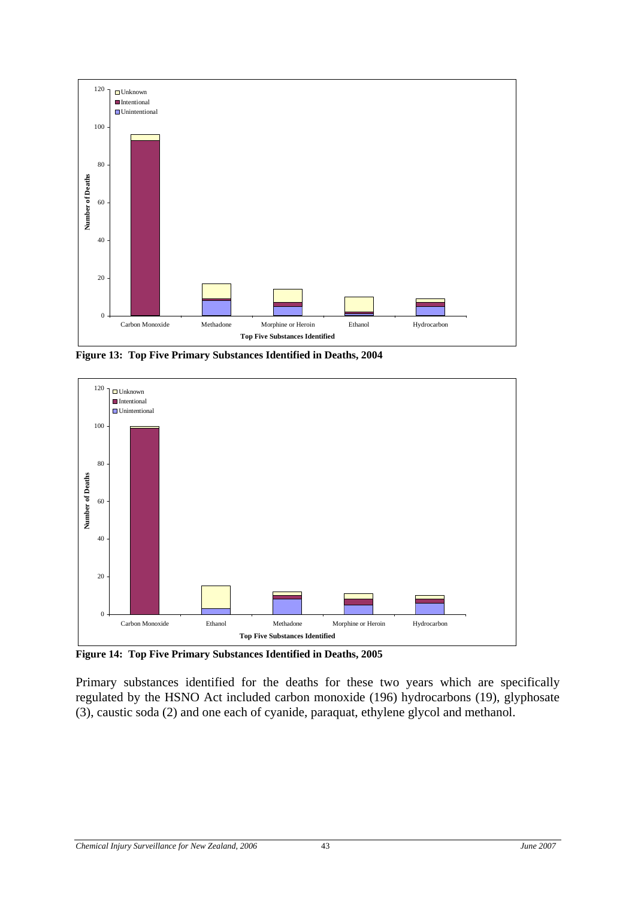**Figure 13: Top Five Primary Substances Identified in Deaths, 2004**

**Figure 14: Top Five Primary Substances Identified in Deaths, 2005**

Primary substances identified for the deaths for these two years which are specifically regulated by the HSNO Act included carbon monoxide (196) hydrocarbons (19), glyphosate (3), caustic soda (2) and one each of cyanide, paraquat, ethylene glycol and methanol.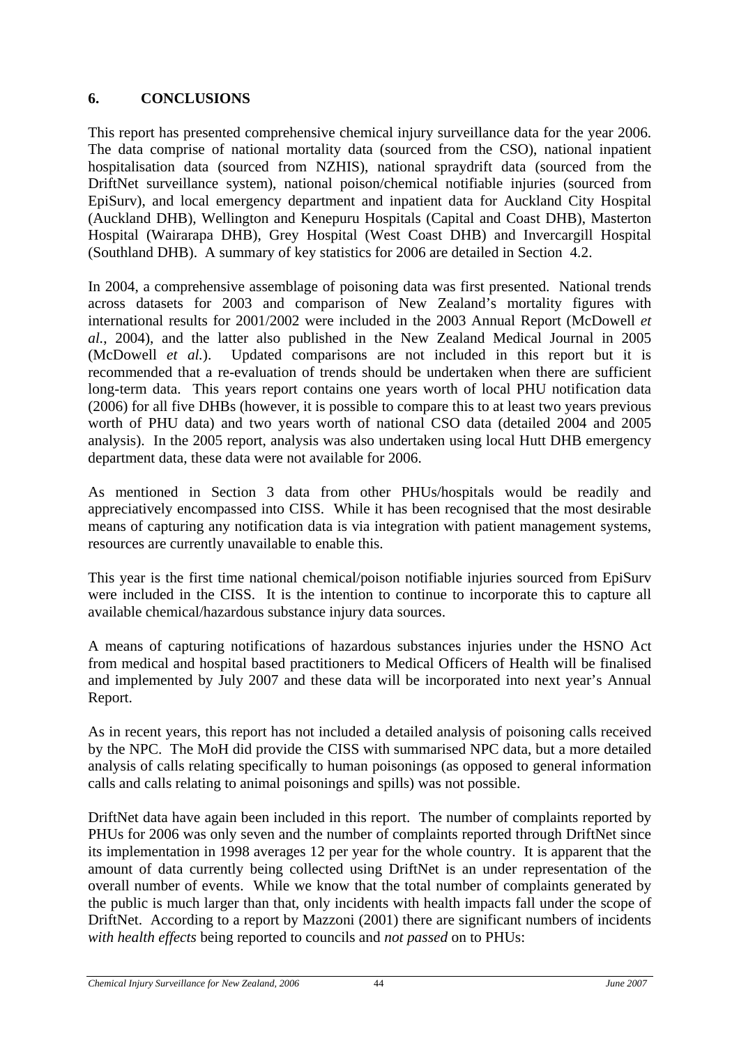## 6. CONCLUSIONS

This report has presented comprehensive chemical injury surveillance data for the year 2006. The data comprise of national mortality data (sourced from the CSO), national inpatient hospitalisation data (sourced from NZHIS), national spraydrift data (sourced from the DriftNet surveillance system), national poison/chemical notifiable injuries (sourced from EpiSurv), and local emergency department and inpatient data for Auckland City Hospital (Auckland DHB), Wellington and Kenepuru Hospitals (Capital and Coast DHB), Masterton Hospital (Wairarapa DHB), Grey Hospital (West Coast DHB) and Invercargill Hospital (Southland DHB). A summary of key statistics for 2006 are detailed in Section 4.2.

In 2004, a comprehensive assemblage of poisoning data was first presented. National trends across datasets for 2003 and comparison of New Zealand's mortality figures with international results for 2001/2002 were included in the 2003 Annual Report (McDowell *et al.*, 2004), and the latter also published in the New Zealand Medical Journal in 2005 (McDowell *et al.*). Updated comparisons are not included in this report but it is recommended that a re-evaluation of trends should be undertaken when there are sufficient long-term data. This years report contains one years worth of local PHU notification data (2006) for all five DHBs (however, it is possible to compare this to at least two years previous worth of PHU data) and two years worth of national CSO data (detailed 2004 and 2005 analysis). In the 2005 report, analysis was also undertaken using local Hutt DHB emergency department data, these data were not available for 2006.

As mentioned in Section 3 data from other PHUs/hospitals would be readily and appreciatively encompassed into CISS. While it has been recognised that the most desirable means of capturing any notification data is via integration with patient management systems, resources are currently unavailable to enable this.

This year is the first time national chemical/poison notifiable injuries sourced from EpiSurv were included in the CISS. It is the intention to continue to incorporate this to capture all available chemical/hazardous substance injury data sources.

A means of capturing notifications of hazardous substances injuries under the HSNO Act from medical and hospital based practitioners to Medical Officers of Health will be finalised and implemented by July 2007 and these data will be incorporated into next year's Annual Report.

As in recent years, this report has not included a detailed analysis of poisoning calls received by the NPC. The MoH did provide the CISS with summarised NPC data, but a more detailed analysis of calls relating specifically to human poisonings (as opposed to general information calls and calls relating to animal poisonings and spills) was not possible.

DriftNet data have again been included in this report. The number of complaints reported by PHUs for 2006 was only seven and the number of complaints reported through DriftNet since its implementation in 1998 averages 12 per year for the whole country. It is apparent that the amount of data currently being collected using DriftNet is an under representation of the overall number of events. While we know that the total number of complaints generated by the public is much larger than that, only incidents with health impacts fall under the scope of DriftNet. According to a report by Mazzoni (2001) there are significant numbers of incidents *with health effects* being reported to councils and *not passed* on to PHUs: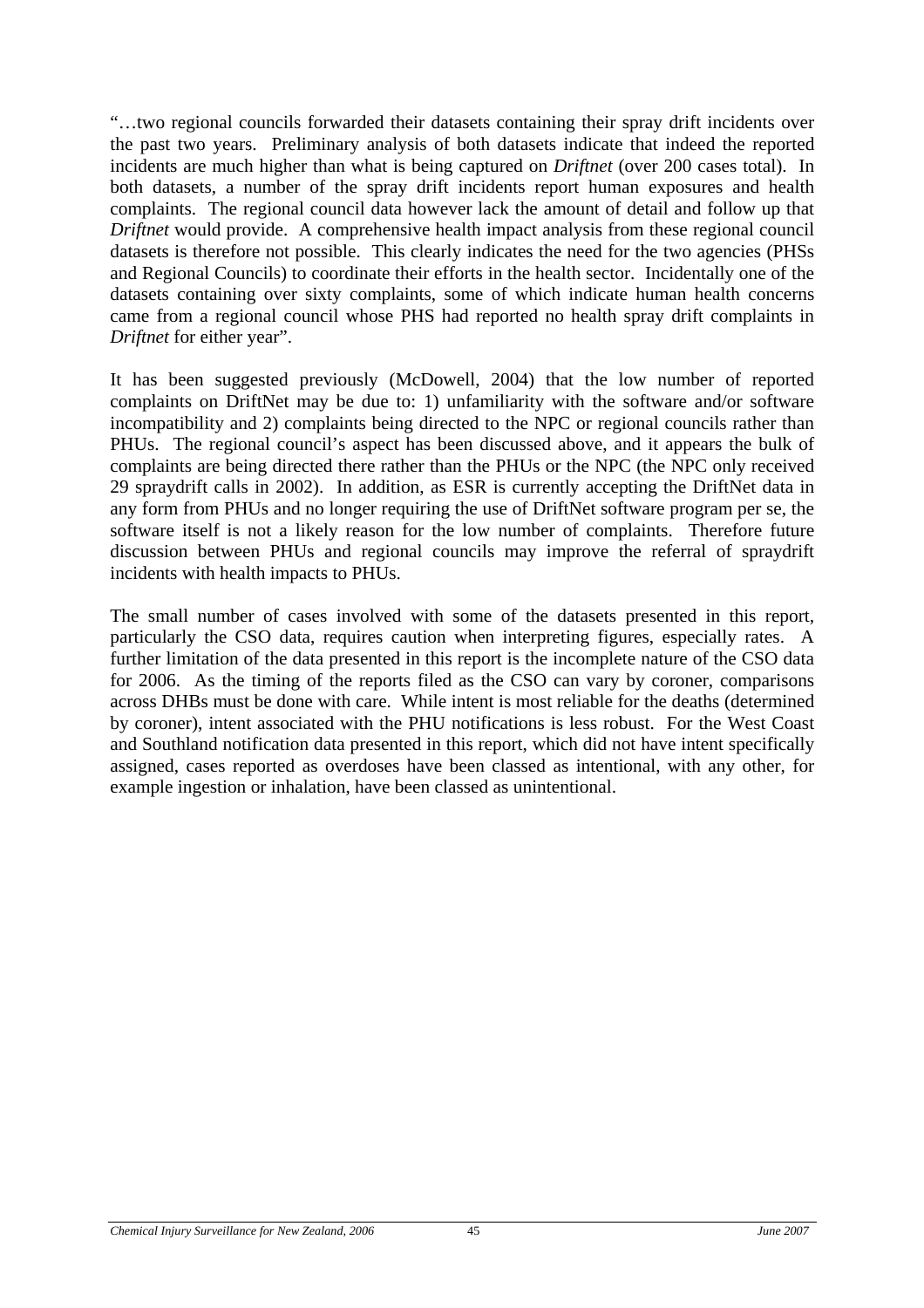"…two regional councils forwarded their datasets containing their spray drift incidents over the past two years. Preliminary analysis of both datasets indicate that indeed the reported incidents are much higher than what is being captured on *Driftnet* (over 200 cases total). In both datasets, a number of the spray drift incidents report human exposures and health complaints. The regional council data however lack the amount of detail and follow up that *Driftnet* would provide. A comprehensive health impact analysis from these regional council datasets is therefore not possible. This clearly indicates the need for the two agencies (PHSs and Regional Councils) to coordinate their efforts in the health sector. Incidentally one of the datasets containing over sixty complaints, some of which indicate human health concerns came from a regional council whose PHS had reported no health spray drift complaints in *Driftnet* for either year".

It has been suggested previously (McDowell, 2004) that the low number of reported complaints on DriftNet may be due to: 1) unfamiliarity with the software and/or software incompatibility and 2) complaints being directed to the NPC or regional councils rather than PHUs. The regional council's aspect has been discussed above, and it appears the bulk of complaints are being directed there rather than the PHUs or the NPC (the NPC only received 29 spraydrift calls in 2002). In addition, as ESR is currently accepting the DriftNet data in any form from PHUs and no longer requiring the use of DriftNet software program per se, the software itself is not a likely reason for the low number of complaints. Therefore future discussion between PHUs and regional councils may improve the referral of spraydrift incidents with health impacts to PHUs.

The small number of cases involved with some of the datasets presented in this report, particularly the CSO data, requires caution when interpreting figures, especially rates. A further limitation of the data presented in this report is the incomplete nature of the CSO data for 2006. As the timing of the reports filed as the CSO can vary by coroner, comparisons across DHBs must be done with care. While intent is most reliable for the deaths (determined by coroner), intent associated with the PHU notifications is less robust. For the West Coast and Southland notification data presented in this report, which did not have intent specifically assigned, cases reported as overdoses have been classed as intentional, with any other, for example ingestion or inhalation, have been classed as unintentional.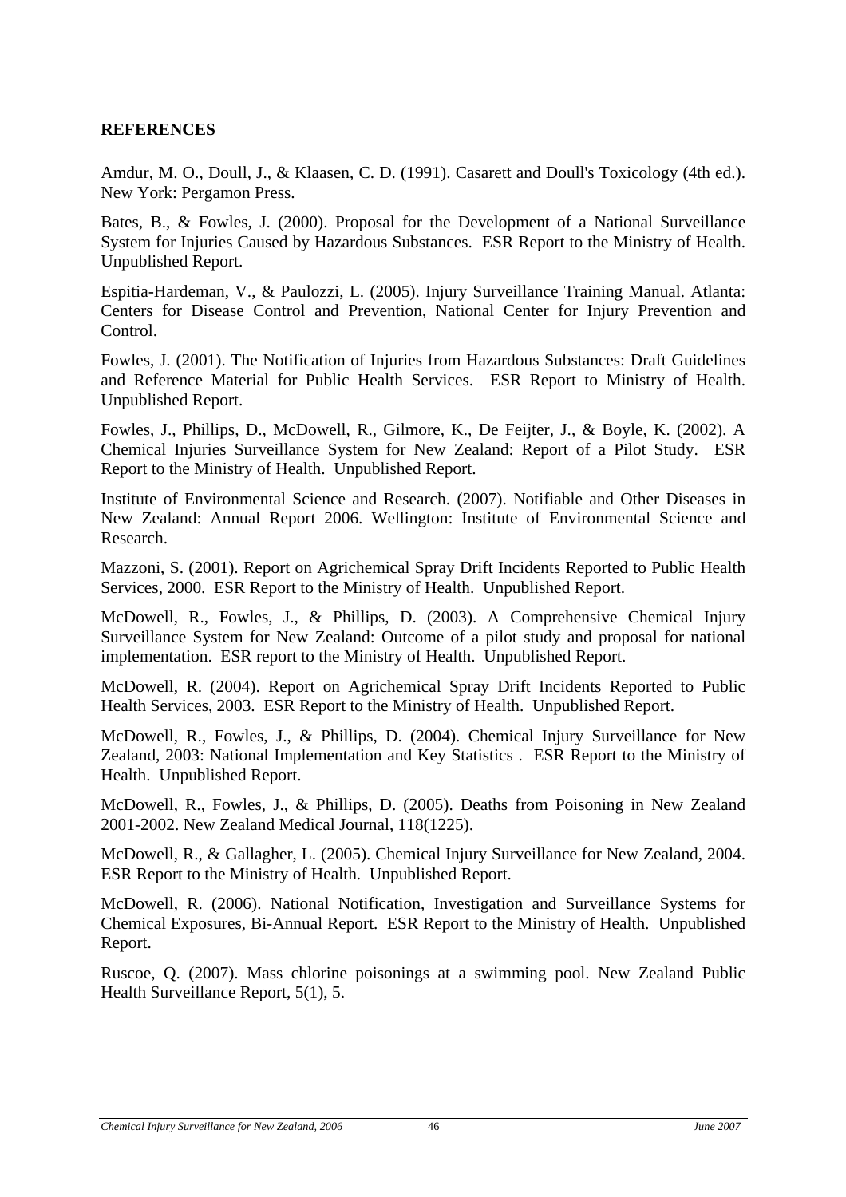**REFERENCES**

Amdur, M. O., Doull, J., & Klaasen, C. D. (1991). Casarett and Doull's Toxicology (4th ed.). New York: Pergamon Press.

Bates, B., & Fowles, J. (2000). Proposal for the Development of a National Surveillance System for Injuries Caused by Hazardous Substances. ESR Report to the Ministry of Health. Unpublished Report.

Espitia-Hardeman, V., & Paulozzi, L. (2005). Injury Surveillance Training Manual. Atlanta: Centers for Disease Control and Prevention, National Center for Injury Prevention and Control.

Fowles, J. (2001). The Notification of Injuries from Hazardous Substances: Draft Guidelines and Reference Material for Public Health Services. ESR Report to Ministry of Health. Unpublished Report.

Fowles, J., Phillips, D., McDowell, R., Gilmore, K., De Feijter, J., & Boyle, K. (2002). A Chemical Injuries Surveillance System for New Zealand: Report of a Pilot Study. ESR Report to the Ministry of Health. Unpublished Report.

Institute of Environmental Science and Research. (2007). Notifiable and Other Diseases in New Zealand: Annual Report 2006. Wellington: Institute of Environmental Science and Research.

Mazzoni, S. (2001). Report on Agrichemical Spray Drift Incidents Reported to Public Health Services, 2000. ESR Report to the Ministry of Health. Unpublished Report.

McDowell, R., Fowles, J., & Phillips, D. (2003). A Comprehensive Chemical Injury Surveillance System for New Zealand: Outcome of a pilot study and proposal for national implementation. ESR report to the Ministry of Health. Unpublished Report.

McDowell, R. (2004). Report on Agrichemical Spray Drift Incidents Reported to Public Health Services, 2003. ESR Report to the Ministry of Health. Unpublished Report.

McDowell, R., Fowles, J., & Phillips, D. (2004). Chemical Injury Surveillance for New Zealand, 2003: National Implementation and Key Statistics . ESR Report to the Ministry of Health. Unpublished Report.

McDowell, R., Fowles, J., & Phillips, D. (2005). Deaths from Poisoning in New Zealand 2001-2002. New Zealand Medical Journal, 118(1225).

McDowell, R., & Gallagher, L. (2005). Chemical Injury Surveillance for New Zealand, 2004. ESR Report to the Ministry of Health. Unpublished Report.

McDowell, R. (2006). National Notification, Investigation and Surveillance Systems for Chemical Exposures, Bi-Annual Report. ESR Report to the Ministry of Health. Unpublished Report.

Ruscoe, Q. (2007). Mass chlorine poisonings at a swimming pool. New Zealand Public Health Surveillance Report, 5(1), 5.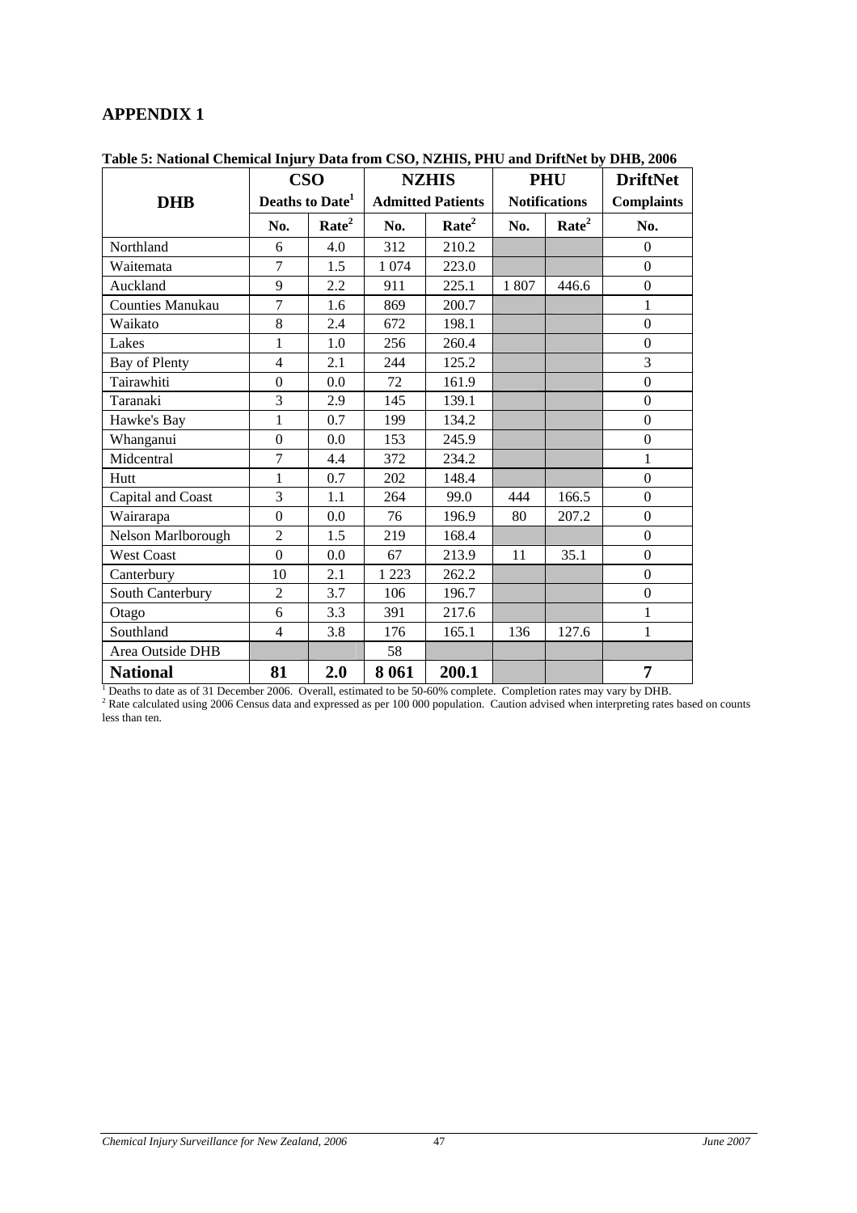# APPENDIX 1

**Table 5: National Chemical Injury Data from CSO, NZHIS, PHU and DriftNet by DHB, 2006**

| DHB | CSO Deaths to Date[1] | | NZHIS Admitted Patients | | PHU Notifications | | DriftNet Complaints |
|---|---|---|---|---|---|---|---|
| | No. | Rate[2] | No. | Rate[2] | No. | Rate[2] | No. |
| Northland | 6 | 4.0 | 312 | 210.2 | | | 0 |
| Waitemata | 7 | 1.5 | 1 074 | 223.0 | | | 0 |
| Auckland | 9 | 2.2 | 911 | 225.1 | 1 807 | 446.6 | 0 |
| Counties Manukau | 7 | 1.6 | 869 | 200.7 | | | 1 |
| Waikato | 8 | 2.4 | 672 | 198.1 | | | 0 |
| Lakes | 1 | 1.0 | 256 | 260.4 | | | 0 |
| Bay of Plenty | 4 | 2.1 | 244 | 125.2 | | | 3 |
| Tairawhiti | 0 | 0.0 | 72 | 161.9 | | | 0 |
| Taranaki | 3 | 2.9 | 145 | 139.1 | | | 0 |
| Hawke's Bay | 1 | 0.7 | 199 | 134.2 | | | 0 |
| Whanganui | 0 | 0.0 | 153 | 245.9 | | | 0 |
| Midcentral | 7 | 4.4 | 372 | 234.2 | | | 1 |
| Hutt | 1 | 0.7 | 202 | 148.4 | | | 0 |
| Capital and Coast | 3 | 1.1 | 264 | 99.0 | 444 | 166.5 | 0 |
| Wairarapa | 0 | 0.0 | 76 | 196.9 | 80 | 207.2 | 0 |
| Nelson Marlborough | 2 | 1.5 | 219 | 168.4 | | | 0 |
| West Coast | 0 | 0.0 | 67 | 213.9 | 11 | 35.1 | 0 |
| Canterbury | 10 | 2.1 | 1 223 | 262.2 | | | 0 |
| South Canterbury | 2 | 3.7 | 106 | 196.7 | | | 0 |
| Otago | 6 | 3.3 | 391 | 217.6 | | | 1 |
| Southland | 4 | 3.8 | 176 | 165.1 | 136 | 127.6 | 1 |
| Area Outside DHB | | | 58 | | | | |
| **National** | **81** | **2.0** | **8 061** | **200.1** | | | **7** |

[1] Deaths to date as of 31 December 2006. Overall, estimated to be 50-60% complete. Completion rates may vary by DHB.
[2] Rate calculated using 2006 Census data and expressed as per 100 000 population. Caution advised when interpreting rates based on counts less than ten.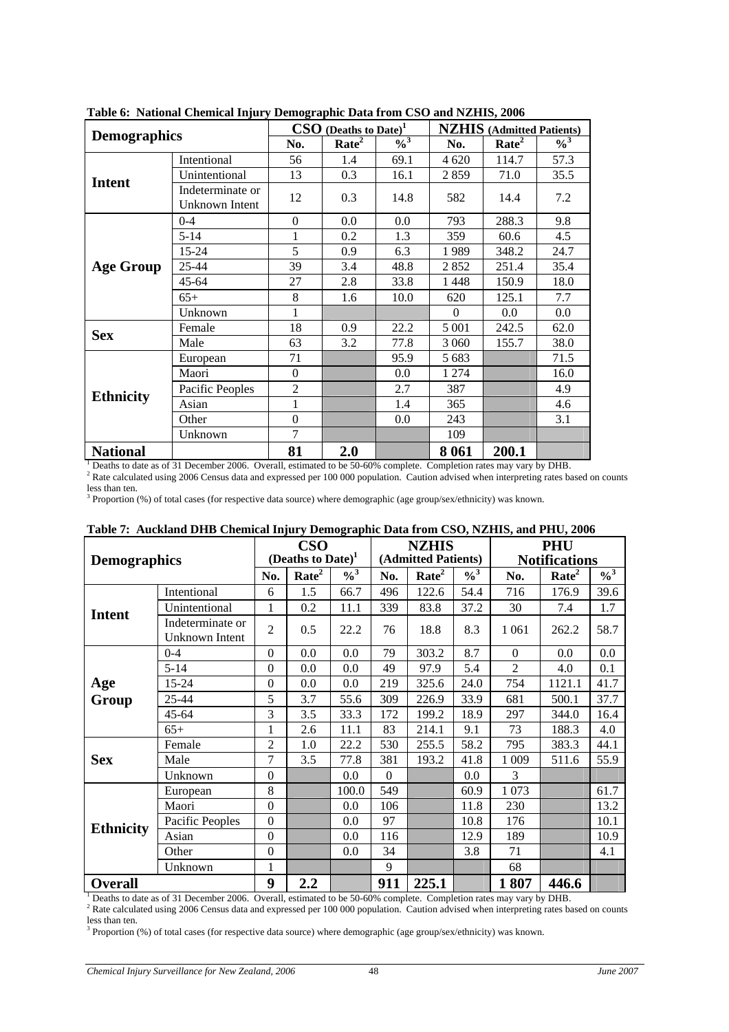**Table 6: National Chemical Injury Demographic Data from CSO and NZHIS, 2006**

| Demographics | | CSO (Deaths to Date)[1] | | | NZHIS (Admitted Patients) | | |
|---|---|---|---|---|---|---|---|
| | | No. | Rate[2] | %[3] | No. | Rate[2] | %[3] |
| **Intent** | Intentional | 56 | 1.4 | 69.1 | 4 620 | 114.7 | 57.3 |
| | Unintentional | 13 | 0.3 | 16.1 | 2 859 | 71.0 | 35.5 |
| | Indeterminate or Unknown Intent | 12 | 0.3 | 14.8 | 582 | 14.4 | 7.2 |
| **Age Group** | 0-4 | 0 | 0.0 | 0.0 | 793 | 288.3 | 9.8 |
| | 5-14 | 1 | 0.2 | 1.3 | 359 | 60.6 | 4.5 |
| | 15-24 | 5 | 0.9 | 6.3 | 1 989 | 348.2 | 24.7 |
| | 25-44 | 39 | 3.4 | 48.8 | 2 852 | 251.4 | 35.4 |
| | 45-64 | 27 | 2.8 | 33.8 | 1 448 | 150.9 | 18.0 |
| | 65+ | 8 | 1.6 | 10.0 | 620 | 125.1 | 7.7 |
| | Unknown | 1 | | | 0 | 0.0 | 0.0 |
| **Sex** | Female | 18 | 0.9 | 22.2 | 5 001 | 242.5 | 62.0 |
| | Male | 63 | 3.2 | 77.8 | 3 060 | 155.7 | 38.0 |
| **Ethnicity** | European | 71 | | 95.9 | 5 683 | | 71.5 |
| | Maori | 0 | | 0.0 | 1 274 | | 16.0 |
| | Pacific Peoples | 2 | | 2.7 | 387 | | 4.9 |
| | Asian | 1 | | 1.4 | 365 | | 4.6 |
| | Other | 0 | | 0.0 | 243 | | 3.1 |
| | Unknown | 7 | | | 109 | | |
| **National** | | **81** | **2.0** | | **8 061** | **200.1** | |

[1] Deaths to date as of 31 December 2006. Overall, estimated to be 50-60% complete. Completion rates may vary by DHB.
[2] Rate calculated using 2006 Census data and expressed per 100 000 population. Caution advised when interpreting rates based on counts less than ten.
[3] Proportion (%) of total cases (for respective data source) where demographic (age group/sex/ethnicity) was known.

**Table 7: Auckland DHB Chemical Injury Demographic Data from CSO, NZHIS, and PHU, 2006**

| Demographics | | CSO (Deaths to Date)[1] | | | NZHIS (Admitted Patients) | | | PHU Notifications | | |
|---|---|---|---|---|---|---|---|---|---|---|
| | | No. | Rate[2] | %[3] | No. | Rate[2] | %[3] | No. | Rate[2] | %[3] |
| **Intent** | Intentional | 6 | 1.5 | 66.7 | 496 | 122.6 | 54.4 | 716 | 176.9 | 39.6 |
| | Unintentional | 1 | 0.2 | 11.1 | 339 | 83.8 | 37.2 | 30 | 7.4 | 1.7 |
| | Indeterminate or Unknown Intent | 2 | 0.5 | 22.2 | 76 | 18.8 | 8.3 | 1 061 | 262.2 | 58.7 |
| **Age Group** | 0-4 | 0 | 0.0 | 0.0 | 79 | 303.2 | 8.7 | 0 | 0.0 | 0.0 |
| | 5-14 | 0 | 0.0 | 0.0 | 49 | 97.9 | 5.4 | 2 | 4.0 | 0.1 |
| | 15-24 | 0 | 0.0 | 0.0 | 219 | 325.6 | 24.0 | 754 | 1121.1 | 41.7 |
| | 25-44 | 5 | 3.7 | 55.6 | 309 | 226.9 | 33.9 | 681 | 500.1 | 37.7 |
| | 45-64 | 3 | 3.5 | 33.3 | 172 | 199.2 | 18.9 | 297 | 344.0 | 16.4 |
| | 65+ | 1 | 2.6 | 11.1 | 83 | 214.1 | 9.1 | 73 | 188.3 | 4.0 |
| **Sex** | Female | 2 | 1.0 | 22.2 | 530 | 255.5 | 58.2 | 795 | 383.3 | 44.1 |
| | Male | 7 | 3.5 | 77.8 | 381 | 193.2 | 41.8 | 1 009 | 511.6 | 55.9 |
| | Unknown | 0 | | 0.0 | 0 | | 0.0 | 3 | | |
| **Ethnicity** | European | 8 | | 100.0 | 549 | | 60.9 | 1 073 | | 61.7 |
| | Maori | 0 | | 0.0 | 106 | | 11.8 | 230 | | 13.2 |
| | Pacific Peoples | 0 | | 0.0 | 97 | | 10.8 | 176 | | 10.1 |
| | Asian | 0 | | 0.0 | 116 | | 12.9 | 189 | | 10.9 |
| | Other | 0 | | 0.0 | 34 | | 3.8 | 71 | | 4.1 |
| | Unknown | 1 | | | 9 | | | 68 | | |
| **Overall** | | **9** | **2.2** | | **911** | **225.1** | | **1 807** | **446.6** | |

[1] Deaths to date as of 31 December 2006. Overall, estimated to be 50-60% complete. Completion rates may vary by DHB.
[2] Rate calculated using 2006 Census data and expressed per 100 000 population. Caution advised when interpreting rates based on counts less than ten.
[3] Proportion (%) of total cases (for respective data source) where demographic (age group/sex/ethnicity) was known.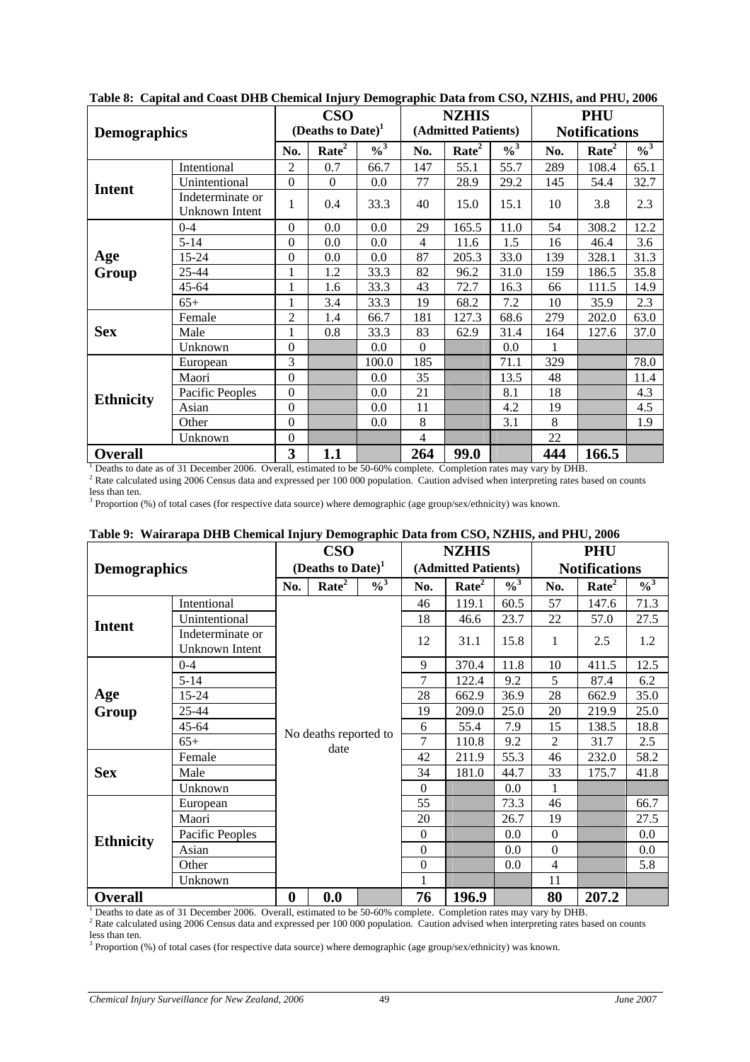**Table 8: Capital and Coast DHB Chemical Injury Demographic Data from CSO, NZHIS, and PHU, 2006**

| Demographics | | CSO (Deaths to Date)[1] | | | NZHIS (Admitted Patients) | | | PHU Notifications | | |
|---|---|---|---|---|---|---|---|---|---|---|
| | | No. | Rate[2] | %[3] | No. | Rate[2] | %[3] | No. | Rate[2] | %[3] |
| **Intent** | Intentional | 2 | 0.7 | 66.7 | 147 | 55.1 | 55.7 | 289 | 108.4 | 65.1 |
| | Unintentional | 0 | 0 | 0.0 | 77 | 28.9 | 29.2 | 145 | 54.4 | 32.7 |
| | Indeterminate or Unknown Intent | 1 | 0.4 | 33.3 | 40 | 15.0 | 15.1 | 10 | 3.8 | 2.3 |
| **Age Group** | 0-4 | 0 | 0.0 | 0.0 | 29 | 165.5 | 11.0 | 54 | 308.2 | 12.2 |
| | 5-14 | 0 | 0.0 | 0.0 | 4 | 11.6 | 1.5 | 16 | 46.4 | 3.6 |
| | 15-24 | 0 | 0.0 | 0.0 | 87 | 205.3 | 33.0 | 139 | 328.1 | 31.3 |
| | 25-44 | 1 | 1.2 | 33.3 | 82 | 96.2 | 31.0 | 159 | 186.5 | 35.8 |
| | 45-64 | 1 | 1.6 | 33.3 | 43 | 72.7 | 16.3 | 66 | 111.5 | 14.9 |
| | 65+ | 1 | 3.4 | 33.3 | 19 | 68.2 | 7.2 | 10 | 35.9 | 2.3 |
| **Sex** | Female | 2 | 1.4 | 66.7 | 181 | 127.3 | 68.6 | 279 | 202.0 | 63.0 |
| | Male | 1 | 0.8 | 33.3 | 83 | 62.9 | 31.4 | 164 | 127.6 | 37.0 |
| | Unknown | 0 | | 0.0 | 0 | | 0.0 | 1 | | |
| **Ethnicity** | European | 3 | | 100.0 | 185 | | 71.1 | 329 | | 78.0 |
| | Maori | 0 | | 0.0 | 35 | | 13.5 | 48 | | 11.4 |
| | Pacific Peoples | 0 | | 0.0 | 21 | | 8.1 | 18 | | 4.3 |
| | Asian | 0 | | 0.0 | 11 | | 4.2 | 19 | | 4.5 |
| | Other | 0 | | 0.0 | 8 | | 3.1 | 8 | | 1.9 |
| | Unknown | 0 | | | 4 | | | 22 | | |
| **Overall** | | **3** | **1.1** | | **264** | **99.0** | | **444** | **166.5** | |

[1] Deaths to date as of 31 December 2006. Overall, estimated to be 50-60% complete. Completion rates may vary by DHB.
[2] Rate calculated using 2006 Census data and expressed per 100 000 population. Caution advised when interpreting rates based on counts less than ten.
[3] Proportion (%) of total cases (for respective data source) where demographic (age group/sex/ethnicity) was known.

**Table 9: Wairarapa DHB Chemical Injury Demographic Data from CSO, NZHIS, and PHU, 2006**

| Demographics | | CSO (Deaths to Date)[1] | | | NZHIS (Admitted Patients) | | | PHU Notifications | | |
|---|---|---|---|---|---|---|---|---|---|---|
| | | No. | Rate[2] | %[3] | No. | Rate[2] | %[3] | No. | Rate[2] | %[3] |
| **Intent** | Intentional | No deaths reported to date | | | 46 | 119.1 | 60.5 | 57 | 147.6 | 71.3 |
| | Unintentional | | | | 18 | 46.6 | 23.7 | 22 | 57.0 | 27.5 |
| | Indeterminate or Unknown Intent | | | | 12 | 31.1 | 15.8 | 1 | 2.5 | 1.2 |
| **Age Group** | 0-4 | | | | 9 | 370.4 | 11.8 | 10 | 411.5 | 12.5 |
| | 5-14 | | | | 7 | 122.4 | 9.2 | 5 | 87.4 | 6.2 |
| | 15-24 | | | | 28 | 662.9 | 36.9 | 28 | 662.9 | 35.0 |
| | 25-44 | | | | 19 | 209.0 | 25.0 | 20 | 219.9 | 25.0 |
| | 45-64 | | | | 6 | 55.4 | 7.9 | 15 | 138.5 | 18.8 |
| | 65+ | | | | 7 | 110.8 | 9.2 | 2 | 31.7 | 2.5 |
| **Sex** | Female | | | | 42 | 211.9 | 55.3 | 46 | 232.0 | 58.2 |
| | Male | | | | 34 | 181.0 | 44.7 | 33 | 175.7 | 41.8 |
| | Unknown | | | | 0 | | 0.0 | 1 | | |
| **Ethnicity** | European | | | | 55 | | 73.3 | 46 | | 66.7 |
| | Maori | | | | 20 | | 26.7 | 19 | | 27.5 |
| | Pacific Peoples | | | | 0 | | 0.0 | 0 | | 0.0 |
| | Asian | | | | 0 | | 0.0 | 0 | | 0.0 |
| | Other | | | | 0 | | 0.0 | 4 | | 5.8 |
| | Unknown | | | | 1 | | | 11 | | |
| **Overall** | | **0** | **0.0** | | **76** | **196.9** | | **80** | **207.2** | |

[1] Deaths to date as of 31 December 2006. Overall, estimated to be 50-60% complete. Completion rates may vary by DHB.
[2] Rate calculated using 2006 Census data and expressed per 100 000 population. Caution advised when interpreting rates based on counts less than ten.
[3] Proportion (%) of total cases (for respective data source) where demographic (age group/sex/ethnicity) was known.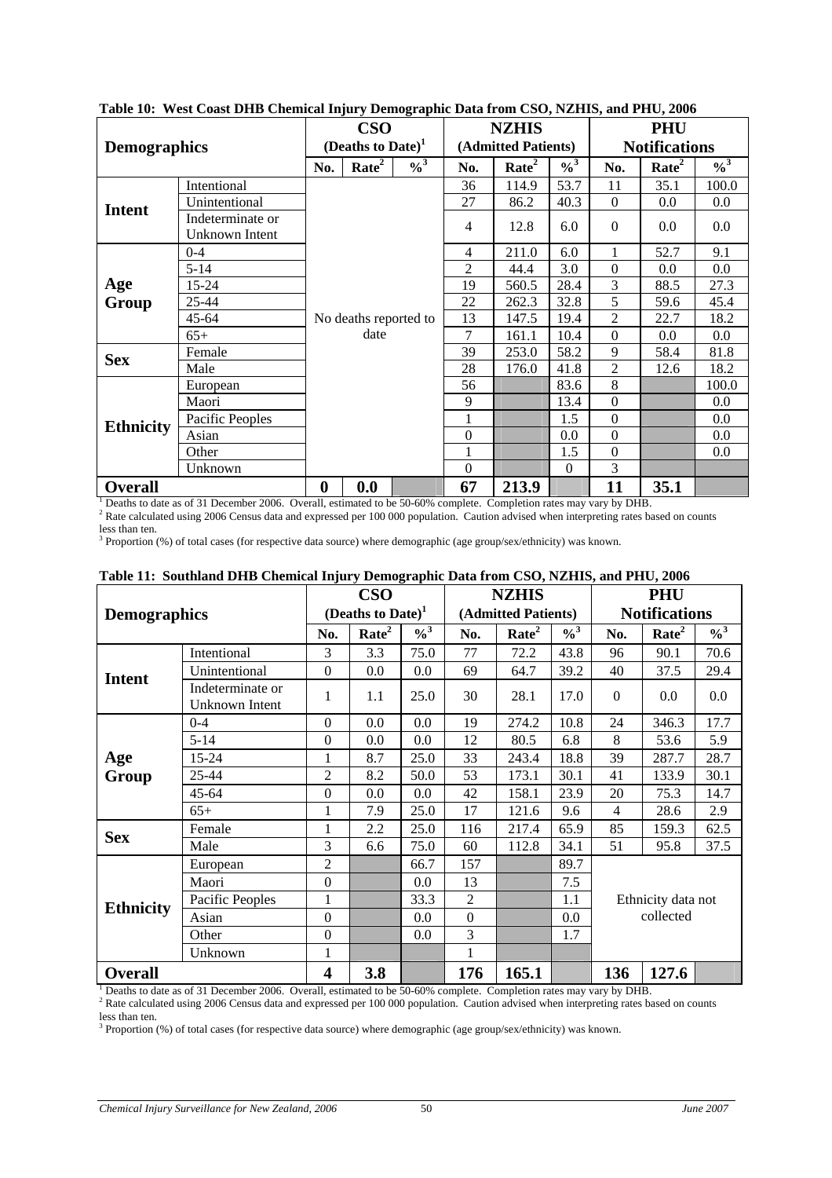**Table 10: West Coast DHB Chemical Injury Demographic Data from CSO, NZHIS, and PHU, 2006**

| Demographics | | CSO (Deaths to Date)[1] | | | NZHIS (Admitted Patients) | | | PHU Notifications | | |
|---|---|---|---|---|---|---|---|---|---|---|
| | | No. | Rate[2] | %[3] | No. | Rate[2] | %[3] | No. | Rate[2] | %[3] |
| **Intent** | Intentional | No deaths reported to date | | | 36 | 114.9 | 53.7 | 11 | 35.1 | 100.0 |
| | Unintentional | | | | 27 | 86.2 | 40.3 | 0 | 0.0 | 0.0 |
| | Indeterminate or Unknown Intent | | | | 4 | 12.8 | 6.0 | 0 | 0.0 | 0.0 |
| **Age Group** | 0-4 | | | | 4 | 211.0 | 6.0 | 1 | 52.7 | 9.1 |
| | 5-14 | | | | 2 | 44.4 | 3.0 | 0 | 0.0 | 0.0 |
| | 15-24 | | | | 19 | 560.5 | 28.4 | 3 | 88.5 | 27.3 |
| | 25-44 | | | | 22 | 262.3 | 32.8 | 5 | 59.6 | 45.4 |
| | 45-64 | | | | 13 | 147.5 | 19.4 | 2 | 22.7 | 18.2 |
| | 65+ | | | | 7 | 161.1 | 10.4 | 0 | 0.0 | 0.0 |
| **Sex** | Female | | | | 39 | 253.0 | 58.2 | 9 | 58.4 | 81.8 |
| | Male | | | | 28 | 176.0 | 41.8 | 2 | 12.6 | 18.2 |
| **Ethnicity** | European | | | | 56 | | 83.6 | 8 | | 100.0 |
| | Maori | | | | 9 | | 13.4 | 0 | | 0.0 |
| | Pacific Peoples | | | | 1 | | 1.5 | 0 | | 0.0 |
| | Asian | | | | 0 | | 0.0 | 0 | | 0.0 |
| | Other | | | | 1 | | 1.5 | 0 | | 0.0 |
| | Unknown | | | | 0 | | 0 | 3 | | |
| **Overall** | | **0** | **0.0** | | **67** | **213.9** | | **11** | **35.1** | |

[1] Deaths to date as of 31 December 2006. Overall, estimated to be 50-60% complete. Completion rates may vary by DHB.
[2] Rate calculated using 2006 Census data and expressed per 100 000 population. Caution advised when interpreting rates based on counts less than ten.
[3] Proportion (%) of total cases (for respective data source) where demographic (age group/sex/ethnicity) was known.

**Table 11: Southland DHB Chemical Injury Demographic Data from CSO, NZHIS, and PHU, 2006**

| Demographics | | CSO (Deaths to Date)[1] | | | NZHIS (Admitted Patients) | | | PHU Notifications | | |
|---|---|---|---|---|---|---|---|---|---|---|
| | | No. | Rate[2] | %[3] | No. | Rate[2] | %[3] | No. | Rate[2] | %[3] |
| **Intent** | Intentional | 3 | 3.3 | 75.0 | 77 | 72.2 | 43.8 | 96 | 90.1 | 70.6 |
| | Unintentional | 0 | 0.0 | 0.0 | 69 | 64.7 | 39.2 | 40 | 37.5 | 29.4 |
| | Indeterminate or Unknown Intent | 1 | 1.1 | 25.0 | 30 | 28.1 | 17.0 | 0 | 0.0 | 0.0 |
| **Age Group** | 0-4 | 0 | 0.0 | 0.0 | 19 | 274.2 | 10.8 | 24 | 346.3 | 17.7 |
| | 5-14 | 0 | 0.0 | 0.0 | 12 | 80.5 | 6.8 | 8 | 53.6 | 5.9 |
| | 15-24 | 1 | 8.7 | 25.0 | 33 | 243.4 | 18.8 | 39 | 287.7 | 28.7 |
| | 25-44 | 2 | 8.2 | 50.0 | 53 | 173.1 | 30.1 | 41 | 133.9 | 30.1 |
| | 45-64 | 0 | 0.0 | 0.0 | 42 | 158.1 | 23.9 | 20 | 75.3 | 14.7 |
| | 65+ | 1 | 7.9 | 25.0 | 17 | 121.6 | 9.6 | 4 | 28.6 | 2.9 |
| **Sex** | Female | 1 | 2.2 | 25.0 | 116 | 217.4 | 65.9 | 85 | 159.3 | 62.5 |
| | Male | 3 | 6.6 | 75.0 | 60 | 112.8 | 34.1 | 51 | 95.8 | 37.5 |
| **Ethnicity** | European | 2 | | 66.7 | 157 | | 89.7 | Ethnicity data not collected | | |
| | Maori | 0 | | 0.0 | 13 | | 7.5 | | | |
| | Pacific Peoples | 1 | | 33.3 | 2 | | 1.1 | | | |
| | Asian | 0 | | 0.0 | 0 | | 0.0 | | | |
| | Other | 0 | | 0.0 | 3 | | 1.7 | | | |
| | Unknown | 1 | | | 1 | | | | | |
| **Overall** | | **4** | **3.8** | | **176** | **165.1** | | **136** | **127.6** | |

[1] Deaths to date as of 31 December 2006. Overall, estimated to be 50-60% complete. Completion rates may vary by DHB.
[2] Rate calculated using 2006 Census data and expressed per 100 000 population. Caution advised when interpreting rates based on counts less than ten.
[3] Proportion (%) of total cases (for respective data source) where demographic (age group/sex/ethnicity) was known.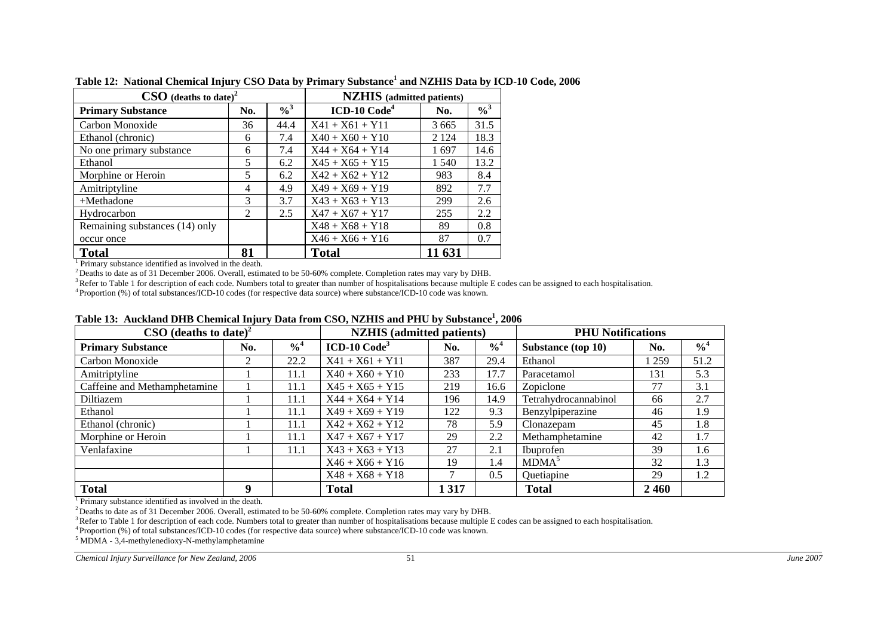**Table 12: National Chemical Injury CSO Data by Primary Substance[1] and NZHIS Data by ICD-10 Code, 2006**

| CSO (deaths to date)[2] | | | NZHIS (admitted patients) | | |
|---|---|---|---|---|---|
| **Primary Substance** | **No.** | **%[3]** | **ICD-10 Code[4]** | **No.** | **%[3]** |
| Carbon Monoxide | 36 | 44.4 | X41 + X61 + Y11 | 3 665 | 31.5 |
| Ethanol (chronic) | 6 | 7.4 | X40 + X60 + Y10 | 2 124 | 18.3 |
| No one primary substance | 6 | 7.4 | X44 + X64 + Y14 | 1 697 | 14.6 |
| Ethanol | 5 | 6.2 | X45 + X65 + Y15 | 1 540 | 13.2 |
| Morphine or Heroin | 5 | 6.2 | X42 + X62 + Y12 | 983 | 8.4 |
| Amitriptyline | 4 | 4.9 | X49 + X69 + Y19 | 892 | 7.7 |
| +Methadone | 3 | 3.7 | X43 + X63 + Y13 | 299 | 2.6 |
| Hydrocarbon | 2 | 2.5 | X47 + X67 + Y17 | 255 | 2.2 |
| Remaining substances (14) only occur once | | | X48 + X68 + Y18 | 89 | 0.8 |
| | | | X46 + X66 + Y16 | 87 | 0.7 |
| **Total** | **81** | | **Total** | **11 631** | |

[1] Primary substance identified as involved in the death.
[2] Deaths to date as of 31 December 2006. Overall, estimated to be 50-60% complete. Completion rates may vary by DHB.
[3] Refer to Table 1 for description of each code. Numbers total to greater than number of hospitalisations because multiple E codes can be assigned to each hospitalisation.
[4] Proportion (%) of total substances/ICD-10 codes (for respective data source) where substance/ICD-10 code was known.

**Table 13: Auckland DHB Chemical Injury Data from CSO, NZHIS and PHU by Substance[1], 2006**

| CSO (deaths to date)[2] | | | NZHIS (admitted patients) | | | PHU Notifications | | |
|---|---|---|---|---|---|---|---|---|
| **Primary Substance** | **No.** | **%[4]** | **ICD-10 Code[3]** | **No.** | **%[4]** | **Substance (top 10)** | **No.** | **%[4]** |
| Carbon Monoxide | 2 | 22.2 | X41 + X61 + Y11 | 387 | 29.4 | Ethanol | 1 259 | 51.2 |
| Amitriptyline | 1 | 11.1 | X40 + X60 + Y10 | 233 | 17.7 | Paracetamol | 131 | 5.3 |
| Caffeine and Methamphetamine | 1 | 11.1 | X45 + X65 + Y15 | 219 | 16.6 | Zopiclone | 77 | 3.1 |
| Diltiazem | 1 | 11.1 | X44 + X64 + Y14 | 196 | 14.9 | Tetrahydrocannabinol | 66 | 2.7 |
| Ethanol | 1 | 11.1 | X49 + X69 + Y19 | 122 | 9.3 | Benzylpiperazine | 46 | 1.9 |
| Ethanol (chronic) | 1 | 11.1 | X42 + X62 + Y12 | 78 | 5.9 | Clonazepam | 45 | 1.8 |
| Morphine or Heroin | 1 | 11.1 | X47 + X67 + Y17 | 29 | 2.2 | Methamphetamine | 42 | 1.7 |
| Venlafaxine | 1 | 11.1 | X43 + X63 + Y13 | 27 | 2.1 | Ibuprofen | 39 | 1.6 |
| | | | X46 + X66 + Y16 | 19 | 1.4 | MDMA[5] | 32 | 1.3 |
| | | | X48 + X68 + Y18 | 7 | 0.5 | Quetiapine | 29 | 1.2 |
| **Total** | **9** | | **Total** | **1 317** | | **Total** | **2 460** | |

[1] Primary substance identified as involved in the death.
[2] Deaths to date as of 31 December 2006. Overall, estimated to be 50-60% complete. Completion rates may vary by DHB.
[3] Refer to Table 1 for description of each code. Numbers total to greater than number of hospitalisations because multiple E codes can be assigned to each hospitalisation.
[4] Proportion (%) of total substances/ICD-10 codes (for respective data source) where substance/ICD-10 code was known.
[5] MDMA - 3,4-methylenedioxy-N-methylamphetamine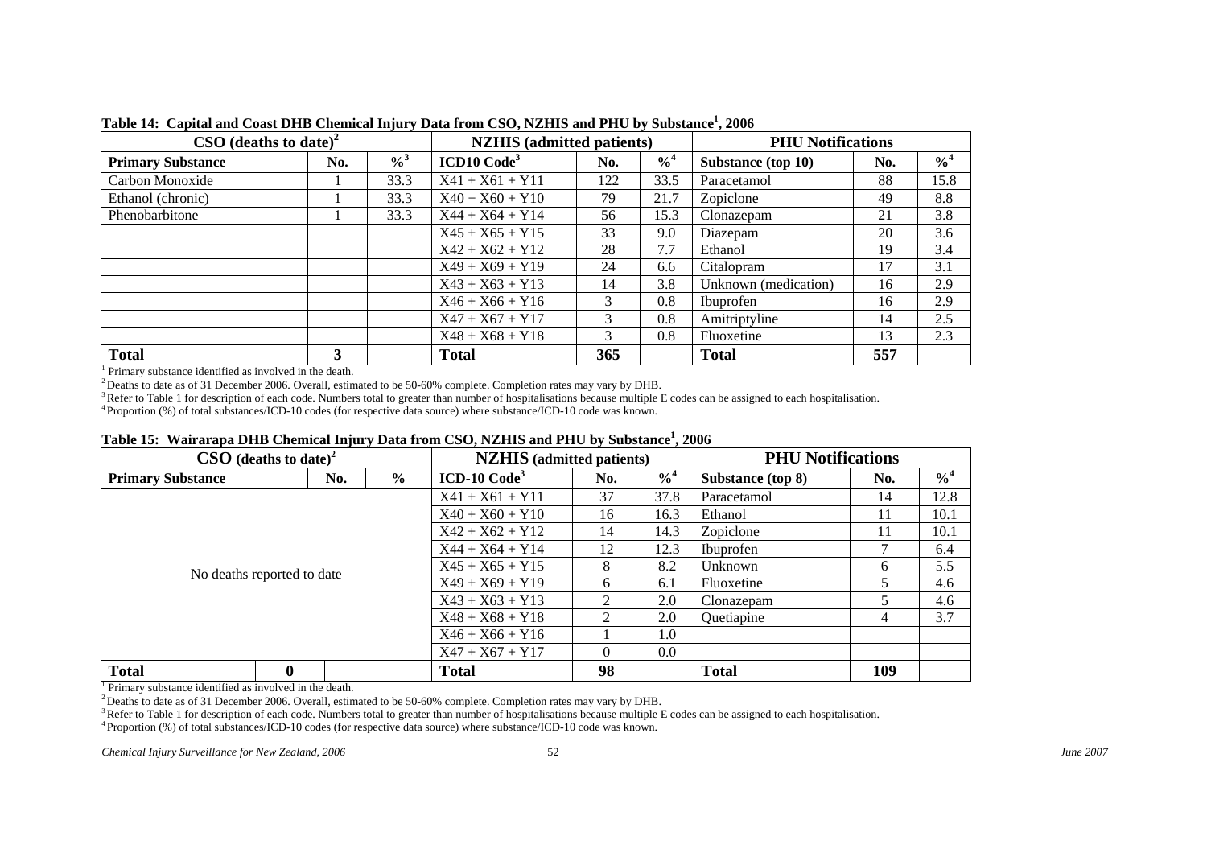**Table 14: Capital and Coast DHB Chemical Injury Data from CSO, NZHIS and PHU by Substance[1], 2006**

| CSO (deaths to date)[2] | | | NZHIS (admitted patients) | | | PHU Notifications | | |
|---|---|---|---|---|---|---|---|---|
| **Primary Substance** | **No.** | **%[3]** | **ICD10 Code[3]** | **No.** | **%[4]** | **Substance (top 10)** | **No.** | **%[4]** |
| Carbon Monoxide | 1 | 33.3 | X41 + X61 + Y11 | 122 | 33.5 | Paracetamol | 88 | 15.8 |
| Ethanol (chronic) | 1 | 33.3 | X40 + X60 + Y10 | 79 | 21.7 | Zopiclone | 49 | 8.8 |
| Phenobarbitone | 1 | 33.3 | X44 + X64 + Y14 | 56 | 15.3 | Clonazepam | 21 | 3.8 |
| | | | X45 + X65 + Y15 | 33 | 9.0 | Diazepam | 20 | 3.6 |
| | | | X42 + X62 + Y12 | 28 | 7.7 | Ethanol | 19 | 3.4 |
| | | | X49 + X69 + Y19 | 24 | 6.6 | Citalopram | 17 | 3.1 |
| | | | X43 + X63 + Y13 | 14 | 3.8 | Unknown (medication) | 16 | 2.9 |
| | | | X46 + X66 + Y16 | 3 | 0.8 | Ibuprofen | 16 | 2.9 |
| | | | X47 + X67 + Y17 | 3 | 0.8 | Amitriptyline | 14 | 2.5 |
| | | | X48 + X68 + Y18 | 3 | 0.8 | Fluoxetine | 13 | 2.3 |
| **Total** | **3** | | **Total** | **365** | | **Total** | **557** | |

[1] Primary substance identified as involved in the death.
[2] Deaths to date as of 31 December 2006. Overall, estimated to be 50-60% complete. Completion rates may vary by DHB.
[3] Refer to Table 1 for description of each code. Numbers total to greater than number of hospitalisations because multiple E codes can be assigned to each hospitalisation.
[4] Proportion (%) of total substances/ICD-10 codes (for respective data source) where substance/ICD-10 code was known.

**Table 15: Wairarapa DHB Chemical Injury Data from CSO, NZHIS and PHU by Substance[1], 2006**

| CSO (deaths to date)[2] | | | NZHIS (admitted patients) | | | PHU Notifications | | |
|---|---|---|---|---|---|---|---|---|
| **Primary Substance** | **No.** | **%** | **ICD-10 Code[3]** | **No.** | **%[4]** | **Substance (top 8)** | **No.** | **%[4]** |
| No deaths reported to date | | | X41 + X61 + Y11 | 37 | 37.8 | Paracetamol | 14 | 12.8 |
| | | | X40 + X60 + Y10 | 16 | 16.3 | Ethanol | 11 | 10.1 |
| | | | X42 + X62 + Y12 | 14 | 14.3 | Zopiclone | 11 | 10.1 |
| | | | X44 + X64 + Y14 | 12 | 12.3 | Ibuprofen | 7 | 6.4 |
| | | | X45 + X65 + Y15 | 8 | 8.2 | Unknown | 6 | 5.5 |
| | | | X49 + X69 + Y19 | 6 | 6.1 | Fluoxetine | 5 | 4.6 |
| | | | X43 + X63 + Y13 | 2 | 2.0 | Clonazepam | 5 | 4.6 |
| | | | X48 + X68 + Y18 | 2 | 2.0 | Quetiapine | 4 | 3.7 |
| | | | X46 + X66 + Y16 | 1 | 1.0 | | | |
| | | | X47 + X67 + Y17 | 0 | 0.0 | | | |
| **Total** | **0** | | **Total** | **98** | | **Total** | **109** | |

[1] Primary substance identified as involved in the death.
[2] Deaths to date as of 31 December 2006. Overall, estimated to be 50-60% complete. Completion rates may vary by DHB.
[3] Refer to Table 1 for description of each code. Numbers total to greater than number of hospitalisations because multiple E codes can be assigned to each hospitalisation.
[4] Proportion (%) of total substances/ICD-10 codes (for respective data source) where substance/ICD-10 code was known.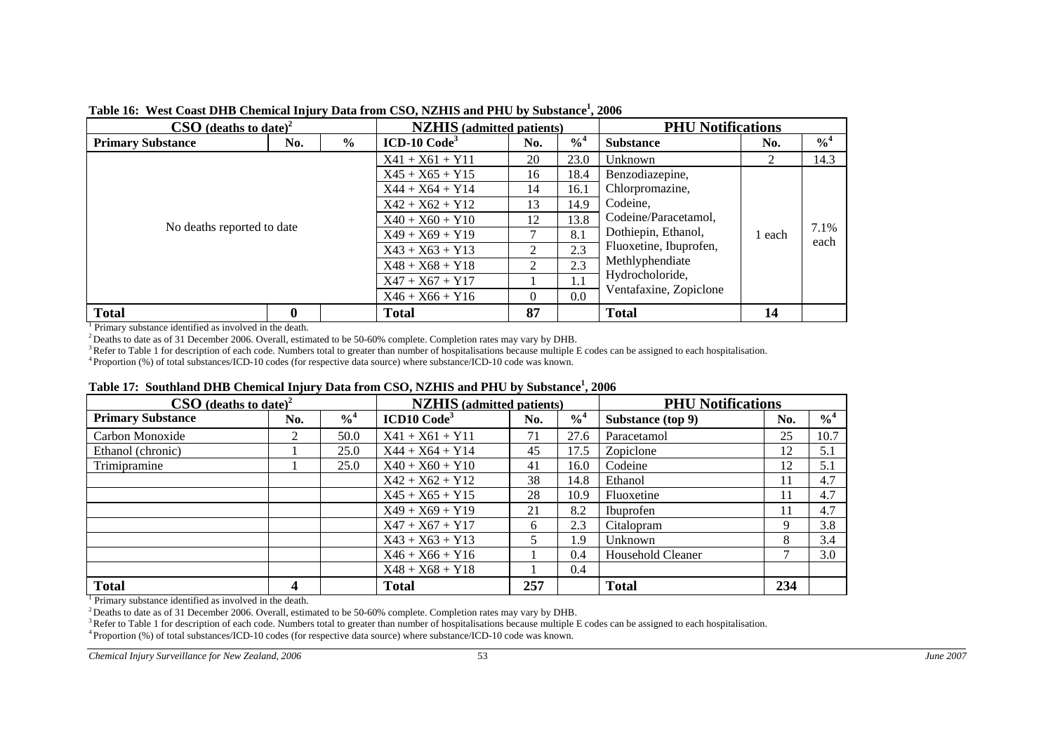**Table 16: West Coast DHB Chemical Injury Data from CSO, NZHIS and PHU by Substance[1], 2006**

| CSO (deaths to date)[2] | | | NZHIS (admitted patients) | | | PHU Notifications | | |
|---|---|---|---|---|---|---|---|---|
| **Primary Substance** | **No.** | **%** | **ICD-10 Code[3]** | **No.** | **%[4]** | **Substance** | **No.** | **%[4]** |
| No deaths reported to date | | | X41 + X61 + Y11 | 20 | 23.0 | Unknown | 2 | 14.3 |
| | | | X45 + X65 + Y15 | 16 | 18.4 | Benzodiazepine, Chlorpromazine, Codeine, Codeine/Paracetamol, Dothiepin, Ethanol, Fluoxetine, Ibuprofen, Methlyphendiate Hydrocholoride, Ventafaxine, Zopiclone | 1 each | 7.1% each |
| | | | X44 + X64 + Y14 | 14 | 16.1 | | | |
| | | | X42 + X62 + Y12 | 13 | 14.9 | | | |
| | | | X40 + X60 + Y10 | 12 | 13.8 | | | |
| | | | X49 + X69 + Y19 | 7 | 8.1 | | | |
| | | | X43 + X63 + Y13 | 2 | 2.3 | | | |
| | | | X48 + X68 + Y18 | 2 | 2.3 | | | |
| | | | X47 + X67 + Y17 | 1 | 1.1 | | | |
| | | | X46 + X66 + Y16 | 0 | 0.0 | | | |
| **Total** | **0** | | **Total** | **87** | | **Total** | **14** | |

[1] Primary substance identified as involved in the death.
[2] Deaths to date as of 31 December 2006. Overall, estimated to be 50-60% complete. Completion rates may vary by DHB.
[3] Refer to Table 1 for description of each code. Numbers total to greater than number of hospitalisations because multiple E codes can be assigned to each hospitalisation.
[4] Proportion (%) of total substances/ICD-10 codes (for respective data source) where substance/ICD-10 code was known.

**Table 17: Southland DHB Chemical Injury Data from CSO, NZHIS and PHU by Substance[1], 2006**

| CSO (deaths to date)[2] | | | NZHIS (admitted patients) | | | PHU Notifications | | |
|---|---|---|---|---|---|---|---|---|
| **Primary Substance** | **No.** | **%[4]** | **ICD10 Code[3]** | **No.** | **%[4]** | **Substance (top 9)** | **No.** | **%[4]** |
| Carbon Monoxide | 2 | 50.0 | X41 + X61 + Y11 | 71 | 27.6 | Paracetamol | 25 | 10.7 |
| Ethanol (chronic) | 1 | 25.0 | X44 + X64 + Y14 | 45 | 17.5 | Zopiclone | 12 | 5.1 |
| Trimipramine | 1 | 25.0 | X40 + X60 + Y10 | 41 | 16.0 | Codeine | 12 | 5.1 |
| | | | X42 + X62 + Y12 | 38 | 14.8 | Ethanol | 11 | 4.7 |
| | | | X45 + X65 + Y15 | 28 | 10.9 | Fluoxetine | 11 | 4.7 |
| | | | X49 + X69 + Y19 | 21 | 8.2 | Ibuprofen | 11 | 4.7 |
| | | | X47 + X67 + Y17 | 6 | 2.3 | Citalopram | 9 | 3.8 |
| | | | X43 + X63 + Y13 | 5 | 1.9 | Unknown | 8 | 3.4 |
| | | | X46 + X66 + Y16 | 1 | 0.4 | Household Cleaner | 7 | 3.0 |
| | | | X48 + X68 + Y18 | 1 | 0.4 | | | |
| **Total** | **4** | | **Total** | **257** | | **Total** | **234** | |

[1] Primary substance identified as involved in the death.
[2] Deaths to date as of 31 December 2006. Overall, estimated to be 50-60% complete. Completion rates may vary by DHB.
[3] Refer to Table 1 for description of each code. Numbers total to greater than number of hospitalisations because multiple E codes can be assigned to each hospitalisation.
[4] Proportion (%) of total substances/ICD-10 codes (for respective data source) where substance/ICD-10 code was known.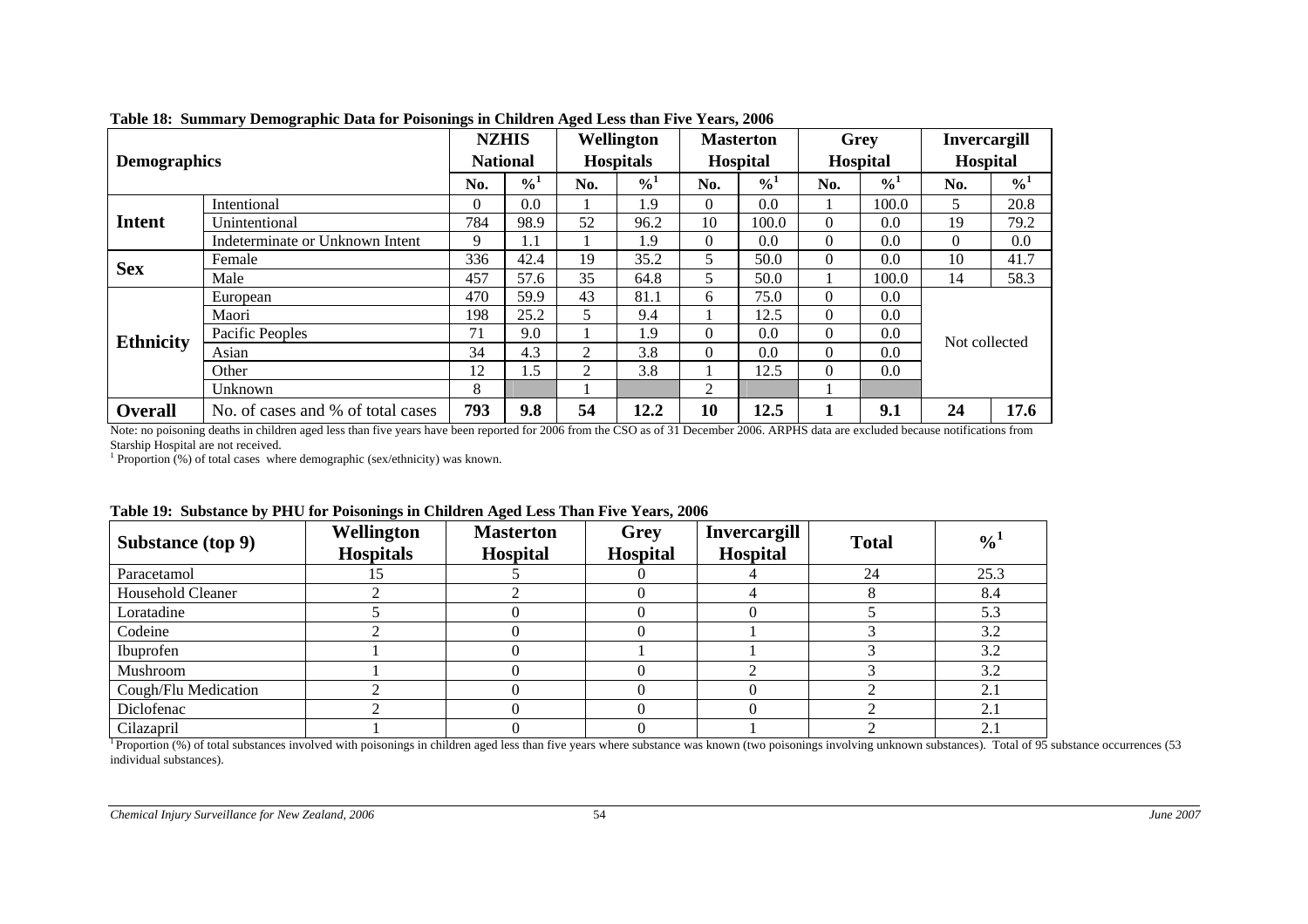**Table 18: Summary Demographic Data for Poisonings in Children Aged Less than Five Years, 2006**

| Demographics | | NZHIS National | | Wellington Hospitals | | Masterton Hospital | | Grey Hospital | | Invercargill Hospital | |
|---|---|---|---|---|---|---|---|---|---|---|---|
| | | No. | %[1] | No. | %[1] | No. | %[1] | No. | %[1] | No. | %[1] |
| **Intent** | Intentional | 0 | 0.0 | 1 | 1.9 | 0 | 0.0 | 1 | 100.0 | 5 | 20.8 |
| | Unintentional | 784 | 98.9 | 52 | 96.2 | 10 | 100.0 | 0 | 0.0 | 19 | 79.2 |
| | Indeterminate or Unknown Intent | 9 | 1.1 | 1 | 1.9 | 0 | 0.0 | 0 | 0.0 | 0 | 0.0 |
| **Sex** | Female | 336 | 42.4 | 19 | 35.2 | 5 | 50.0 | 0 | 0.0 | 10 | 41.7 |
| | Male | 457 | 57.6 | 35 | 64.8 | 5 | 50.0 | 1 | 100.0 | 14 | 58.3 |
| **Ethnicity** | European | 470 | 59.9 | 43 | 81.1 | 6 | 75.0 | 0 | 0.0 | Not collected | |
| | Maori | 198 | 25.2 | 5 | 9.4 | 1 | 12.5 | 0 | 0.0 | | |
| | Pacific Peoples | 71 | 9.0 | 1 | 1.9 | 0 | 0.0 | 0 | 0.0 | | |
| | Asian | 34 | 4.3 | 2 | 3.8 | 0 | 0.0 | 0 | 0.0 | | |
| | Other | 12 | 1.5 | 2 | 3.8 | 1 | 12.5 | 0 | 0.0 | | |
| | Unknown | 8 | | 1 | | 2 | | 1 | | | |
| **Overall** | No. of cases and % of total cases | **793** | **9.8** | **54** | **12.2** | **10** | **12.5** | **1** | **9.1** | **24** | **17.6** |

Note: no poisoning deaths in children aged less than five years have been reported for 2006 from the CSO as of 31 December 2006. ARPHS data are excluded because notifications from Starship Hospital are not received.
[1] Proportion (%) of total cases where demographic (sex/ethnicity) was known.

**Table 19: Substance by PHU for Poisonings in Children Aged Less Than Five Years, 2006**

| Substance (top 9) | Wellington Hospitals | Masterton Hospital | Grey Hospital | Invercargill Hospital | Total | %[1] |
|---|---|---|---|---|---|---|
| Paracetamol | 15 | 5 | 0 | 4 | 24 | 25.3 |
| Household Cleaner | 2 | 2 | 0 | 4 | 8 | 8.4 |
| Loratadine | 5 | 0 | 0 | 0 | 5 | 5.3 |
| Codeine | 2 | 0 | 0 | 1 | 3 | 3.2 |
| Ibuprofen | 1 | 0 | 1 | 1 | 3 | 3.2 |
| Mushroom | 1 | 0 | 0 | 2 | 3 | 3.2 |
| Cough/Flu Medication | 2 | 0 | 0 | 0 | 2 | 2.1 |
| Diclofenac | 2 | 0 | 0 | 0 | 2 | 2.1 |
| Cilazapril | 1 | 0 | 0 | 1 | 2 | 2.1 |

[1] Proportion (%) of total substances involved with poisonings in children aged less than five years where substance was known (two poisonings involving unknown substances). Total of 95 substance occurrences (53 individual substances).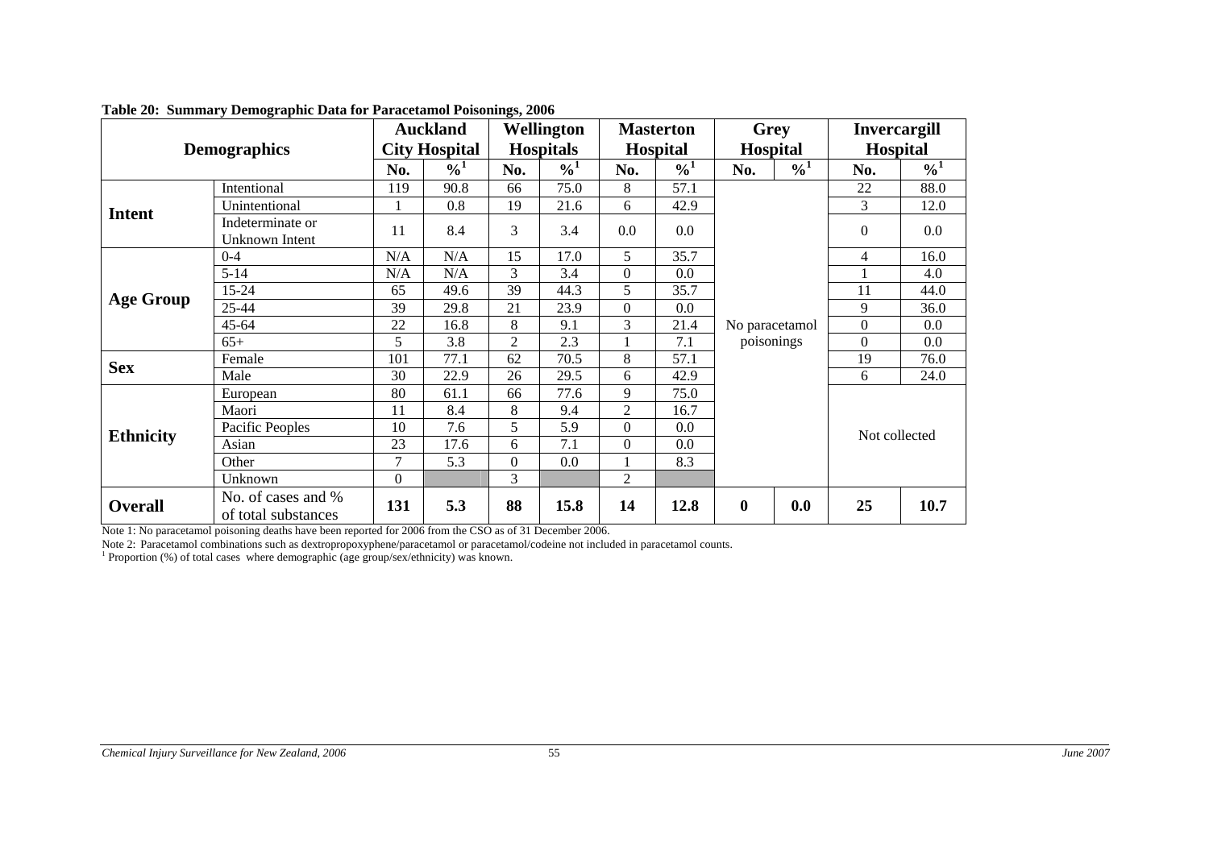**Table 20: Summary Demographic Data for Paracetamol Poisonings, 2006**

| Demographics | | Auckland City Hospital | | Wellington Hospitals | | Masterton Hospital | | Grey Hospital | | Invercargill Hospital | |
|---|---|---|---|---|---|---|---|---|---|---|---|
| | | No. | %[1] | No. | %[1] | No. | %[1] | No. | %[1] | No. | %[1] |
| **Intent** | Intentional | 119 | 90.8 | 66 | 75.0 | 8 | 57.1 | No paracetamol poisonings | | 22 | 88.0 |
| | Unintentional | 1 | 0.8 | 19 | 21.6 | 6 | 42.9 | | | 3 | 12.0 |
| | Indeterminate or Unknown Intent | 11 | 8.4 | 3 | 3.4 | 0.0 | 0.0 | | | 0 | 0.0 |
| **Age Group** | 0-4 | N/A | N/A | 15 | 17.0 | 5 | 35.7 | | | 4 | 16.0 |
| | 5-14 | N/A | N/A | 3 | 3.4 | 0 | 0.0 | | | 1 | 4.0 |
| | 15-24 | 65 | 49.6 | 39 | 44.3 | 5 | 35.7 | | | 11 | 44.0 |
| | 25-44 | 39 | 29.8 | 21 | 23.9 | 0 | 0.0 | | | 9 | 36.0 |
| | 45-64 | 22 | 16.8 | 8 | 9.1 | 3 | 21.4 | | | 0 | 0.0 |
| | 65+ | 5 | 3.8 | 2 | 2.3 | 1 | 7.1 | | | 0 | 0.0 |
| **Sex** | Female | 101 | 77.1 | 62 | 70.5 | 8 | 57.1 | | | 19 | 76.0 |
| | Male | 30 | 22.9 | 26 | 29.5 | 6 | 42.9 | | | 6 | 24.0 |
| **Ethnicity** | European | 80 | 61.1 | 66 | 77.6 | 9 | 75.0 | | | Not collected | |
| | Maori | 11 | 8.4 | 8 | 9.4 | 2 | 16.7 | | | | |
| | Pacific Peoples | 10 | 7.6 | 5 | 5.9 | 0 | 0.0 | | | | |
| | Asian | 23 | 17.6 | 6 | 7.1 | 0 | 0.0 | | | | |
| | Other | 7 | 5.3 | 0 | 0.0 | 1 | 8.3 | | | | |
| | Unknown | 0 | | 3 | | 2 | | | | | |
| **Overall** | No. of cases and % of total substances | **131** | **5.3** | **88** | **15.8** | **14** | **12.8** | **0** | **0.0** | **25** | **10.7** |

Note 1: No paracetamol poisoning deaths have been reported for 2006 from the CSO as of 31 December 2006.

Note 2: Paracetamol combinations such as dextropropoxyphene/paracetamol or paracetamol/codeine not included in paracetamol counts.

[1] Proportion (%) of total cases where demographic (age group/sex/ethnicity) was known.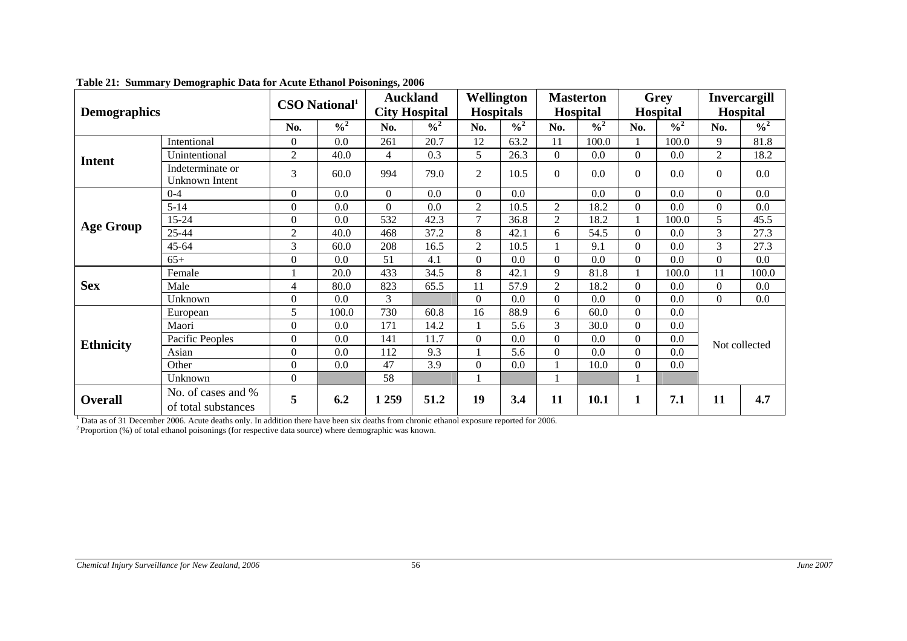**Table 21: Summary Demographic Data for Acute Ethanol Poisonings, 2006**

| Demographics | | CSO National[1] | | Auckland City Hospital | | Wellington Hospitals | | Masterton Hospital | | Grey Hospital | | Invercargill Hospital | |
|---|---|---|---|---|---|---|---|---|---|---|---|---|---|
| | | No. | %[2] | No. | %[2] | No. | %[2] | No. | %[2] | No. | %[2] | No. | %[2] |
| **Intent** | Intentional | 0 | 0.0 | 261 | 20.7 | 12 | 63.2 | 11 | 100.0 | 1 | 100.0 | 9 | 81.8 |
| | Unintentional | 2 | 40.0 | 4 | 0.3 | 5 | 26.3 | 0 | 0.0 | 0 | 0.0 | 2 | 18.2 |
| | Indeterminate or Unknown Intent | 3 | 60.0 | 994 | 79.0 | 2 | 10.5 | 0 | 0.0 | 0 | 0.0 | 0 | 0.0 |
| **Age Group** | 0-4 | 0 | 0.0 | 0 | 0.0 | 0 | 0.0 | | 0.0 | 0 | 0.0 | 0 | 0.0 |
| | 5-14 | 0 | 0.0 | 0 | 0.0 | 2 | 10.5 | 2 | 18.2 | 0 | 0.0 | 0 | 0.0 |
| | 15-24 | 0 | 0.0 | 532 | 42.3 | 7 | 36.8 | 2 | 18.2 | 1 | 100.0 | 5 | 45.5 |
| | 25-44 | 2 | 40.0 | 468 | 37.2 | 8 | 42.1 | 6 | 54.5 | 0 | 0.0 | 3 | 27.3 |
| | 45-64 | 3 | 60.0 | 208 | 16.5 | 2 | 10.5 | 1 | 9.1 | 0 | 0.0 | 3 | 27.3 |
| | 65+ | 0 | 0.0 | 51 | 4.1 | 0 | 0.0 | 0 | 0.0 | 0 | 0.0 | 0 | 0.0 |
| **Sex** | Female | 1 | 20.0 | 433 | 34.5 | 8 | 42.1 | 9 | 81.8 | 1 | 100.0 | 11 | 100.0 |
| | Male | 4 | 80.0 | 823 | 65.5 | 11 | 57.9 | 2 | 18.2 | 0 | 0.0 | 0 | 0.0 |
| | Unknown | 0 | 0.0 | 3 | | 0 | 0.0 | 0 | 0.0 | 0 | 0.0 | 0 | 0.0 |
| **Ethnicity** | European | 5 | 100.0 | 730 | 60.8 | 16 | 88.9 | 6 | 60.0 | 0 | 0.0 | Not collected | |
| | Maori | 0 | 0.0 | 171 | 14.2 | 1 | 5.6 | 3 | 30.0 | 0 | 0.0 | | |
| | Pacific Peoples | 0 | 0.0 | 141 | 11.7 | 0 | 0.0 | 0 | 0.0 | 0 | 0.0 | | |
| | Asian | 0 | 0.0 | 112 | 9.3 | 1 | 5.6 | 0 | 0.0 | 0 | 0.0 | | |
| | Other | 0 | 0.0 | 47 | 3.9 | 0 | 0.0 | 1 | 10.0 | 0 | 0.0 | | |
| | Unknown | 0 | | 58 | | 1 | | 1 | | 1 | | | |
| **Overall** | No. of cases and % of total substances | **5** | **6.2** | **1 259** | **51.2** | **19** | **3.4** | **11** | **10.1** | **1** | **7.1** | **11** | **4.7** |

[1] Data as of 31 December 2006. Acute deaths only. In addition there have been six deaths from chronic ethanol exposure reported for 2006.
[2] Proportion (%) of total ethanol poisonings (for respective data source) where demographic was known.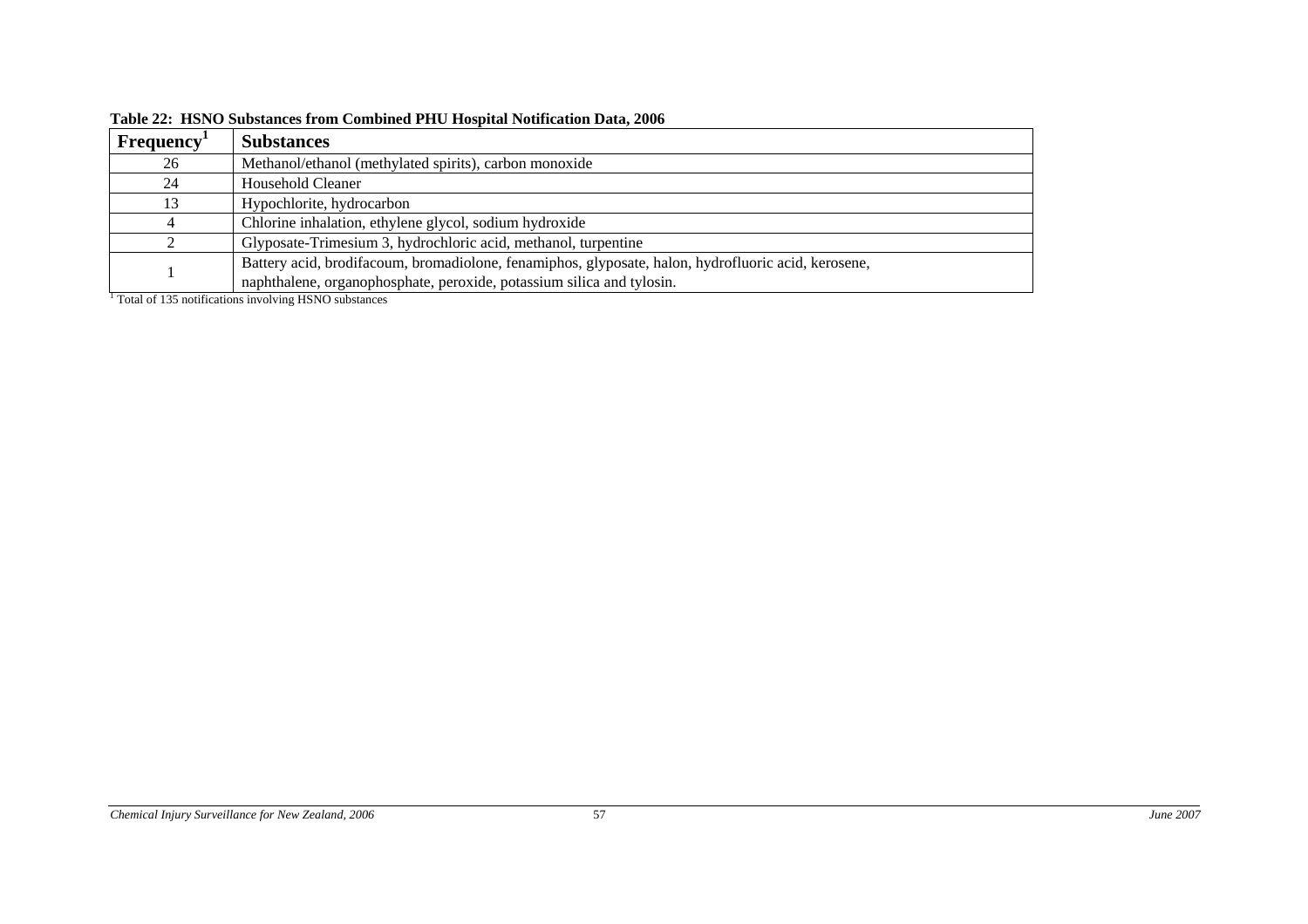**Table 22: HSNO Substances from Combined PHU Hospital Notification Data, 2006**

| Frequency[1] | Substances |
|---|---|
| 26 | Methanol/ethanol (methylated spirits), carbon monoxide |
| 24 | Household Cleaner |
| 13 | Hypochlorite, hydrocarbon |
| 4 | Chlorine inhalation, ethylene glycol, sodium hydroxide |
| 2 | Glyposate-Trimesium 3, hydrochloric acid, methanol, turpentine |
| 1 | Battery acid, brodifacoum, bromadiolone, fenamiphos, glyposate, halon, hydrofluoric acid, kerosene, naphthalene, organophosphate, peroxide, potassium silica and tylosin. |

[1] Total of 135 notifications involving HSNO substances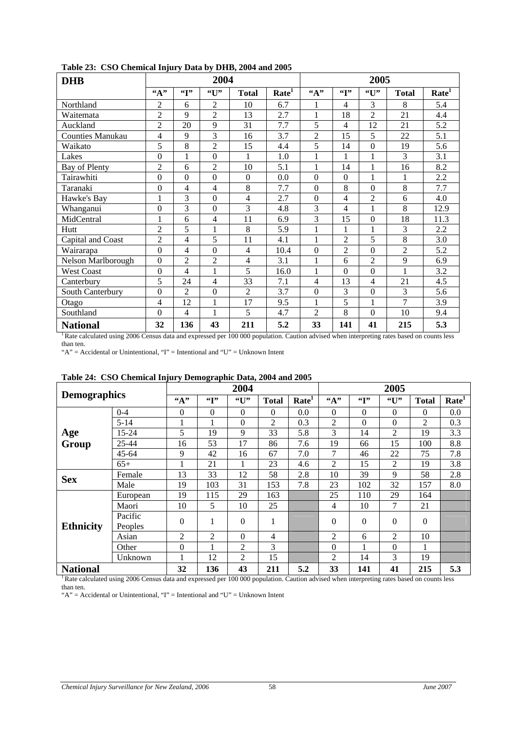**Table 23: CSO Chemical Injury Data by DHB, 2004 and 2005**

| DHB | 2004 | | | | | 2005 | | | | |
|---|---|---|---|---|---|---|---|---|---|---|
| | "A" | "I" | "U" | Total | Rate[1] | "A" | "I" | "U" | Total | Rate[1] |
| Northland | 2 | 6 | 2 | 10 | 6.7 | 1 | 4 | 3 | 8 | 5.4 |
| Waitemata | 2 | 9 | 2 | 13 | 2.7 | 1 | 18 | 2 | 21 | 4.4 |
| Auckland | 2 | 20 | 9 | 31 | 7.7 | 5 | 4 | 12 | 21 | 5.2 |
| Counties Manukau | 4 | 9 | 3 | 16 | 3.7 | 2 | 15 | 5 | 22 | 5.1 |
| Waikato | 5 | 8 | 2 | 15 | 4.4 | 5 | 14 | 0 | 19 | 5.6 |
| Lakes | 0 | 1 | 0 | 1 | 1.0 | 1 | 1 | 1 | 3 | 3.1 |
| Bay of Plenty | 2 | 6 | 2 | 10 | 5.1 | 1 | 14 | 1 | 16 | 8.2 |
| Tairawhiti | 0 | 0 | 0 | 0 | 0.0 | 0 | 0 | 1 | 1 | 2.2 |
| Taranaki | 0 | 4 | 4 | 8 | 7.7 | 0 | 8 | 0 | 8 | 7.7 |
| Hawke's Bay | 1 | 3 | 0 | 4 | 2.7 | 0 | 4 | 2 | 6 | 4.0 |
| Whanganui | 0 | 3 | 0 | 3 | 4.8 | 3 | 4 | 1 | 8 | 12.9 |
| MidCentral | 1 | 6 | 4 | 11 | 6.9 | 3 | 15 | 0 | 18 | 11.3 |
| Hutt | 2 | 5 | 1 | 8 | 5.9 | 1 | 1 | 1 | 3 | 2.2 |
| Capital and Coast | 2 | 4 | 5 | 11 | 4.1 | 1 | 2 | 5 | 8 | 3.0 |
| Wairarapa | 0 | 4 | 0 | 4 | 10.4 | 0 | 2 | 0 | 2 | 5.2 |
| Nelson Marlborough | 0 | 2 | 2 | 4 | 3.1 | 1 | 6 | 2 | 9 | 6.9 |
| West Coast | 0 | 4 | 1 | 5 | 16.0 | 1 | 0 | 0 | 1 | 3.2 |
| Canterbury | 5 | 24 | 4 | 33 | 7.1 | 4 | 13 | 4 | 21 | 4.5 |
| South Canterbury | 0 | 2 | 0 | 2 | 3.7 | 0 | 3 | 0 | 3 | 5.6 |
| Otago | 4 | 12 | 1 | 17 | 9.5 | 1 | 5 | 1 | 7 | 3.9 |
| Southland | 0 | 4 | 1 | 5 | 4.7 | 2 | 8 | 0 | 10 | 9.4 |
| **National** | **32** | **136** | **43** | **211** | **5.2** | **33** | **141** | **41** | **215** | **5.3** |

[1] Rate calculated using 2006 Census data and expressed per 100 000 population. Caution advised when interpreting rates based on counts less than ten.

"A" = Accidental or Unintentional, "I" = Intentional and "U" = Unknown Intent

**Table 24: CSO Chemical Injury Demographic Data, 2004 and 2005**

| Demographics | | 2004 | | | | | 2005 | | | | |
|---|---|---|---|---|---|---|---|---|---|---|---|
| | | "A" | "I" | "U" | Total | Rate[1] | "A" | "I" | "U" | Total | Rate[1] |
| **Age Group** | 0-4 | 0 | 0 | 0 | 0 | 0.0 | 0 | 0 | 0 | 0 | 0.0 |
| | 5-14 | 1 | 1 | 0 | 2 | 0.3 | 2 | 0 | 0 | 2 | 0.3 |
| | 15-24 | 5 | 19 | 9 | 33 | 5.8 | 3 | 14 | 2 | 19 | 3.3 |
| | 25-44 | 16 | 53 | 17 | 86 | 7.6 | 19 | 66 | 15 | 100 | 8.8 |
| | 45-64 | 9 | 42 | 16 | 67 | 7.0 | 7 | 46 | 22 | 75 | 7.8 |
| | 65+ | 1 | 21 | 1 | 23 | 4.6 | 2 | 15 | 2 | 19 | 3.8 |
| **Sex** | Female | 13 | 33 | 12 | 58 | 2.8 | 10 | 39 | 9 | 58 | 2.8 |
| | Male | 19 | 103 | 31 | 153 | 7.8 | 23 | 102 | 32 | 157 | 8.0 |
| **Ethnicity** | European | 19 | 115 | 29 | 163 | | 25 | 110 | 29 | 164 | |
| | Maori | 10 | 5 | 10 | 25 | | 4 | 10 | 7 | 21 | |
| | Pacific Peoples | 0 | 1 | 0 | 1 | | 0 | 0 | 0 | 0 | |
| | Asian | 2 | 2 | 0 | 4 | | 2 | 6 | 2 | 10 | |
| | Other | 0 | 1 | 2 | 3 | | 0 | 1 | 0 | 1 | |
| | Unknown | 1 | 12 | 2 | 15 | | 2 | 14 | 3 | 19 | |
| **National** | | **32** | **136** | **43** | **211** | **5.2** | **33** | **141** | **41** | **215** | **5.3** |

[1] Rate calculated using 2006 Census data and expressed per 100 000 population. Caution advised when interpreting rates based on counts less than ten.

"A" = Accidental or Unintentional, "I" = Intentional and "U" = Unknown Intent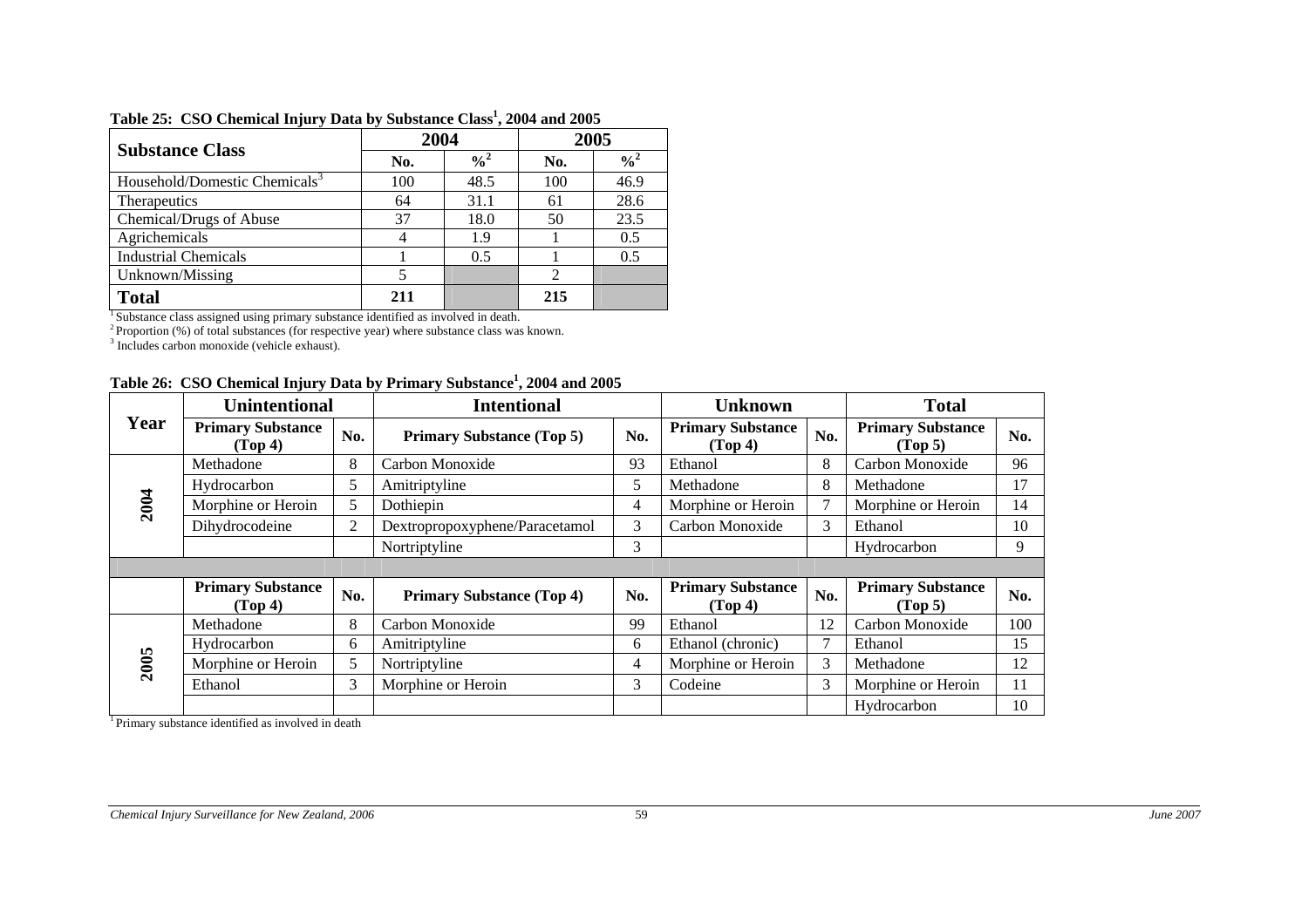**Table 25: CSO Chemical Injury Data by Substance Class[1], 2004 and 2005**

| Substance Class | 2004 | | 2005 | |
|---|---|---|---|---|
| | No. | %[2] | No. | %[2] |
| Household/Domestic Chemicals[3] | 100 | 48.5 | 100 | 46.9 |
| Therapeutics | 64 | 31.1 | 61 | 28.6 |
| Chemical/Drugs of Abuse | 37 | 18.0 | 50 | 23.5 |
| Agrichemicals | 4 | 1.9 | 1 | 0.5 |
| Industrial Chemicals | 1 | 0.5 | 1 | 0.5 |
| Unknown/Missing | 5 | | 2 | |
| **Total** | **211** | | **215** | |

[1] Substance class assigned using primary substance identified as involved in death.
[2] Proportion (%) of total substances (for respective year) where substance class was known.
[3] Includes carbon monoxide (vehicle exhaust).

**Table 26: CSO Chemical Injury Data by Primary Substance[1], 2004 and 2005**

| Year | Unintentional | | Intentional | | Unknown | | Total | |
|---|---|---|---|---|---|---|---|---|
| | Primary Substance (Top 4) | No. | Primary Substance (Top 5) | No. | Primary Substance (Top 4) | No. | Primary Substance (Top 5) | No. |
| 2004 | Methadone | 8 | Carbon Monoxide | 93 | Ethanol | 8 | Carbon Monoxide | 96 |
| | Hydrocarbon | 5 | Amitriptyline | 5 | Methadone | 8 | Methadone | 17 |
| | Morphine or Heroin | 5 | Dothiepin | 4 | Morphine or Heroin | 7 | Morphine or Heroin | 14 |
| | Dihydrocodeine | 2 | Dextropropoxyphene/Paracetamol | 3 | Carbon Monoxide | 3 | Ethanol | 10 |
| | | | Nortriptyline | 3 | | | Hydrocarbon | 9 |
| | Primary Substance (Top 4) | No. | Primary Substance (Top 4) | No. | Primary Substance (Top 4) | No. | Primary Substance (Top 5) | No. |
| 2005 | Methadone | 8 | Carbon Monoxide | 99 | Ethanol | 12 | Carbon Monoxide | 100 |
| | Hydrocarbon | 6 | Amitriptyline | 6 | Ethanol (chronic) | 7 | Ethanol | 15 |
| | Morphine or Heroin | 5 | Nortriptyline | 4 | Morphine or Heroin | 3 | Methadone | 12 |
| | Ethanol | 3 | Morphine or Heroin | 3 | Codeine | 3 | Morphine or Heroin | 11 |
| | | | | | | | Hydrocarbon | 10 |

[1] Primary substance identified as involved in death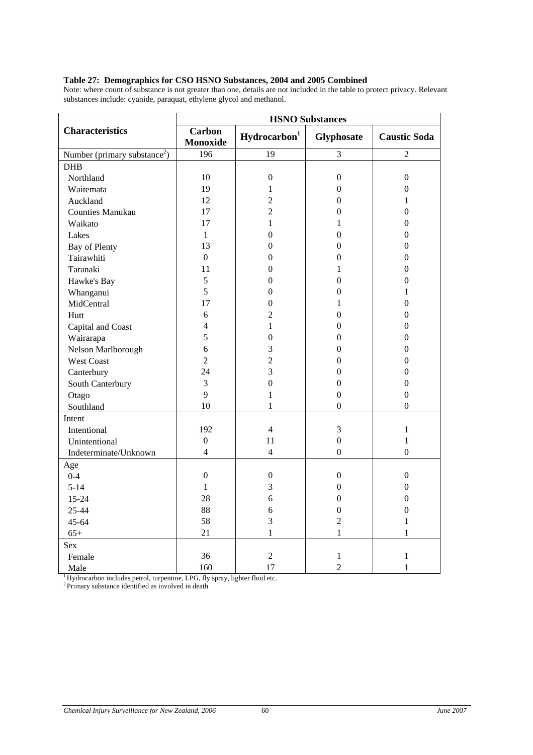**Table 27: Demographics for CSO HSNO Substances, 2004 and 2005 Combined**

Note: where count of substance is not greater than one, details are not included in the table to protect privacy. Relevant substances include: cyanide, paraquat, ethylene glycol and methanol.

| Characteristics | HSNO Substances | | | |
|---|---|---|---|---|
| | Carbon Monoxide | Hydrocarbon[1] | Glyphosate | Caustic Soda |
| Number (primary substance[2]) | 196 | 19 | 3 | 2 |
| DHB | | | | |
| Northland | 10 | 0 | 0 | 0 |
| Waitemata | 19 | 1 | 0 | 0 |
| Auckland | 12 | 2 | 0 | 1 |
| Counties Manukau | 17 | 2 | 0 | 0 |
| Waikato | 17 | 1 | 1 | 0 |
| Lakes | 1 | 0 | 0 | 0 |
| Bay of Plenty | 13 | 0 | 0 | 0 |
| Tairawhiti | 0 | 0 | 0 | 0 |
| Taranaki | 11 | 0 | 1 | 0 |
| Hawke's Bay | 5 | 0 | 0 | 0 |
| Whanganui | 5 | 0 | 0 | 1 |
| MidCentral | 17 | 0 | 1 | 0 |
| Hutt | 6 | 2 | 0 | 0 |
| Capital and Coast | 4 | 1 | 0 | 0 |
| Wairarapa | 5 | 0 | 0 | 0 |
| Nelson Marlborough | 6 | 3 | 0 | 0 |
| West Coast | 2 | 2 | 0 | 0 |
| Canterbury | 24 | 3 | 0 | 0 |
| South Canterbury | 3 | 0 | 0 | 0 |
| Otago | 9 | 1 | 0 | 0 |
| Southland | 10 | 1 | 0 | 0 |
| Intent | | | | |
| Intentional | 192 | 4 | 3 | 1 |
| Unintentional | 0 | 11 | 0 | 1 |
| Indeterminate/Unknown | 4 | 4 | 0 | 0 |
| Age | | | | |
| 0-4 | 0 | 0 | 0 | 0 |
| 5-14 | 1 | 3 | 0 | 0 |
| 15-24 | 28 | 6 | 0 | 0 |
| 25-44 | 88 | 6 | 0 | 0 |
| 45-64 | 58 | 3 | 2 | 1 |
| 65+ | 21 | 1 | 1 | 1 |
| Sex | | | | |
| Female | 36 | 2 | 1 | 1 |
| Male | 160 | 17 | 2 | 1 |

[1] Hydrocarbon includes petrol, turpentine, LPG, fly spray, lighter fluid etc.
[2] Primary substance identified as involved in death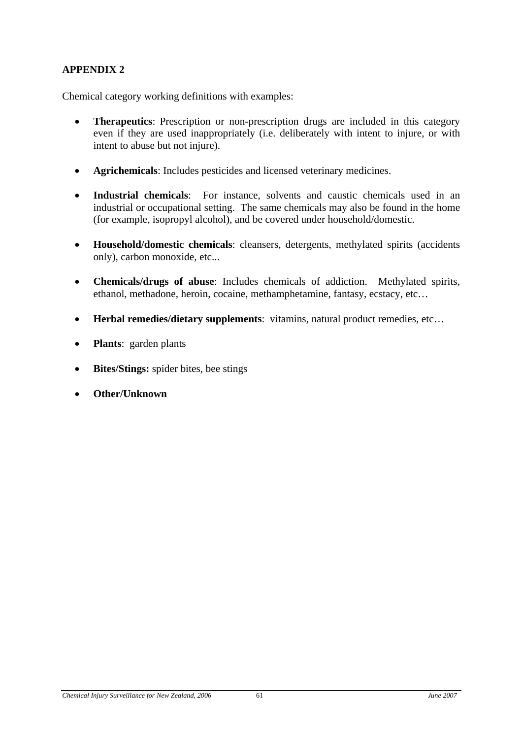## APPENDIX 2

Chemical category working definitions with examples:

- **Therapeutics**: Prescription or non-prescription drugs are included in this category even if they are used inappropriately (i.e. deliberately with intent to injure, or with intent to abuse but not injure).
- **Agrichemicals**: Includes pesticides and licensed veterinary medicines.
- **Industrial chemicals**: For instance, solvents and caustic chemicals used in an industrial or occupational setting. The same chemicals may also be found in the home (for example, isopropyl alcohol), and be covered under household/domestic.
- **Household/domestic chemicals**: cleansers, detergents, methylated spirits (accidents only), carbon monoxide, etc...
- **Chemicals/drugs of abuse**: Includes chemicals of addiction. Methylated spirits, ethanol, methadone, heroin, cocaine, methamphetamine, fantasy, ecstacy, etc…
- **Herbal remedies/dietary supplements**: vitamins, natural product remedies, etc…
- **Plants**: garden plants
- **Bites/Stings:** spider bites, bee stings
- **Other/Unknown**